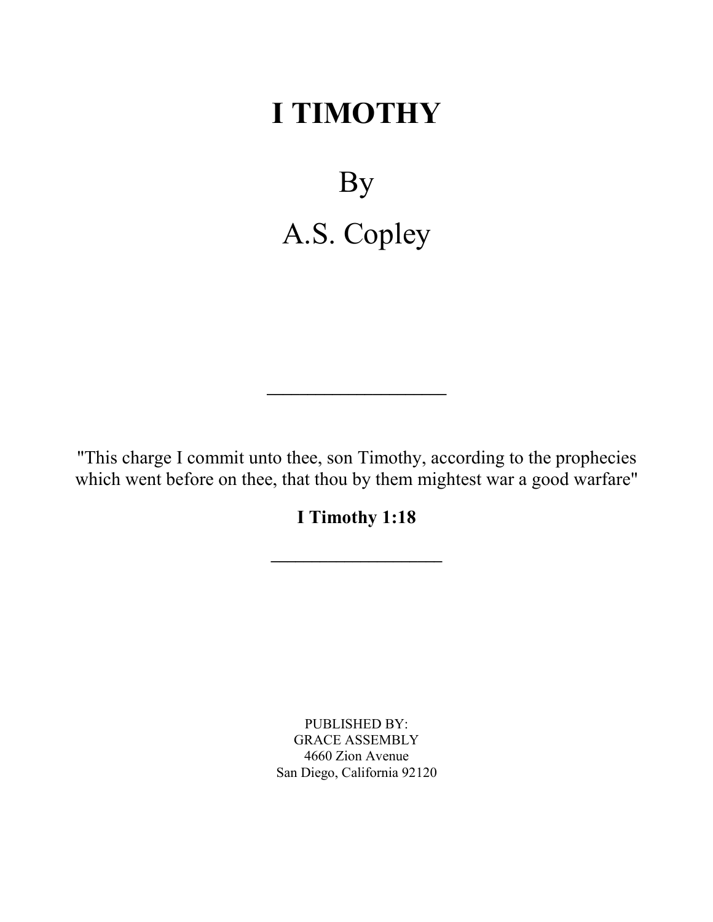# I TIMOTHY

By

A.S. Copley

---

"This charge I commit unto thee, son Timothy, according to the prophecies which went before on thee, that thou by them mightest war a good warfare"

**I Timothy 1:18**

---

PUBLISHED BY:
GRACE ASSEMBLY
4660 Zion Avenue
San Diego, California 92120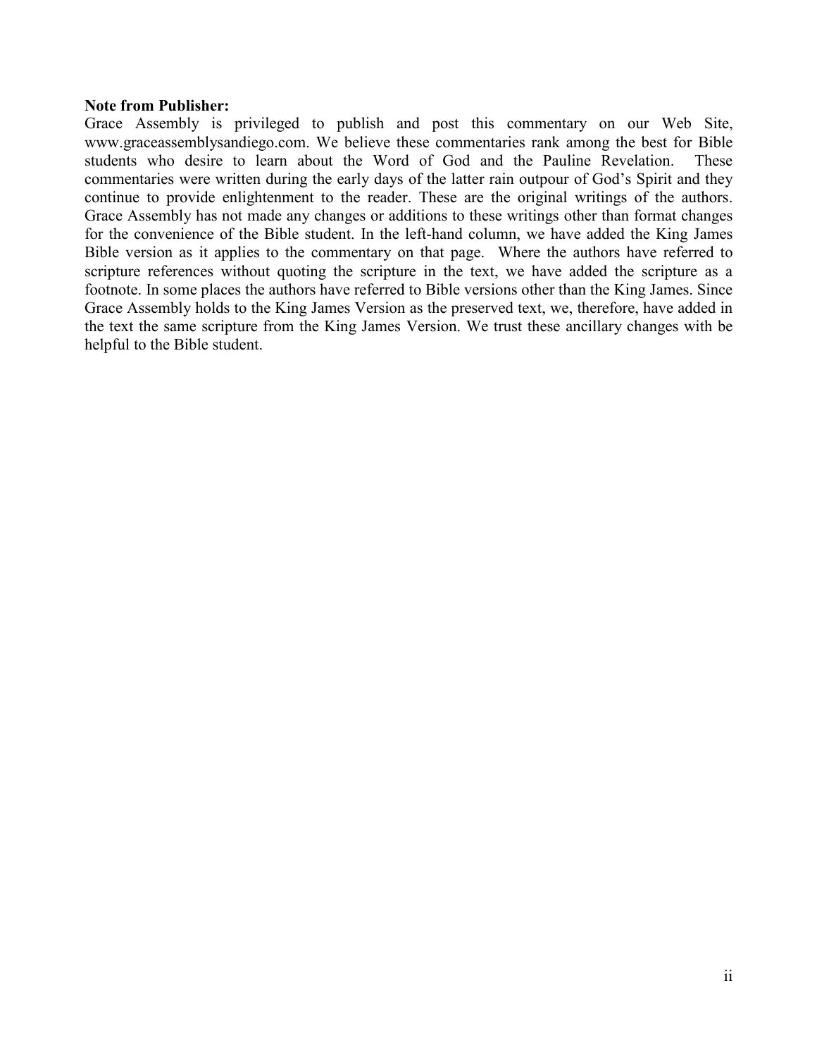**Note from Publisher:**

Grace Assembly is privileged to publish and post this commentary on our Web Site, www.graceassemblysandiego.com. We believe these commentaries rank among the best for Bible students who desire to learn about the Word of God and the Pauline Revelation. These commentaries were written during the early days of the latter rain outpour of God's Spirit and they continue to provide enlightenment to the reader. These are the original writings of the authors. Grace Assembly has not made any changes or additions to these writings other than format changes for the convenience of the Bible student. In the left-hand column, we have added the King James Bible version as it applies to the commentary on that page. Where the authors have referred to scripture references without quoting the scripture in the text, we have added the scripture as a footnote. In some places the authors have referred to Bible versions other than the King James. Since Grace Assembly holds to the King James Version as the preserved text, we, therefore, have added in the text the same scripture from the King James Version. We trust these ancillary changes with be helpful to the Bible student.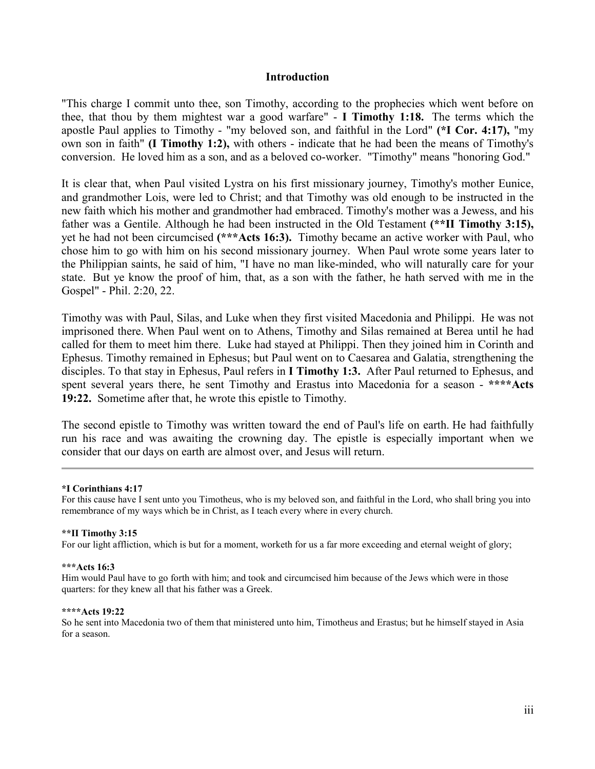## Introduction

"This charge I commit unto thee, son Timothy, according to the prophecies which went before on thee, that thou by them mightest war a good warfare" - **I Timothy 1:18.** The terms which the apostle Paul applies to Timothy - "my beloved son, and faithful in the Lord" **(*I Cor. 4:17),** "my own son in faith" **(I Timothy 1:2),** with others - indicate that he had been the means of Timothy's conversion. He loved him as a son, and as a beloved co-worker. "Timothy" means "honoring God."

It is clear that, when Paul visited Lystra on his first missionary journey, Timothy's mother Eunice, and grandmother Lois, were led to Christ; and that Timothy was old enough to be instructed in the new faith which his mother and grandmother had embraced. Timothy's mother was a Jewess, and his father was a Gentile. Although he had been instructed in the Old Testament **(**II Timothy 3:15),** yet he had not been circumcised **(***Acts 16:3).** Timothy became an active worker with Paul, who chose him to go with him on his second missionary journey. When Paul wrote some years later to the Philippian saints, he said of him, "I have no man like-minded, who will naturally care for your state. But ye know the proof of him, that, as a son with the father, he hath served with me in the Gospel" - Phil. 2:20, 22.

Timothy was with Paul, Silas, and Luke when they first visited Macedonia and Philippi. He was not imprisoned there. When Paul went on to Athens, Timothy and Silas remained at Berea until he had called for them to meet him there. Luke had stayed at Philippi. Then they joined him in Corinth and Ephesus. Timothy remained in Ephesus; but Paul went on to Caesarea and Galatia, strengthening the disciples. To that stay in Ephesus, Paul refers in **I Timothy 1:3.** After Paul returned to Ephesus, and spent several years there, he sent Timothy and Erastus into Macedonia for a season - ****Acts 19:22.** Sometime after that, he wrote this epistle to Timothy.

The second epistle to Timothy was written toward the end of Paul's life on earth. He had faithfully run his race and was awaiting the crowning day. The epistle is especially important when we consider that our days on earth are almost over, and Jesus will return.

---

***I Corinthians 4:17**
For this cause have I sent unto you Timotheus, who is my beloved son, and faithful in the Lord, who shall bring you into remembrance of my ways which be in Christ, as I teach every where in every church.

****II Timothy 3:15**
For our light affliction, which is but for a moment, worketh for us a far more exceeding and eternal weight of glory;

*****Acts 16:3**
Him would Paul have to go forth with him; and took and circumcised him because of the Jews which were in those quarters: for they knew all that his father was a Greek.

******Acts 19:22**
So he sent into Macedonia two of them that ministered unto him, Timotheus and Erastus; but he himself stayed in Asia for a season.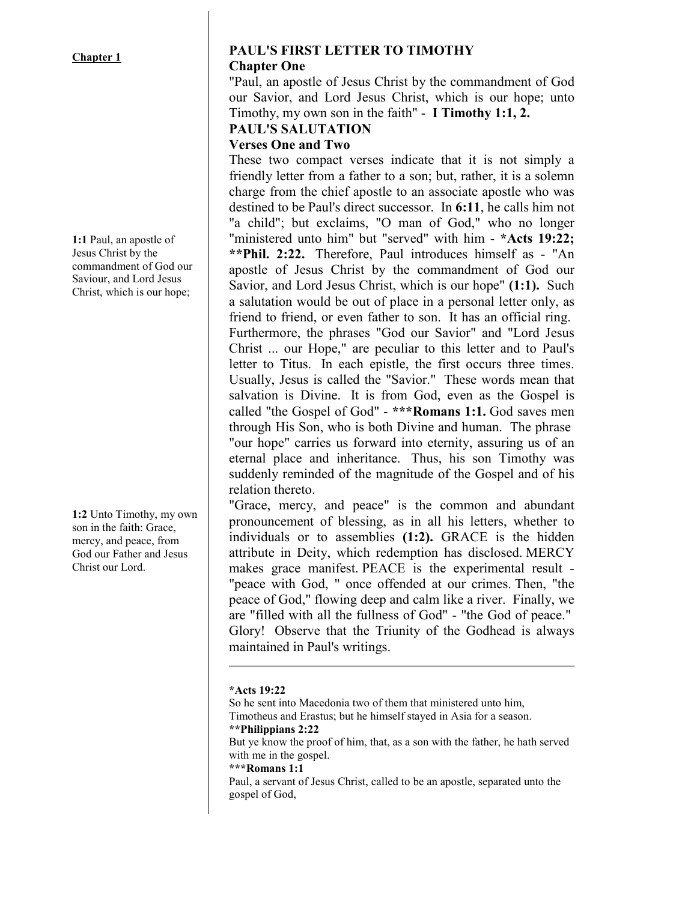**Chapter 1**

# PAUL'S FIRST LETTER TO TIMOTHY

## Chapter One

"Paul, an apostle of Jesus Christ by the commandment of God our Savior, and Lord Jesus Christ, which is our hope; unto Timothy, my own son in the faith" - **I Timothy 1:1, 2.**

## PAUL'S SALUTATION

### Verses One and Two

**1:1** Paul, an apostle of Jesus Christ by the commandment of God our Saviour, and Lord Jesus Christ, which is our hope;

These two compact verses indicate that it is not simply a friendly letter from a father to a son; but, rather, it is a solemn charge from the chief apostle to an associate apostle who was destined to be Paul's direct successor. In **6:11**, he calls him not "a child"; but exclaims, "O man of God," who no longer "ministered unto him" but "served" with him - ***Acts 19:22; **Phil. 2:22.** Therefore, Paul introduces himself as - "An apostle of Jesus Christ by the commandment of God our Savior, and Lord Jesus Christ, which is our hope" **(1:1).** Such a salutation would be out of place in a personal letter only, as friend to friend, or even father to son. It has an official ring. Furthermore, the phrases "God our Savior" and "Lord Jesus Christ ... our Hope," are peculiar to this letter and to Paul's letter to Titus. In each epistle, the first occurs three times. Usually, Jesus is called the "Savior." These words mean that salvation is Divine. It is from God, even as the Gospel is called "the Gospel of God" - *****Romans 1:1.** God saves men through His Son, who is both Divine and human. The phrase "our hope" carries us forward into eternity, assuring us of an eternal place and inheritance. Thus, his son Timothy was suddenly reminded of the magnitude of the Gospel and of his relation thereto.

**1:2** Unto Timothy, my own son in the faith: Grace, mercy, and peace, from God our Father and Jesus Christ our Lord.

"Grace, mercy, and peace" is the common and abundant pronouncement of blessing, as in all his letters, whether to individuals or to assemblies **(1:2).** GRACE is the hidden attribute in Deity, which redemption has disclosed. MERCY makes grace manifest. PEACE is the experimental result - "peace with God, " once offended at our crimes. Then, "the peace of God," flowing deep and calm like a river. Finally, we are "filled with all the fullness of God" - "the God of peace." Glory! Observe that the Triunity of the Godhead is always maintained in Paul's writings.

---

***Acts 19:22**
So he sent into Macedonia two of them that ministered unto him, Timotheus and Erastus; but he himself stayed in Asia for a season.
****Philippians 2:22**
But ye know the proof of him, that, as a son with the father, he hath served with me in the gospel.
*****Romans 1:1**
Paul, a servant of Jesus Christ, called to be an apostle, separated unto the gospel of God,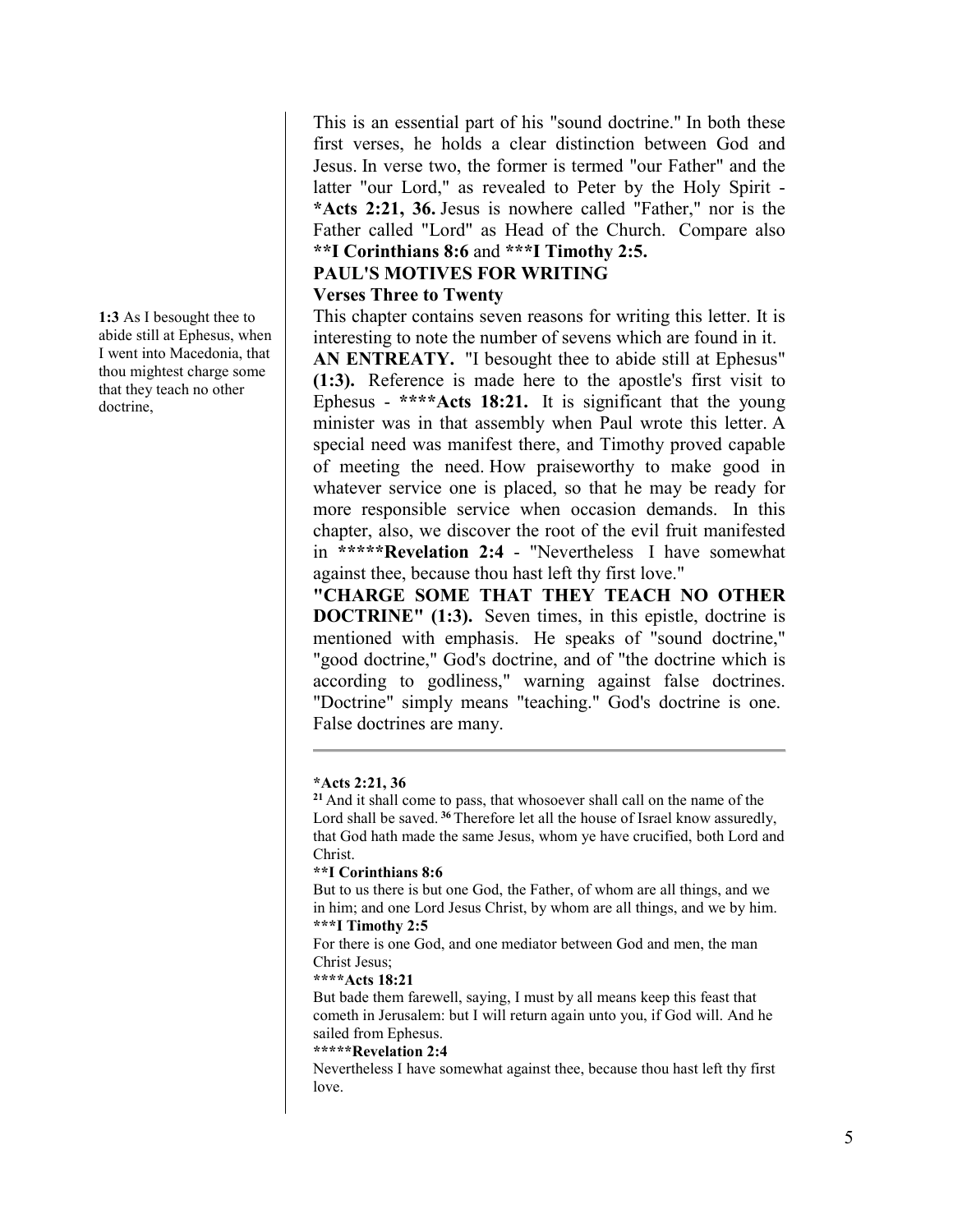This is an essential part of his "sound doctrine." In both these first verses, he holds a clear distinction between God and Jesus. In verse two, the former is termed "our Father" and the latter "our Lord," as revealed to Peter by the Holy Spirit - ***Acts 2:21, 36.** Jesus is nowhere called "Father," nor is the Father called "Lord" as Head of the Church. Compare also ****I Corinthians 8:6** and *****I Timothy 2:5.**

**PAUL'S MOTIVES FOR WRITING**

**Verses Three to Twenty**

**1:3** As I besought thee to abide still at Ephesus, when I went into Macedonia, that thou mightest charge some that they teach no other doctrine,

This chapter contains seven reasons for writing this letter. It is interesting to note the number of sevens which are found in it.

**AN ENTREATY.** "I besought thee to abide still at Ephesus" **(1:3).** Reference is made here to the apostle's first visit to Ephesus - ******Acts 18:21.** It is significant that the young minister was in that assembly when Paul wrote this letter. A special need was manifest there, and Timothy proved capable of meeting the need. How praiseworthy to make good in whatever service one is placed, so that he may be ready for more responsible service when occasion demands. In this chapter, also, we discover the root of the evil fruit manifested in *******Revelation 2:4** - "Nevertheless I have somewhat against thee, because thou hast left thy first love."

**"CHARGE SOME THAT THEY TEACH NO OTHER DOCTRINE" (1:3).** Seven times, in this epistle, doctrine is mentioned with emphasis. He speaks of "sound doctrine," "good doctrine," God's doctrine, and of "the doctrine which is according to godliness," warning against false doctrines. "Doctrine" simply means "teaching." God's doctrine is one. False doctrines are many.

---

***Acts 2:21, 36**

[21] And it shall come to pass, that whosoever shall call on the name of the Lord shall be saved. [36] Therefore let all the house of Israel know assuredly, that God hath made the same Jesus, whom ye have crucified, both Lord and Christ.

****I Corinthians 8:6**

But to us there is but one God, the Father, of whom are all things, and we in him; and one Lord Jesus Christ, by whom are all things, and we by him.

*****I Timothy 2:5**

For there is one God, and one mediator between God and men, the man Christ Jesus;

******Acts 18:21**

But bade them farewell, saying, I must by all means keep this feast that cometh in Jerusalem: but I will return again unto you, if God will. And he sailed from Ephesus.

*******Revelation 2:4**

Nevertheless I have somewhat against thee, because thou hast left thy first love.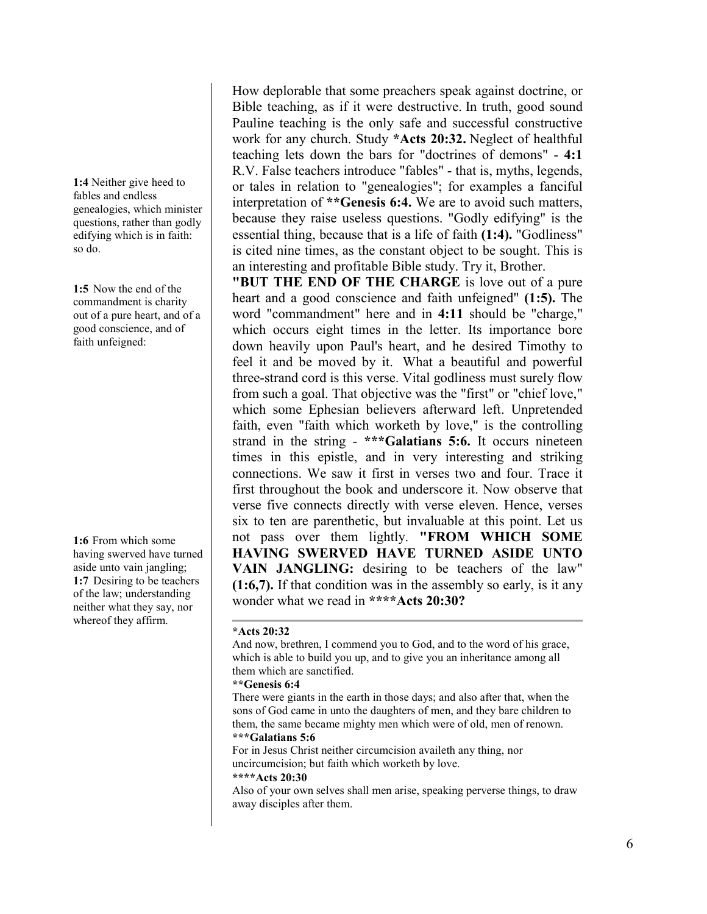**1:4** Neither give heed to fables and endless genealogies, which minister questions, rather than godly edifying which is in faith: so do.

**1:5** Now the end of the commandment is charity out of a pure heart, and of a good conscience, and of faith unfeigned:

**1:6** From which some having swerved have turned aside unto vain jangling;
**1:7** Desiring to be teachers of the law; understanding neither what they say, nor whereof they affirm.

How deplorable that some preachers speak against doctrine, or Bible teaching, as if it were destructive. In truth, good sound Pauline teaching is the only safe and successful constructive work for any church. Study ***Acts 20:32.** Neglect of healthful teaching lets down the bars for "doctrines of demons" - **4:1** R.V. False teachers introduce "fables" - that is, myths, legends, or tales in relation to "genealogies"; for examples a fanciful interpretation of ****Genesis 6:4.** We are to avoid such matters, because they raise useless questions. "Godly edifying" is the essential thing, because that is a life of faith **(1:4).** "Godliness" is cited nine times, as the constant object to be sought. This is an interesting and profitable Bible study. Try it, Brother.

**"BUT THE END OF THE CHARGE** is love out of a pure heart and a good conscience and faith unfeigned" **(1:5).** The word "commandment" here and in **4:11** should be "charge," which occurs eight times in the letter. Its importance bore down heavily upon Paul's heart, and he desired Timothy to feel it and be moved by it. What a beautiful and powerful three-strand cord is this verse. Vital godliness must surely flow from such a goal. That objective was the "first" or "chief love," which some Ephesian believers afterward left. Unpretended faith, even "faith which worketh by love," is the controlling strand in the string - *****Galatians 5:6.** It occurs nineteen times in this epistle, and in very interesting and striking connections. We saw it first in verses two and four. Trace it first throughout the book and underscore it. Now observe that verse five connects directly with verse eleven. Hence, verses six to ten are parenthetic, but invaluable at this point. Let us not pass over them lightly. **"FROM WHICH SOME HAVING SWERVED HAVE TURNED ASIDE UNTO VAIN JANGLING:** desiring to be teachers of the law" **(1:6,7).** If that condition was in the assembly so early, is it any wonder what we read in ******Acts 20:30?**

---

***Acts 20:32**
And now, brethren, I commend you to God, and to the word of his grace, which is able to build you up, and to give you an inheritance among all them which are sanctified.

****Genesis 6:4**
There were giants in the earth in those days; and also after that, when the sons of God came in unto the daughters of men, and they bare children to them, the same became mighty men which were of old, men of renown.

*****Galatians 5:6**
For in Jesus Christ neither circumcision availeth any thing, nor uncircumcision; but faith which worketh by love.

******Acts 20:30**
Also of your own selves shall men arise, speaking perverse things, to draw away disciples after them.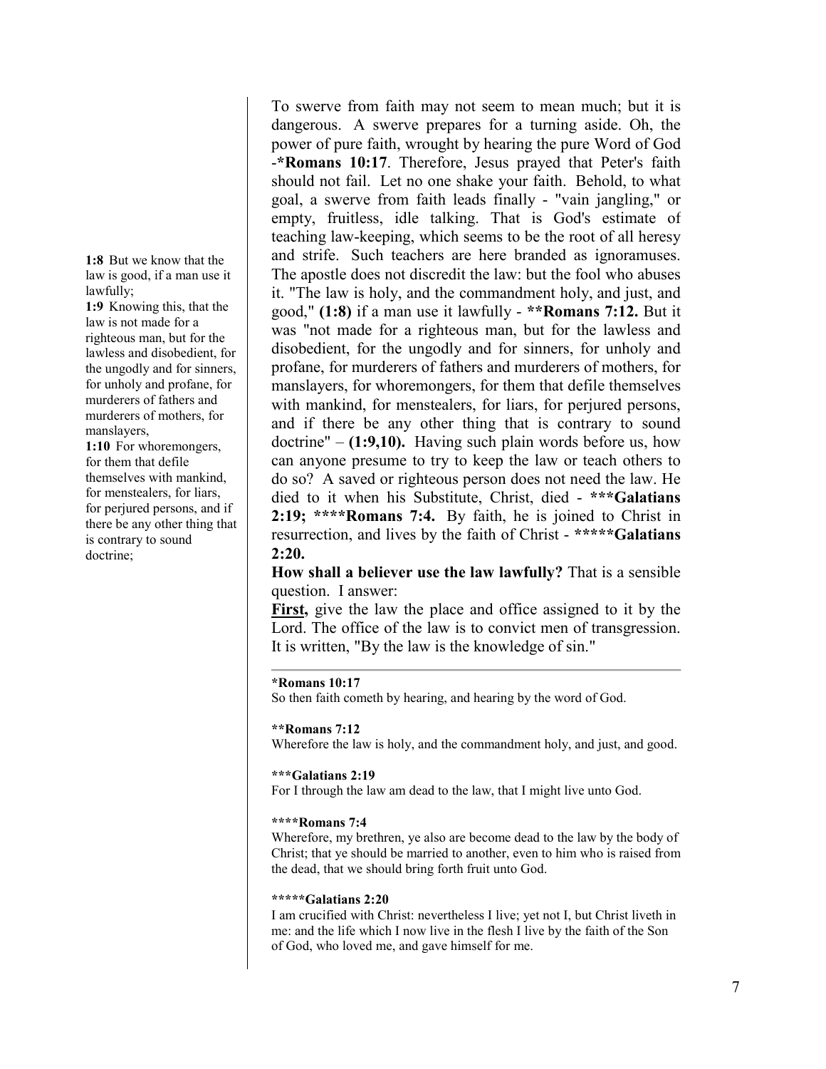**1:8** But we know that the law is good, if a man use it lawfully;
**1:9** Knowing this, that the law is not made for a righteous man, but for the lawless and disobedient, for the ungodly and for sinners, for unholy and profane, for murderers of fathers and murderers of mothers, for manslayers,
**1:10** For whoremongers, for them that defile themselves with mankind, for menstealers, for liars, for perjured persons, and if there be any other thing that is contrary to sound doctrine;

To swerve from faith may not seem to mean much; but it is dangerous. A swerve prepares for a turning aside. Oh, the power of pure faith, wrought by hearing the pure Word of God -***Romans 10:17**. Therefore, Jesus prayed that Peter's faith should not fail. Let no one shake your faith. Behold, to what goal, a swerve from faith leads finally - "vain jangling," or empty, fruitless, idle talking. That is God's estimate of teaching law-keeping, which seems to be the root of all heresy and strife. Such teachers are here branded as ignoramuses. The apostle does not discredit the law: but the fool who abuses it. "The law is holy, and the commandment holy, and just, and good," **(1:8)** if a man use it lawfully - ****Romans 7:12.** But it was "not made for a righteous man, but for the lawless and disobedient, for the ungodly and for sinners, for unholy and profane, for murderers of fathers and murderers of mothers, for manslayers, for whoremongers, for them that defile themselves with mankind, for menstealers, for liars, for perjured persons, and if there be any other thing that is contrary to sound doctrine" – **(1:9,10).** Having such plain words before us, how can anyone presume to try to keep the law or teach others to do so? A saved or righteous person does not need the law. He died to it when his Substitute, Christ, died - *****Galatians 2:19; ****Romans 7:4.** By faith, he is joined to Christ in resurrection, and lives by the faith of Christ - ******Galatians 2:20.**

**How shall a believer use the law lawfully?** That is a sensible question. I answer:

**First,** give the law the place and office assigned to it by the Lord. The office of the law is to convict men of transgression. It is written, "By the law is the knowledge of sin."

---

***Romans 10:17**
So then faith cometh by hearing, and hearing by the word of God.

****Romans 7:12**
Wherefore the law is holy, and the commandment holy, and just, and good.

*****Galatians 2:19**
For I through the law am dead to the law, that I might live unto God.

******Romans 7:4**
Wherefore, my brethren, ye also are become dead to the law by the body of Christ; that ye should be married to another, even to him who is raised from the dead, that we should bring forth fruit unto God.

*******Galatians 2:20**
I am crucified with Christ: nevertheless I live; yet not I, but Christ liveth in me: and the life which I now live in the flesh I live by the faith of the Son of God, who loved me, and gave himself for me.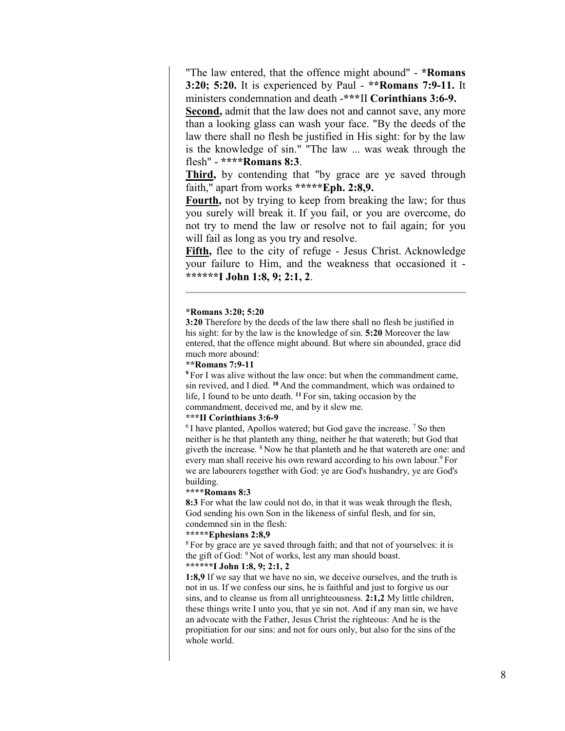"The law entered, that the offence might abound" - ***Romans 3:20; 5:20.** It is experienced by Paul - ****Romans 7:9-11.** It ministers condemnation and death -***II **Corinthians 3:6-9.**

**Second,** admit that the law does not and cannot save, any more than a looking glass can wash your face. "By the deeds of the law there shall no flesh be justified in His sight: for by the law is the knowledge of sin." "The law ... was weak through the flesh" - ******Romans 8:3**.

**Third,** by contending that "by grace are ye saved through faith," apart from works *******Eph. 2:8,9.**

**Fourth,** not by trying to keep from breaking the law; for thus you surely will break it. If you fail, or you are overcome, do not try to mend the law or resolve not to fail again; for you will fail as long as you try and resolve.

**Fifth,** flee to the city of refuge - Jesus Christ. Acknowledge your failure to Him, and the weakness that occasioned it - ********I John 1:8, 9; 2:1, 2**.

---

***Romans 3:20; 5:20**

**3:20** Therefore by the deeds of the law there shall no flesh be justified in his sight: for by the law is the knowledge of sin. **5:20** Moreover the law entered, that the offence might abound. But where sin abounded, grace did much more abound:

****Romans 7:9-11**

**9** For I was alive without the law once: but when the commandment came, sin revived, and I died. **10** And the commandment, which was ordained to life, I found to be unto death. **11** For sin, taking occasion by the commandment, deceived me, and by it slew me.

*****II Corinthians 3:6-9**

6 I have planted, Apollos watered; but God gave the increase. 7 So then neither is he that planteth any thing, neither he that watereth; but God that giveth the increase. 8 Now he that planteth and he that watereth are one: and every man shall receive his own reward according to his own labour. 9 For we are labourers together with God: ye are God's husbandry, ye are God's building.

******Romans 8:3**

**8:3** For what the law could not do, in that it was weak through the flesh, God sending his own Son in the likeness of sinful flesh, and for sin, condemned sin in the flesh:

*******Ephesians 2:8,9**

8 For by grace are ye saved through faith; and that not of yourselves: it is the gift of God: 9 Not of works, lest any man should boast.

********I John 1:8, 9; 2:1, 2**

**1:8,9** If we say that we have no sin, we deceive ourselves, and the truth is not in us. If we confess our sins, he is faithful and just to forgive us our sins, and to cleanse us from all unrighteousness. **2:1,2** My little children, these things write I unto you, that ye sin not. And if any man sin, we have an advocate with the Father, Jesus Christ the righteous: And he is the propitiation for our sins: and not for ours only, but also for the sins of the whole world.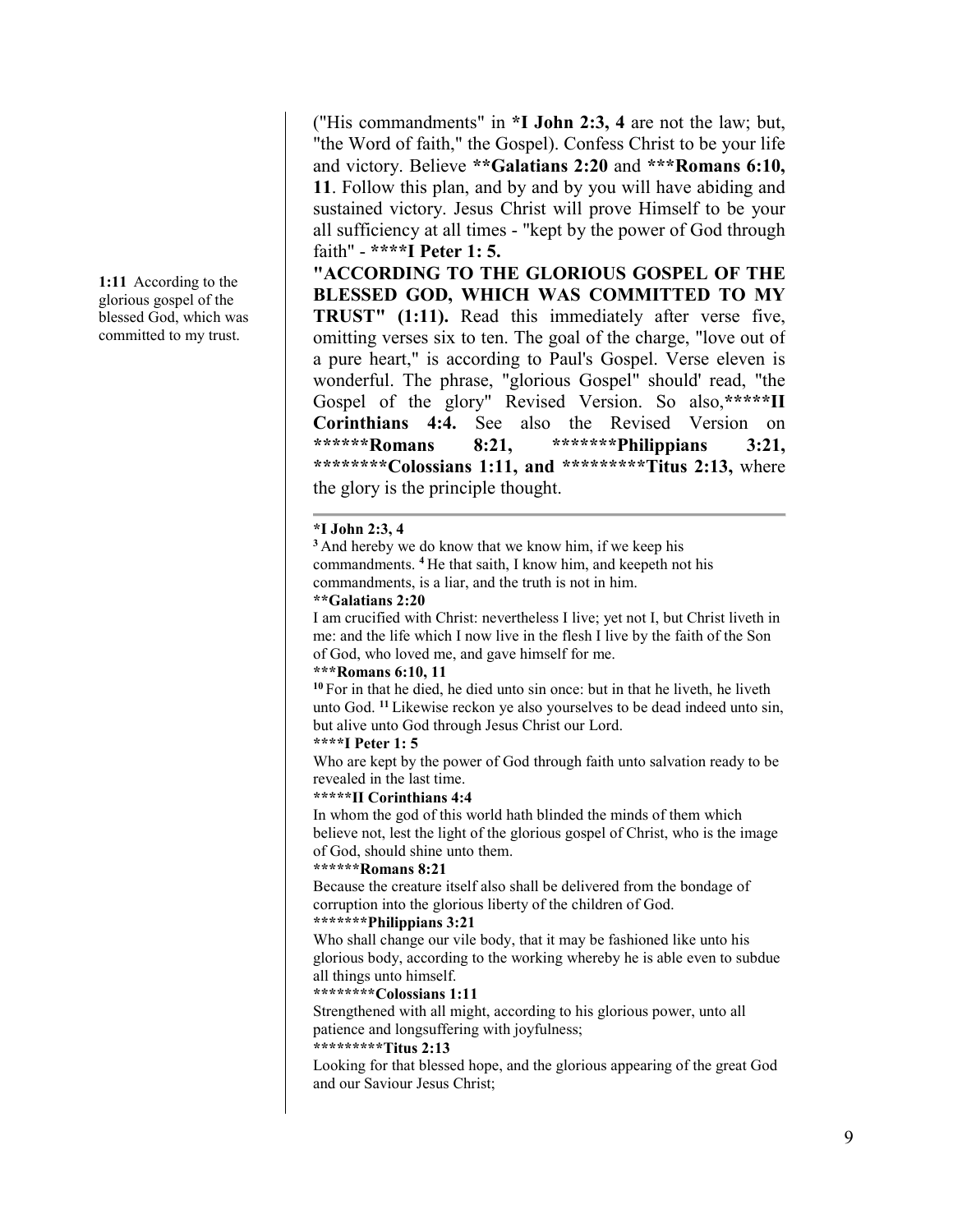**1:11** According to the glorious gospel of the blessed God, which was committed to my trust.

("His commandments" in **\*I John 2:3, 4** are not the law; but, "the Word of faith," the Gospel). Confess Christ to be your life and victory. Believe **\*\*Galatians 2:20** and **\*\*\*Romans 6:10, 11**. Follow this plan, and by and by you will have abiding and sustained victory. Jesus Christ will prove Himself to be your all sufficiency at all times - "kept by the power of God through faith" - **\*\*\*\*I Peter 1: 5.**

**"ACCORDING TO THE GLORIOUS GOSPEL OF THE BLESSED GOD, WHICH WAS COMMITTED TO MY TRUST" (1:11).** Read this immediately after verse five, omitting verses six to ten. The goal of the charge, "love out of a pure heart," is according to Paul's Gospel. Verse eleven is wonderful. The phrase, "glorious Gospel" should' read, "the Gospel of the glory" Revised Version. So also,**\*\*\*\*\*II Corinthians 4:4.** See also the Revised Version on **\*\*\*\*\*\*Romans 8:21, \*\*\*\*\*\*\*Philippians 3:21, \*\*\*\*\*\*\*\*Colossians 1:11, and \*\*\*\*\*\*\*\*\*Titus 2:13,** where the glory is the principle thought.

---

**\*I John 2:3, 4**
[3] And hereby we do know that we know him, if we keep his commandments. [4] He that saith, I know him, and keepeth not his commandments, is a liar, and the truth is not in him.

**\*\*Galatians 2:20**
I am crucified with Christ: nevertheless I live; yet not I, but Christ liveth in me: and the life which I now live in the flesh I live by the faith of the Son of God, who loved me, and gave himself for me.

**\*\*\*Romans 6:10, 11**
[10] For in that he died, he died unto sin once: but in that he liveth, he liveth unto God. [11] Likewise reckon ye also yourselves to be dead indeed unto sin, but alive unto God through Jesus Christ our Lord.

**\*\*\*\*I Peter 1: 5**
Who are kept by the power of God through faith unto salvation ready to be revealed in the last time.

**\*\*\*\*\*II Corinthians 4:4**
In whom the god of this world hath blinded the minds of them which believe not, lest the light of the glorious gospel of Christ, who is the image of God, should shine unto them.

**\*\*\*\*\*\*Romans 8:21**
Because the creature itself also shall be delivered from the bondage of corruption into the glorious liberty of the children of God.

**\*\*\*\*\*\*\*Philippians 3:21**
Who shall change our vile body, that it may be fashioned like unto his glorious body, according to the working whereby he is able even to subdue all things unto himself.

**\*\*\*\*\*\*\*\*Colossians 1:11**
Strengthened with all might, according to his glorious power, unto all patience and longsuffering with joyfulness;

**\*\*\*\*\*\*\*\*\*Titus 2:13**
Looking for that blessed hope, and the glorious appearing of the great God and our Saviour Jesus Christ;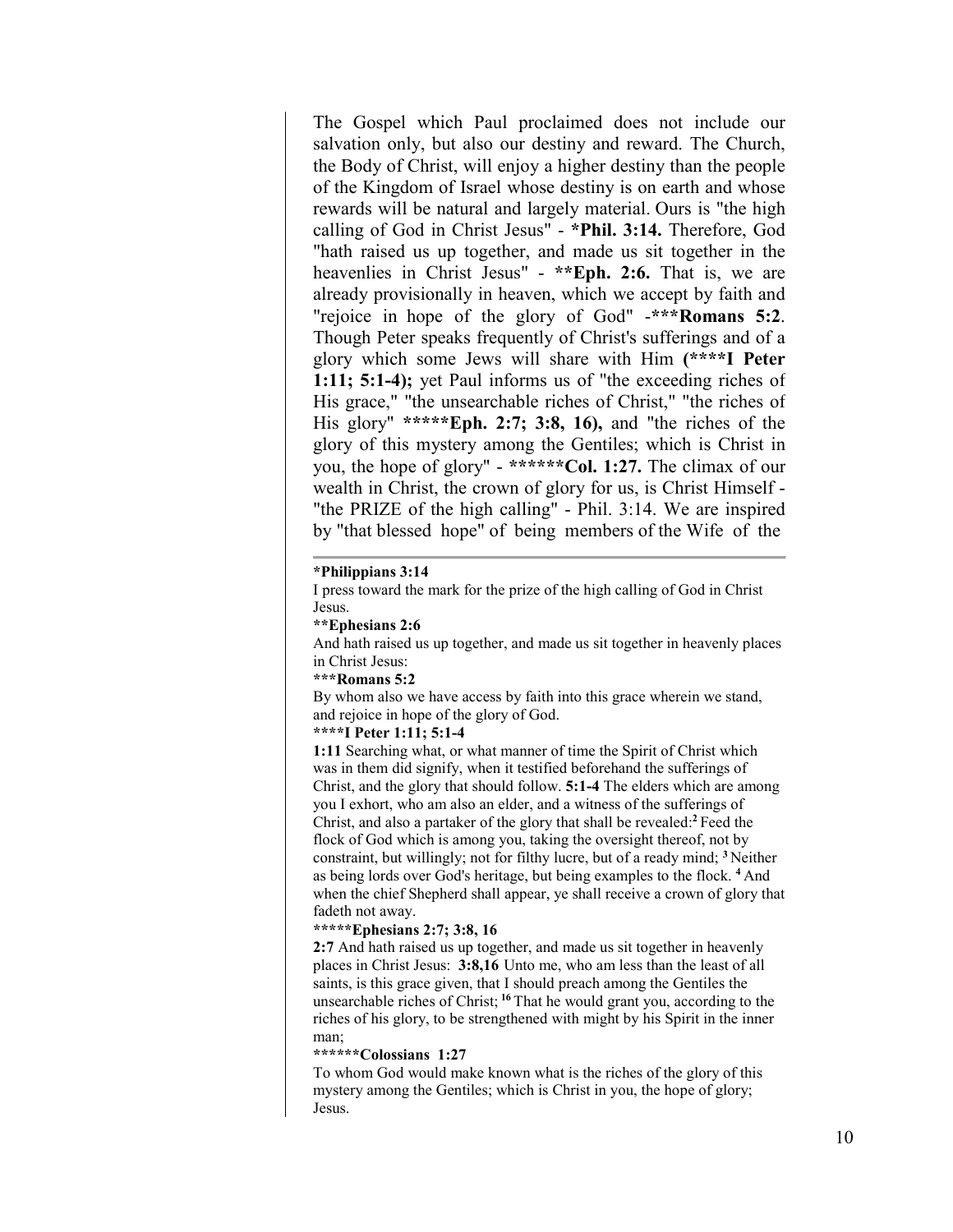The Gospel which Paul proclaimed does not include our salvation only, but also our destiny and reward. The Church, the Body of Christ, will enjoy a higher destiny than the people of the Kingdom of Israel whose destiny is on earth and whose rewards will be natural and largely material. Ours is "the high calling of God in Christ Jesus" - ***Phil. 3:14.** Therefore, God "hath raised us up together, and made us sit together in the heavenlies in Christ Jesus" - ****Eph. 2:6.** That is, we are already provisionally in heaven, which we accept by faith and "rejoice in hope of the glory of God" -*****Romans 5:2**. Though Peter speaks frequently of Christ's sufferings and of a glory which some Jews will share with Him **(****I Peter 1:11; 5:1-4);** yet Paul informs us of "the exceeding riches of His grace," "the unsearchable riches of Christ," "the riches of His glory" ******Eph. 2:7; 3:8, 16),** and "the riches of the glory of this mystery among the Gentiles; which is Christ in you, the hope of glory" - *******Col. 1:27.** The climax of our wealth in Christ, the crown of glory for us, is Christ Himself - "the PRIZE of the high calling" - Phil. 3:14. We are inspired by "that blessed hope" of being members of the Wife of the

---

***Philippians 3:14**

I press toward the mark for the prize of the high calling of God in Christ Jesus.

****Ephesians 2:6**

And hath raised us up together, and made us sit together in heavenly places in Christ Jesus:

*****Romans 5:2**

By whom also we have access by faith into this grace wherein we stand, and rejoice in hope of the glory of God.

******I Peter 1:11; 5:1-4**

**1:11** Searching what, or what manner of time the Spirit of Christ which was in them did signify, when it testified beforehand the sufferings of Christ, and the glory that should follow. **5:1-4** The elders which are among you I exhort, who am also an elder, and a witness of the sufferings of Christ, and also a partaker of the glory that shall be revealed:[2] Feed the flock of God which is among you, taking the oversight thereof, not by constraint, but willingly; not for filthy lucre, but of a ready mind; [3] Neither as being lords over God's heritage, but being examples to the flock. [4] And when the chief Shepherd shall appear, ye shall receive a crown of glory that fadeth not away.

*******Ephesians 2:7; 3:8, 16**

**2:7** And hath raised us up together, and made us sit together in heavenly places in Christ Jesus: **3:8,16** Unto me, who am less than the least of all saints, is this grace given, that I should preach among the Gentiles the unsearchable riches of Christ; [16] That he would grant you, according to the riches of his glory, to be strengthened with might by his Spirit in the inner man;

********Colossians 1:27**

To whom God would make known what is the riches of the glory of this mystery among the Gentiles; which is Christ in you, the hope of glory; Jesus.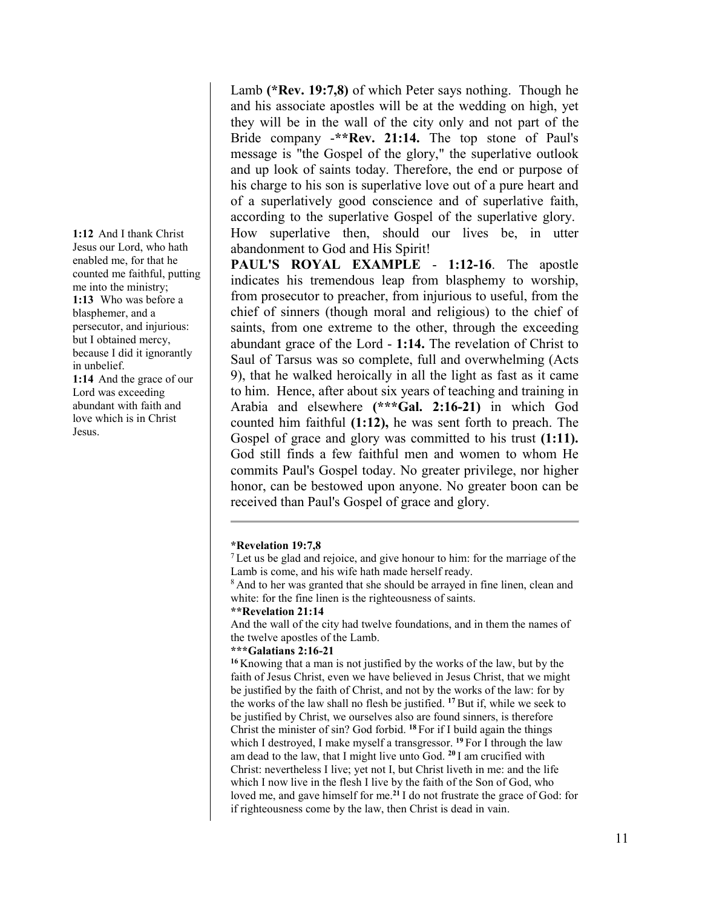Lamb **(*Rev. 19:7,8)** of which Peter says nothing. Though he and his associate apostles will be at the wedding on high, yet they will be in the wall of the city only and not part of the Bride company -**\*\*Rev. 21:14.** The top stone of Paul's message is "the Gospel of the glory," the superlative outlook and up look of saints today. Therefore, the end or purpose of his charge to his son is superlative love out of a pure heart and of a superlatively good conscience and of superlative faith, according to the superlative Gospel of the superlative glory. How superlative then, should our lives be, in utter abandonment to God and His Spirit!

**1:12** And I thank Christ Jesus our Lord, who hath enabled me, for that he counted me faithful, putting me into the ministry;
**1:13** Who was before a blasphemer, and a persecutor, and injurious: but I obtained mercy, because I did it ignorantly in unbelief.
**1:14** And the grace of our Lord was exceeding abundant with faith and love which is in Christ Jesus.

**PAUL'S ROYAL EXAMPLE** - **1:12-16**. The apostle indicates his tremendous leap from blasphemy to worship, from prosecutor to preacher, from injurious to useful, from the chief of sinners (though moral and religious) to the chief of saints, from one extreme to the other, through the exceeding abundant grace of the Lord - **1:14.** The revelation of Christ to Saul of Tarsus was so complete, full and overwhelming (Acts 9), that he walked heroically in all the light as fast as it came to him. Hence, after about six years of teaching and training in Arabia and elsewhere **(\*\*\*Gal. 2:16-21)** in which God counted him faithful **(1:12),** he was sent forth to preach. The Gospel of grace and glory was committed to his trust **(1:11).** God still finds a few faithful men and women to whom He commits Paul's Gospel today. No greater privilege, nor higher honor, can be bestowed upon anyone. No greater boon can be received than Paul's Gospel of grace and glory.

---

**\*Revelation 19:7,8**
[7] Let us be glad and rejoice, and give honour to him: for the marriage of the Lamb is come, and his wife hath made herself ready.
[8] And to her was granted that she should be arrayed in fine linen, clean and white: for the fine linen is the righteousness of saints.

**\*\*Revelation 21:14**
And the wall of the city had twelve foundations, and in them the names of the twelve apostles of the Lamb.

**\*\*\*Galatians 2:16-21**
**[16]** Knowing that a man is not justified by the works of the law, but by the faith of Jesus Christ, even we have believed in Jesus Christ, that we might be justified by the faith of Christ, and not by the works of the law: for by the works of the law shall no flesh be justified. **[17]** But if, while we seek to be justified by Christ, we ourselves also are found sinners, is therefore Christ the minister of sin? God forbid. **[18]** For if I build again the things which I destroyed, I make myself a transgressor. **[19]** For I through the law am dead to the law, that I might live unto God. **[20]** I am crucified with Christ: nevertheless I live; yet not I, but Christ liveth in me: and the life which I now live in the flesh I live by the faith of the Son of God, who loved me, and gave himself for me.**[21]** I do not frustrate the grace of God: for if righteousness come by the law, then Christ is dead in vain.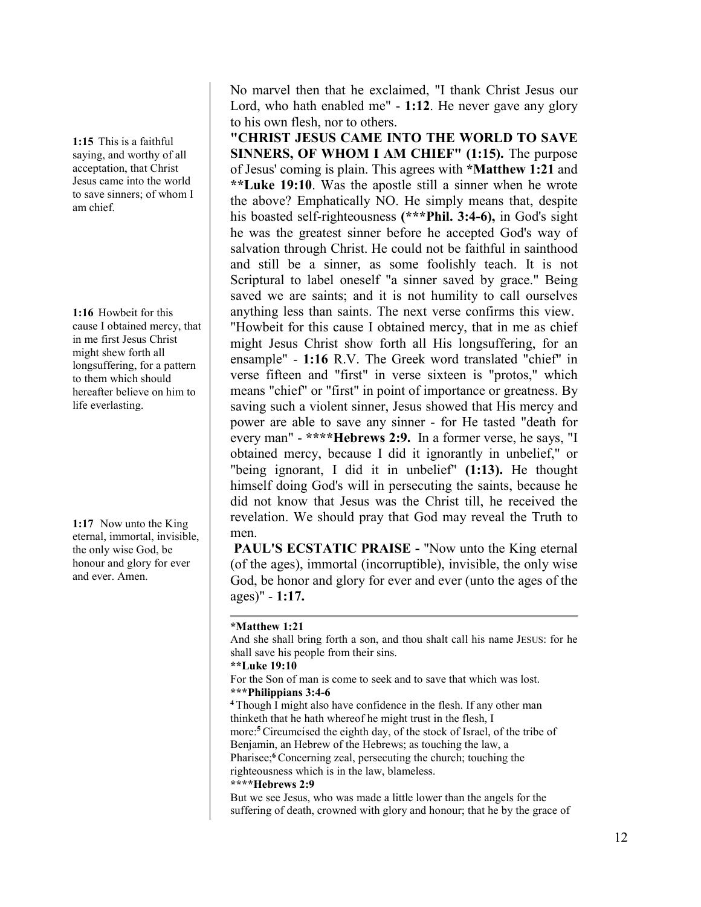**1:15** This is a faithful saying, and worthy of all acceptation, that Christ Jesus came into the world to save sinners; of whom I am chief.

**1:16** Howbeit for this cause I obtained mercy, that in me first Jesus Christ might shew forth all longsuffering, for a pattern to them which should hereafter believe on him to life everlasting.

**1:17** Now unto the King eternal, immortal, invisible, the only wise God, be honour and glory for ever and ever. Amen.

No marvel then that he exclaimed, "I thank Christ Jesus our Lord, who hath enabled me" - **1:12**. He never gave any glory to his own flesh, nor to others.

**"CHRIST JESUS CAME INTO THE WORLD TO SAVE SINNERS, OF WHOM I AM CHIEF" (1:15).** The purpose of Jesus' coming is plain. This agrees with ***Matthew 1:21** and ****Luke 19:10**. Was the apostle still a sinner when he wrote the above? Emphatically NO. He simply means that, despite his boasted self-righteousness **(***Phil. 3:4-6),** in God's sight he was the greatest sinner before he accepted God's way of salvation through Christ. He could not be faithful in sainthood and still be a sinner, as some foolishly teach. It is not Scriptural to label oneself "a sinner saved by grace." Being saved we are saints; and it is not humility to call ourselves anything less than saints. The next verse confirms this view. "Howbeit for this cause I obtained mercy, that in me as chief might Jesus Christ show forth all His longsuffering, for an ensample" - **1:16** R.V. The Greek word translated "chief" in verse fifteen and "first" in verse sixteen is "protos," which means "chief" or "first" in point of importance or greatness. By saving such a violent sinner, Jesus showed that His mercy and power are able to save any sinner - for He tasted "death for every man" - ******Hebrews 2:9.** In a former verse, he says, "I obtained mercy, because I did it ignorantly in unbelief," or "being ignorant, I did it in unbelief" **(1:13).** He thought himself doing God's will in persecuting the saints, because he did not know that Jesus was the Christ till, he received the revelation. We should pray that God may reveal the Truth to men.

**PAUL'S ECSTATIC PRAISE -** "Now unto the King eternal (of the ages), immortal (incorruptible), invisible, the only wise God, be honor and glory for ever and ever (unto the ages of the ages)" - **1:17.**

---

***Matthew 1:21**

And she shall bring forth a son, and thou shalt call his name JESUS: for he shall save his people from their sins.

****Luke 19:10**

For the Son of man is come to seek and to save that which was lost.

*****Philippians 3:4-6**

[4] Though I might also have confidence in the flesh. If any other man thinketh that he hath whereof he might trust in the flesh, I more:[5] Circumcised the eighth day, of the stock of Israel, of the tribe of Benjamin, an Hebrew of the Hebrews; as touching the law, a Pharisee;[6] Concerning zeal, persecuting the church; touching the righteousness which is in the law, blameless.

******Hebrews 2:9**

But we see Jesus, who was made a little lower than the angels for the suffering of death, crowned with glory and honour; that he by the grace of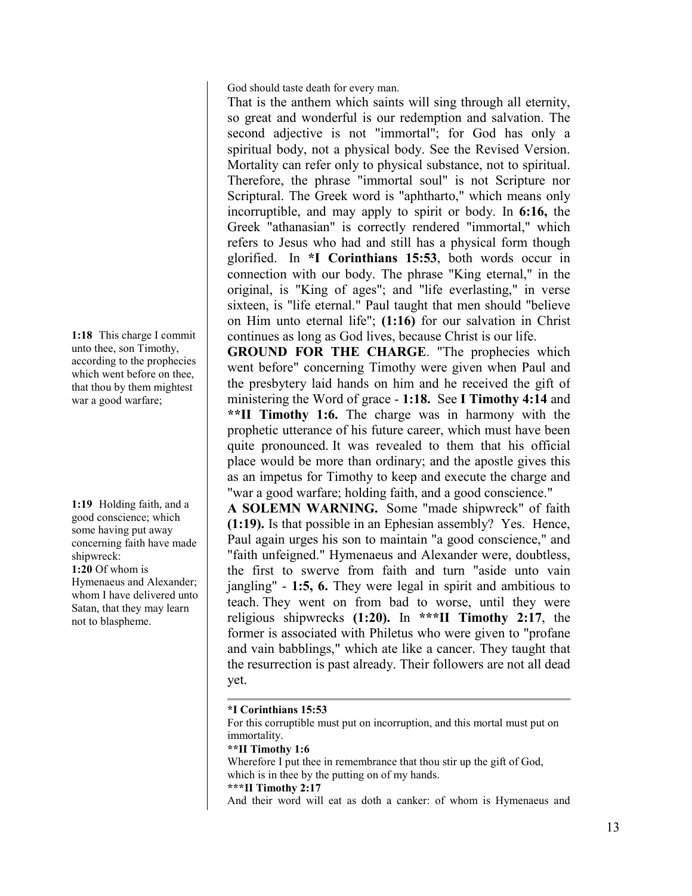God should taste death for every man.

That is the anthem which saints will sing through all eternity, so great and wonderful is our redemption and salvation. The second adjective is not "immortal"; for God has only a spiritual body, not a physical body. See the Revised Version. Mortality can refer only to physical substance, not to spiritual. Therefore, the phrase "immortal soul" is not Scripture nor Scriptural. The Greek word is "aphtharto," which means only incorruptible, and may apply to spirit or body. In **6:16,** the Greek "athanasian" is correctly rendered "immortal," which refers to Jesus who had and still has a physical form though glorified. In ***I Corinthians 15:53**, both words occur in connection with our body. The phrase "King eternal," in the original, is "King of ages"; and "life everlasting," in verse sixteen, is "life eternal." Paul taught that men should "believe on Him unto eternal life"; **(1:16)** for our salvation in Christ continues as long as God lives, because Christ is our life.

**1:18** This charge I commit unto thee, son Timothy, according to the prophecies which went before on thee, that thou by them mightest war a good warfare;

**GROUND FOR THE CHARGE**. "The prophecies which went before" concerning Timothy were given when Paul and the presbytery laid hands on him and he received the gift of ministering the Word of grace - **1:18.** See **I Timothy 4:14** and ****II Timothy 1:6.** The charge was in harmony with the prophetic utterance of his future career, which must have been quite pronounced. It was revealed to them that his official place would be more than ordinary; and the apostle gives this as an impetus for Timothy to keep and execute the charge and "war a good warfare; holding faith, and a good conscience."

**1:19** Holding faith, and a good conscience; which some having put away concerning faith have made shipwreck:

**1:20** Of whom is Hymenaeus and Alexander; whom I have delivered unto Satan, that they may learn not to blaspheme.

**A SOLEMN WARNING.** Some "made shipwreck" of faith **(1:19).** Is that possible in an Ephesian assembly? Yes. Hence, Paul again urges his son to maintain "a good conscience," and "faith unfeigned." Hymenaeus and Alexander were, doubtless, the first to swerve from faith and turn "aside unto vain jangling" - **1:5, 6.** They were legal in spirit and ambitious to teach. They went on from bad to worse, until they were religious shipwrecks **(1:20).** In *****II Timothy 2:17**, the former is associated with Philetus who were given to "profane and vain babblings," which ate like a cancer. They taught that the resurrection is past already. Their followers are not all dead yet.

---

***I Corinthians 15:53**
For this corruptible must put on incorruption, and this mortal must put on immortality.

****II Timothy 1:6**
Wherefore I put thee in remembrance that thou stir up the gift of God, which is in thee by the putting on of my hands.

*****II Timothy 2:17**
And their word will eat as doth a canker: of whom is Hymenaeus and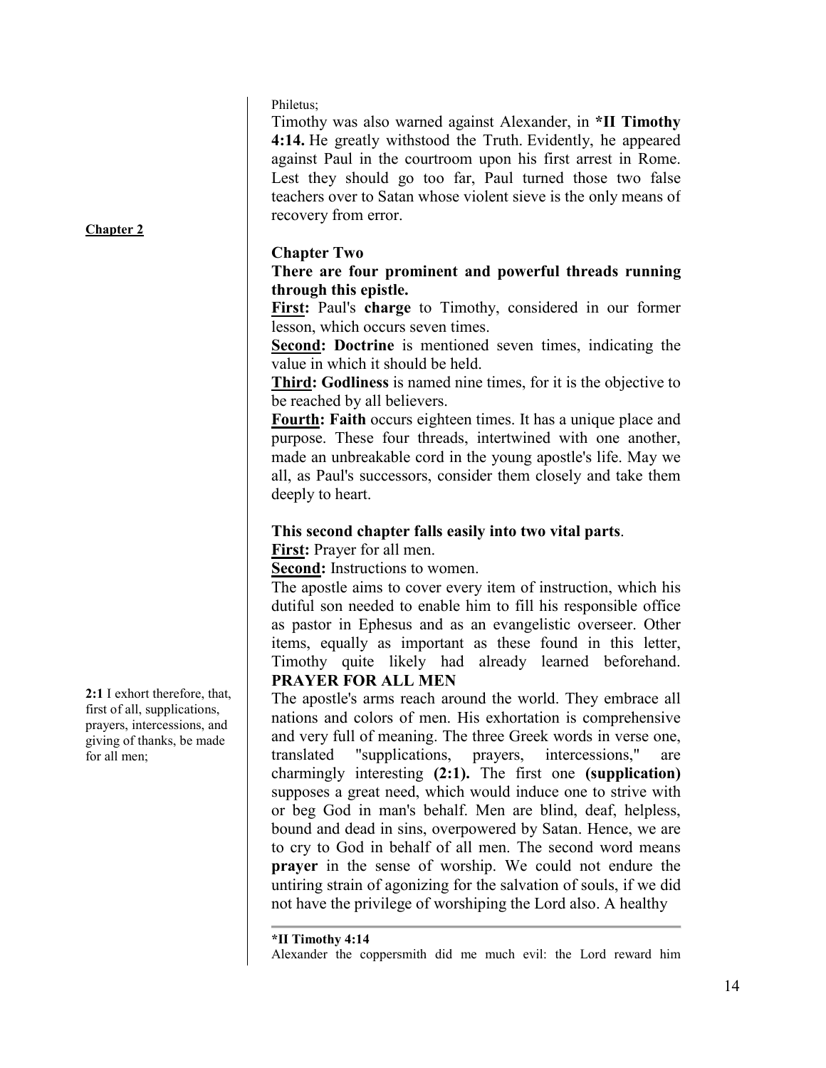Philetus;

Timothy was also warned against Alexander, in ***II Timothy 4:14.** He greatly withstood the Truth. Evidently, he appeared against Paul in the courtroom upon his first arrest in Rome. Lest they should go too far, Paul turned those two false teachers over to Satan whose violent sieve is the only means of recovery from error.

**Chapter 2**

### Chapter Two

**There are four prominent and powerful threads running through this epistle.**

**First:** Paul's **charge** to Timothy, considered in our former lesson, which occurs seven times.

**Second: Doctrine** is mentioned seven times, indicating the value in which it should be held.

**Third: Godliness** is named nine times, for it is the objective to be reached by all believers.

**Fourth: Faith** occurs eighteen times. It has a unique place and purpose. These four threads, intertwined with one another, made an unbreakable cord in the young apostle's life. May we all, as Paul's successors, consider them closely and take them deeply to heart.

**This second chapter falls easily into two vital parts**.

**First:** Prayer for all men.

**Second:** Instructions to women.

The apostle aims to cover every item of instruction, which his dutiful son needed to enable him to fill his responsible office as pastor in Ephesus and as an evangelistic overseer. Other items, equally as important as these found in this letter, Timothy quite likely had already learned beforehand.

**2:1** I exhort therefore, that, first of all, supplications, prayers, intercessions, and giving of thanks, be made for all men;

### PRAYER FOR ALL MEN

The apostle's arms reach around the world. They embrace all nations and colors of men. His exhortation is comprehensive and very full of meaning. The three Greek words in verse one, translated "supplications, prayers, intercessions," are charmingly interesting **(2:1).** The first one **(supplication)** supposes a great need, which would induce one to strive with or beg God in man's behalf. Men are blind, deaf, helpless, bound and dead in sins, overpowered by Satan. Hence, we are to cry to God in behalf of all men. The second word means **prayer** in the sense of worship. We could not endure the untiring strain of agonizing for the salvation of souls, if we did not have the privilege of worshiping the Lord also. A healthy

---

***II Timothy 4:14**
Alexander the coppersmith did me much evil: the Lord reward him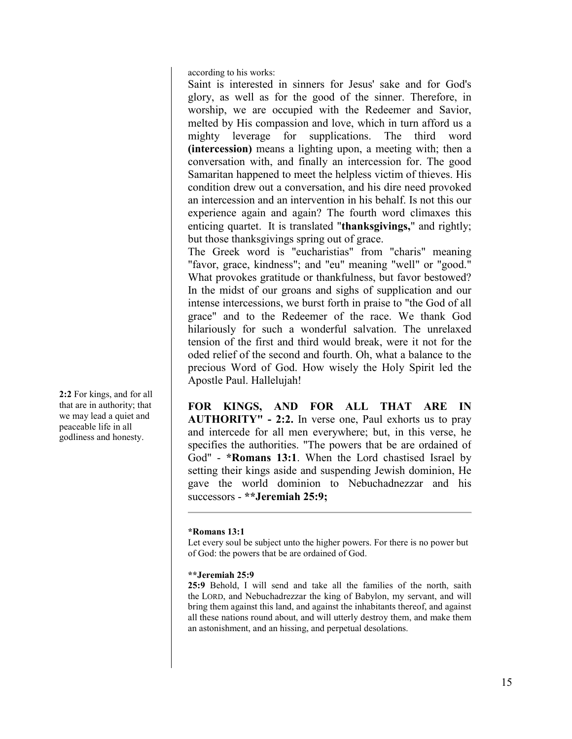according to his works:

Saint is interested in sinners for Jesus' sake and for God's glory, as well as for the good of the sinner. Therefore, in worship, we are occupied with the Redeemer and Savior, melted by His compassion and love, which in turn afford us a mighty leverage for supplications. The third word **(intercession)** means a lighting upon, a meeting with; then a conversation with, and finally an intercession for. The good Samaritan happened to meet the helpless victim of thieves. His condition drew out a conversation, and his dire need provoked an intercession and an intervention in his behalf. Is not this our experience again and again? The fourth word climaxes this enticing quartet. It is translated "**thanksgivings,**" and rightly; but those thanksgivings spring out of grace.

The Greek word is "eucharistias" from "charis" meaning "favor, grace, kindness"; and "eu" meaning "well" or "good." What provokes gratitude or thankfulness, but favor bestowed? In the midst of our groans and sighs of supplication and our intense intercessions, we burst forth in praise to "the God of all grace" and to the Redeemer of the race. We thank God hilariously for such a wonderful salvation. The unrelaxed tension of the first and third would break, were it not for the oded relief of the second and fourth. Oh, what a balance to the precious Word of God. How wisely the Holy Spirit led the Apostle Paul. Hallelujah!

**2:2** For kings, and for all that are in authority; that we may lead a quiet and peaceable life in all godliness and honesty.

**FOR KINGS, AND FOR ALL THAT ARE IN AUTHORITY" - 2:2.** In verse one, Paul exhorts us to pray and intercede for all men everywhere; but, in this verse, he specifies the authorities. "The powers that be are ordained of God" - ***Romans 13:1**. When the Lord chastised Israel by setting their kings aside and suspending Jewish dominion, He gave the world dominion to Nebuchadnezzar and his successors - ****Jeremiah 25:9;**

---

***Romans 13:1**

Let every soul be subject unto the higher powers. For there is no power but of God: the powers that be are ordained of God.

****Jeremiah 25:9**

**25:9** Behold, I will send and take all the families of the north, saith the LORD, and Nebuchadrezzar the king of Babylon, my servant, and will bring them against this land, and against the inhabitants thereof, and against all these nations round about, and will utterly destroy them, and make them an astonishment, and an hissing, and perpetual desolations.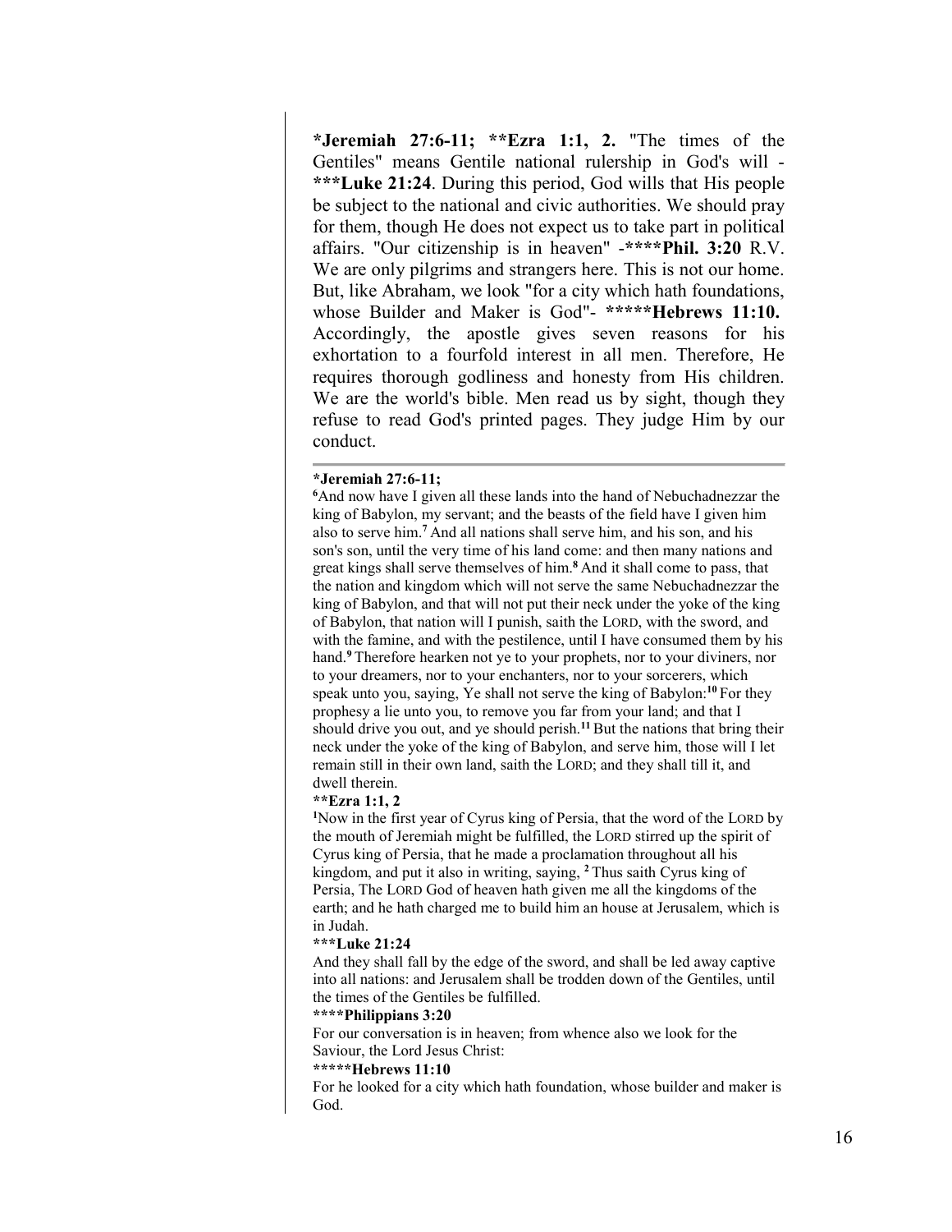**\*Jeremiah 27:6-11; \*\*Ezra 1:1, 2.** "The times of the Gentiles" means Gentile national rulership in God's will - **\*\*\*Luke 21:24**. During this period, God wills that His people be subject to the national and civic authorities. We should pray for them, though He does not expect us to take part in political affairs. "Our citizenship is in heaven" -**\*\*\*\*Phil. 3:20** R.V. We are only pilgrims and strangers here. This is not our home. But, like Abraham, we look "for a city which hath foundations, whose Builder and Maker is God"- **\*\*\*\*\*Hebrews 11:10.** Accordingly, the apostle gives seven reasons for his exhortation to a fourfold interest in all men. Therefore, He requires thorough godliness and honesty from His children. We are the world's bible. Men read us by sight, though they refuse to read God's printed pages. They judge Him by our conduct.

---

**\*Jeremiah 27:6-11;**

[6]And now have I given all these lands into the hand of Nebuchadnezzar the king of Babylon, my servant; and the beasts of the field have I given him also to serve him.[7] And all nations shall serve him, and his son, and his son's son, until the very time of his land come: and then many nations and great kings shall serve themselves of him.[8] And it shall come to pass, that the nation and kingdom which will not serve the same Nebuchadnezzar the king of Babylon, and that will not put their neck under the yoke of the king of Babylon, that nation will I punish, saith the LORD, with the sword, and with the famine, and with the pestilence, until I have consumed them by his hand.[9] Therefore hearken not ye to your prophets, nor to your diviners, nor to your dreamers, nor to your enchanters, nor to your sorcerers, which speak unto you, saying, Ye shall not serve the king of Babylon:[10] For they prophesy a lie unto you, to remove you far from your land; and that I should drive you out, and ye should perish.[11] But the nations that bring their neck under the yoke of the king of Babylon, and serve him, those will I let remain still in their own land, saith the LORD; and they shall till it, and dwell therein.

**\*\*Ezra 1:1, 2**

[1]Now in the first year of Cyrus king of Persia, that the word of the LORD by the mouth of Jeremiah might be fulfilled, the LORD stirred up the spirit of Cyrus king of Persia, that he made a proclamation throughout all his kingdom, and put it also in writing, saying, [2] Thus saith Cyrus king of Persia, The LORD God of heaven hath given me all the kingdoms of the earth; and he hath charged me to build him an house at Jerusalem, which is in Judah.

**\*\*\*Luke 21:24**

And they shall fall by the edge of the sword, and shall be led away captive into all nations: and Jerusalem shall be trodden down of the Gentiles, until the times of the Gentiles be fulfilled.

**\*\*\*\*Philippians 3:20**

For our conversation is in heaven; from whence also we look for the Saviour, the Lord Jesus Christ:

**\*\*\*\*\*Hebrews 11:10**

For he looked for a city which hath foundation, whose builder and maker is God.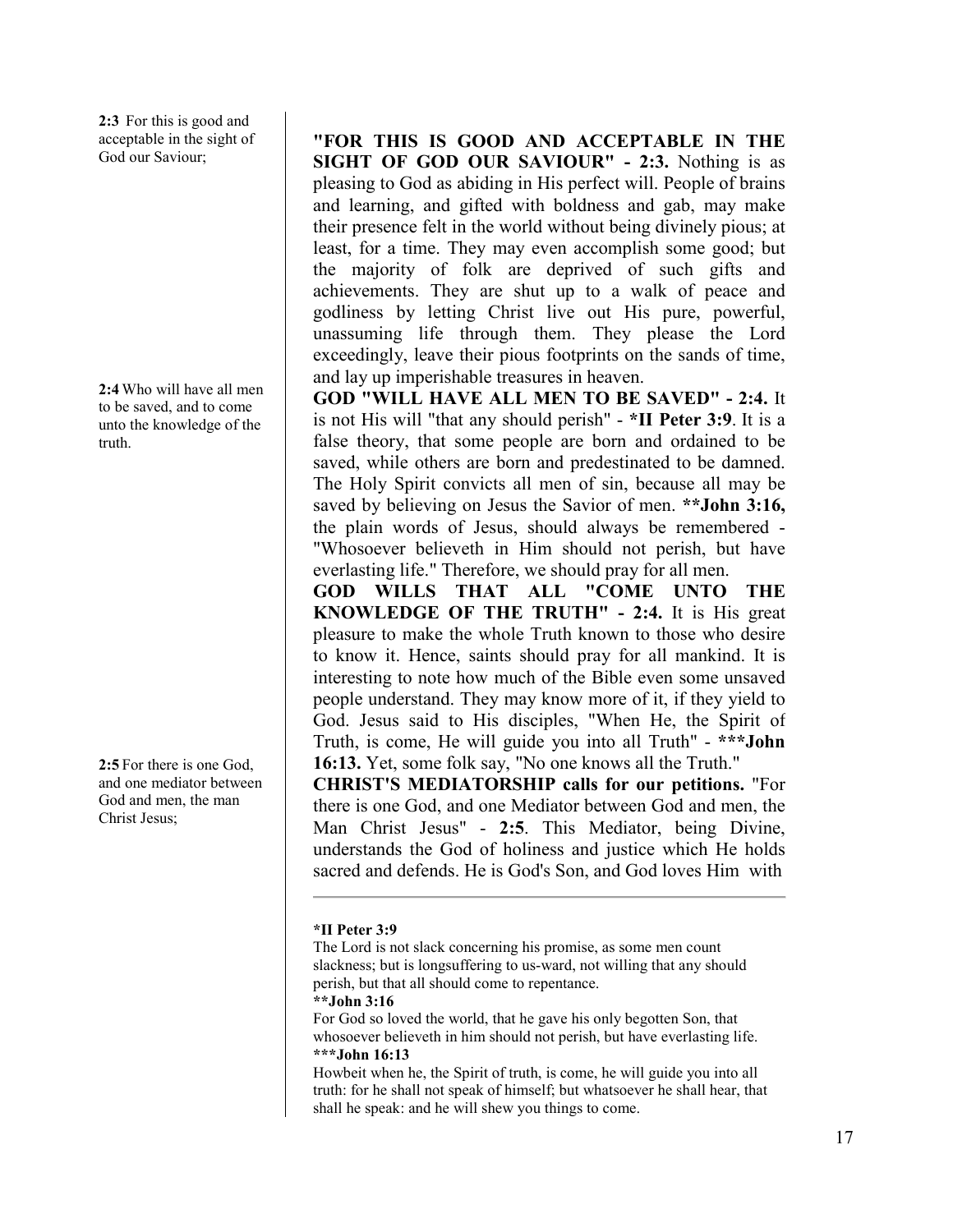**2:3** For this is good and acceptable in the sight of God our Saviour;

**"FOR THIS IS GOOD AND ACCEPTABLE IN THE SIGHT OF GOD OUR SAVIOUR" - 2:3.** Nothing is as pleasing to God as abiding in His perfect will. People of brains and learning, and gifted with boldness and gab, may make their presence felt in the world without being divinely pious; at least, for a time. They may even accomplish some good; but the majority of folk are deprived of such gifts and achievements. They are shut up to a walk of peace and godliness by letting Christ live out His pure, powerful, unassuming life through them. They please the Lord exceedingly, leave their pious footprints on the sands of time, and lay up imperishable treasures in heaven.

**2:4** Who will have all men to be saved, and to come unto the knowledge of the truth.

**GOD "WILL HAVE ALL MEN TO BE SAVED" - 2:4.** It is not His will "that any should perish" - ***II Peter 3:9**. It is a false theory, that some people are born and ordained to be saved, while others are born and predestinated to be damned. The Holy Spirit convicts all men of sin, because all may be saved by believing on Jesus the Savior of men. ****John 3:16,** the plain words of Jesus, should always be remembered - "Whosoever believeth in Him should not perish, but have everlasting life." Therefore, we should pray for all men.

**GOD WILLS THAT ALL "COME UNTO THE KNOWLEDGE OF THE TRUTH" - 2:4.** It is His great pleasure to make the whole Truth known to those who desire to know it. Hence, saints should pray for all mankind. It is interesting to note how much of the Bible even some unsaved people understand. They may know more of it, if they yield to God. Jesus said to His disciples, "When He, the Spirit of Truth, is come, He will guide you into all Truth" - *****John 16:13.** Yet, some folk say, "No one knows all the Truth."

**2:5** For there is one God, and one mediator between God and men, the man Christ Jesus;

**CHRIST'S MEDIATORSHIP calls for our petitions.** "For there is one God, and one Mediator between God and men, the Man Christ Jesus" - **2:5**. This Mediator, being Divine, understands the God of holiness and justice which He holds sacred and defends. He is God's Son, and God loves Him with

---

***II Peter 3:9**

The Lord is not slack concerning his promise, as some men count slackness; but is longsuffering to us-ward, not willing that any should perish, but that all should come to repentance.

****John 3:16**

For God so loved the world, that he gave his only begotten Son, that whosoever believeth in him should not perish, but have everlasting life.

*****John 16:13**

Howbeit when he, the Spirit of truth, is come, he will guide you into all truth: for he shall not speak of himself; but whatsoever he shall hear, that shall he speak: and he will shew you things to come.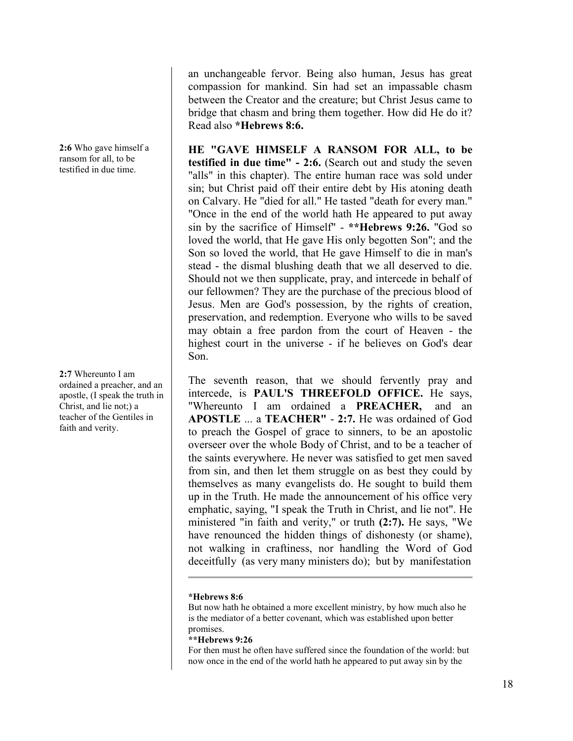an unchangeable fervor. Being also human, Jesus has great compassion for mankind. Sin had set an impassable chasm between the Creator and the creature; but Christ Jesus came to bridge that chasm and bring them together. How did He do it? Read also ***Hebrews 8:6.**

**2:6** Who gave himself a ransom for all, to be testified in due time.

**HE "GAVE HIMSELF A RANSOM FOR ALL, to be testified in due time" - 2:6.** (Search out and study the seven "alls" in this chapter). The entire human race was sold under sin; but Christ paid off their entire debt by His atoning death on Calvary. He "died for all." He tasted "death for every man." "Once in the end of the world hath He appeared to put away sin by the sacrifice of Himself" - ****Hebrews 9:26.** "God so loved the world, that He gave His only begotten Son"; and the Son so loved the world, that He gave Himself to die in man's stead - the dismal blushing death that we all deserved to die. Should not we then supplicate, pray, and intercede in behalf of our fellowmen? They are the purchase of the precious blood of Jesus. Men are God's possession, by the rights of creation, preservation, and redemption. Everyone who wills to be saved may obtain a free pardon from the court of Heaven - the highest court in the universe - if he believes on God's dear Son.

**2:7** Whereunto I am ordained a preacher, and an apostle, (I speak the truth in Christ, and lie not;) a teacher of the Gentiles in faith and verity.

The seventh reason, that we should fervently pray and intercede, is **PAUL'S THREEFOLD OFFICE.** He says, "Whereunto I am ordained a **PREACHER,** and an **APOSTLE** ... a **TEACHER"** - **2:7.** He was ordained of God to preach the Gospel of grace to sinners, to be an apostolic overseer over the whole Body of Christ, and to be a teacher of the saints everywhere. He never was satisfied to get men saved from sin, and then let them struggle on as best they could by themselves as many evangelists do. He sought to build them up in the Truth. He made the announcement of his office very emphatic, saying, "I speak the Truth in Christ, and lie not". He ministered "in faith and verity," or truth **(2:7).** He says, "We have renounced the hidden things of dishonesty (or shame), not walking in craftiness, nor handling the Word of God deceitfully (as very many ministers do); but by manifestation

---

***Hebrews 8:6**

But now hath he obtained a more excellent ministry, by how much also he is the mediator of a better covenant, which was established upon better promises.

****Hebrews 9:26**

For then must he often have suffered since the foundation of the world: but now once in the end of the world hath he appeared to put away sin by the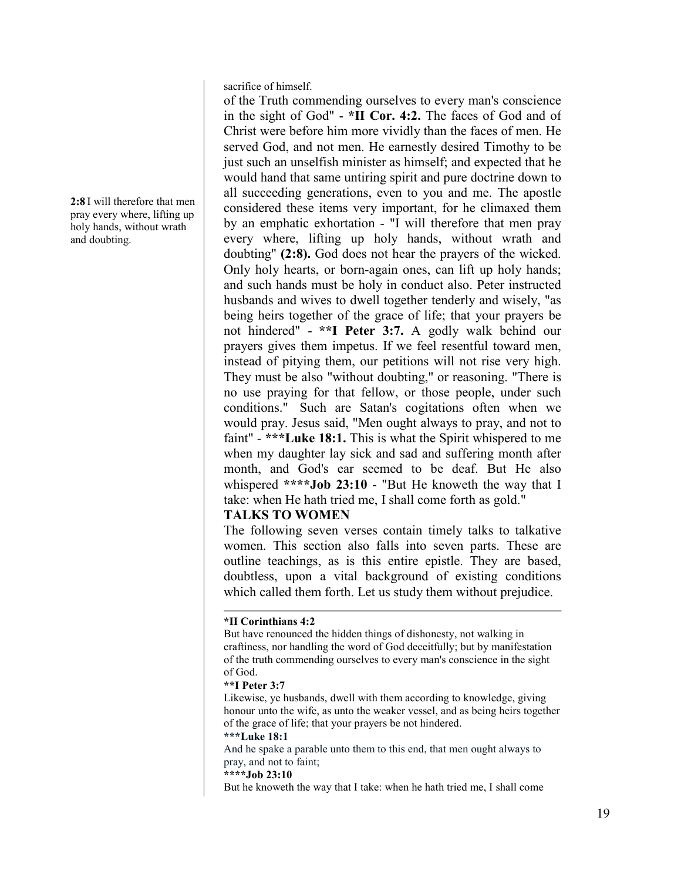sacrifice of himself.

of the Truth commending ourselves to every man's conscience in the sight of God" - ***II Cor. 4:2.** The faces of God and of Christ were before him more vividly than the faces of men. He served God, and not men. He earnestly desired Timothy to be just such an unselfish minister as himself; and expected that he would hand that same untiring spirit and pure doctrine down to all succeeding generations, even to you and me. The apostle considered these items very important, for he climaxed them by an emphatic exhortation - "I will therefore that men pray every where, lifting up holy hands, without wrath and doubting" **(2:8).** God does not hear the prayers of the wicked. Only holy hearts, or born-again ones, can lift up holy hands; and such hands must be holy in conduct also. Peter instructed husbands and wives to dwell together tenderly and wisely, "as being heirs together of the grace of life; that your prayers be not hindered" - ****I Peter 3:7.** A godly walk behind our prayers gives them impetus. If we feel resentful toward men, instead of pitying them, our petitions will not rise very high. They must be also "without doubting," or reasoning. "There is no use praying for that fellow, or those people, under such conditions." Such are Satan's cogitations often when we would pray. Jesus said, "Men ought always to pray, and not to faint" - *****Luke 18:1.** This is what the Spirit whispered to me when my daughter lay sick and sad and suffering month after month, and God's ear seemed to be deaf. But He also whispered ******Job 23:10** - "But He knoweth the way that I take: when He hath tried me, I shall come forth as gold."

**2:8** I will therefore that men pray every where, lifting up holy hands, without wrath and doubting.

**TALKS TO WOMEN**

The following seven verses contain timely talks to talkative women. This section also falls into seven parts. These are outline teachings, as is this entire epistle. They are based, doubtless, upon a vital background of existing conditions which called them forth. Let us study them without prejudice.

---

***II Corinthians 4:2**

But have renounced the hidden things of dishonesty, not walking in craftiness, nor handling the word of God deceitfully; but by manifestation of the truth commending ourselves to every man's conscience in the sight of God.

****I Peter 3:7**

Likewise, ye husbands, dwell with them according to knowledge, giving honour unto the wife, as unto the weaker vessel, and as being heirs together of the grace of life; that your prayers be not hindered.

*****Luke 18:1**

And he spake a parable unto them to this end, that men ought always to pray, and not to faint;

******Job 23:10**

But he knoweth the way that I take: when he hath tried me, I shall come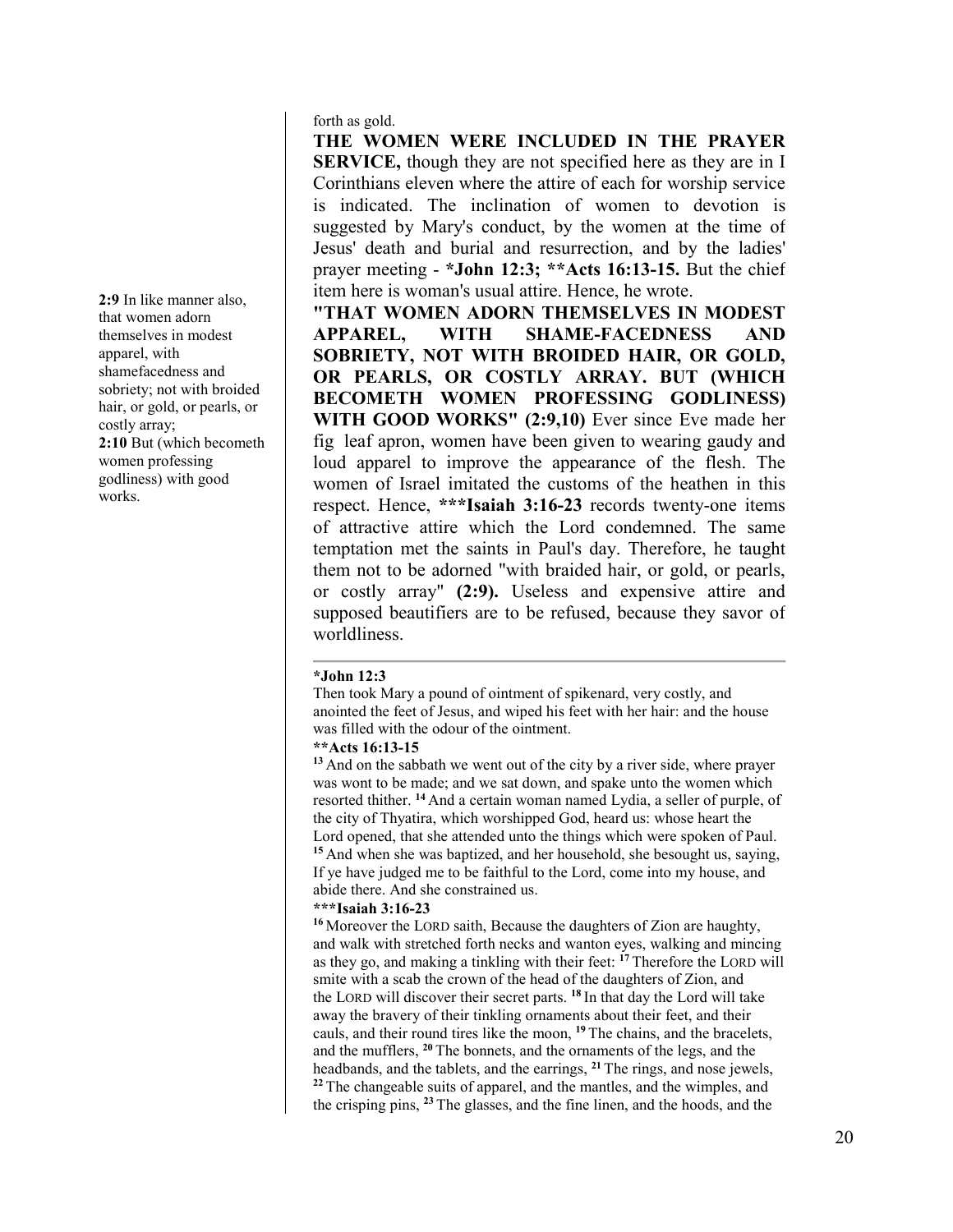**2:9** In like manner also, that women adorn themselves in modest apparel, with shamefacedness and sobriety; not with broided hair, or gold, or pearls, or costly array;
**2:10** But (which becometh women professing godliness) with good works.

forth as gold.

**THE WOMEN WERE INCLUDED IN THE PRAYER SERVICE,** though they are not specified here as they are in I Corinthians eleven where the attire of each for worship service is indicated. The inclination of women to devotion is suggested by Mary's conduct, by the women at the time of Jesus' death and burial and resurrection, and by the ladies' prayer meeting - ***John 12:3; **Acts 16:13-15.** But the chief item here is woman's usual attire. Hence, he wrote.

**"THAT WOMEN ADORN THEMSELVES IN MODEST APPAREL, WITH SHAME-FACEDNESS AND SOBRIETY, NOT WITH BROIDED HAIR, OR GOLD, OR PEARLS, OR COSTLY ARRAY. BUT (WHICH BECOMETH WOMEN PROFESSING GODLINESS) WITH GOOD WORKS" (2:9,10)** Ever since Eve made her fig leaf apron, women have been given to wearing gaudy and loud apparel to improve the appearance of the flesh. The women of Israel imitated the customs of the heathen in this respect. Hence, *****Isaiah 3:16-23** records twenty-one items of attractive attire which the Lord condemned. The same temptation met the saints in Paul's day. Therefore, he taught them not to be adorned "with braided hair, or gold, or pearls, or costly array" **(2:9).** Useless and expensive attire and supposed beautifiers are to be refused, because they savor of worldliness.

---

***John 12:3**

Then took Mary a pound of ointment of spikenard, very costly, and anointed the feet of Jesus, and wiped his feet with her hair: and the house was filled with the odour of the ointment.

****Acts 16:13-15**

[13] And on the sabbath we went out of the city by a river side, where prayer was wont to be made; and we sat down, and spake unto the women which resorted thither. [14] And a certain woman named Lydia, a seller of purple, of the city of Thyatira, which worshipped God, heard us: whose heart the Lord opened, that she attended unto the things which were spoken of Paul. [15] And when she was baptized, and her household, she besought us, saying, If ye have judged me to be faithful to the Lord, come into my house, and abide there. And she constrained us.

*****Isaiah 3:16-23**

[16] Moreover the LORD saith, Because the daughters of Zion are haughty, and walk with stretched forth necks and wanton eyes, walking and mincing as they go, and making a tinkling with their feet: [17] Therefore the LORD will smite with a scab the crown of the head of the daughters of Zion, and the LORD will discover their secret parts. [18] In that day the Lord will take away the bravery of their tinkling ornaments about their feet, and their cauls, and their round tires like the moon, [19] The chains, and the bracelets, and the mufflers, [20] The bonnets, and the ornaments of the legs, and the headbands, and the tablets, and the earrings, [21] The rings, and nose jewels, [22] The changeable suits of apparel, and the mantles, and the wimples, and the crisping pins, [23] The glasses, and the fine linen, and the hoods, and the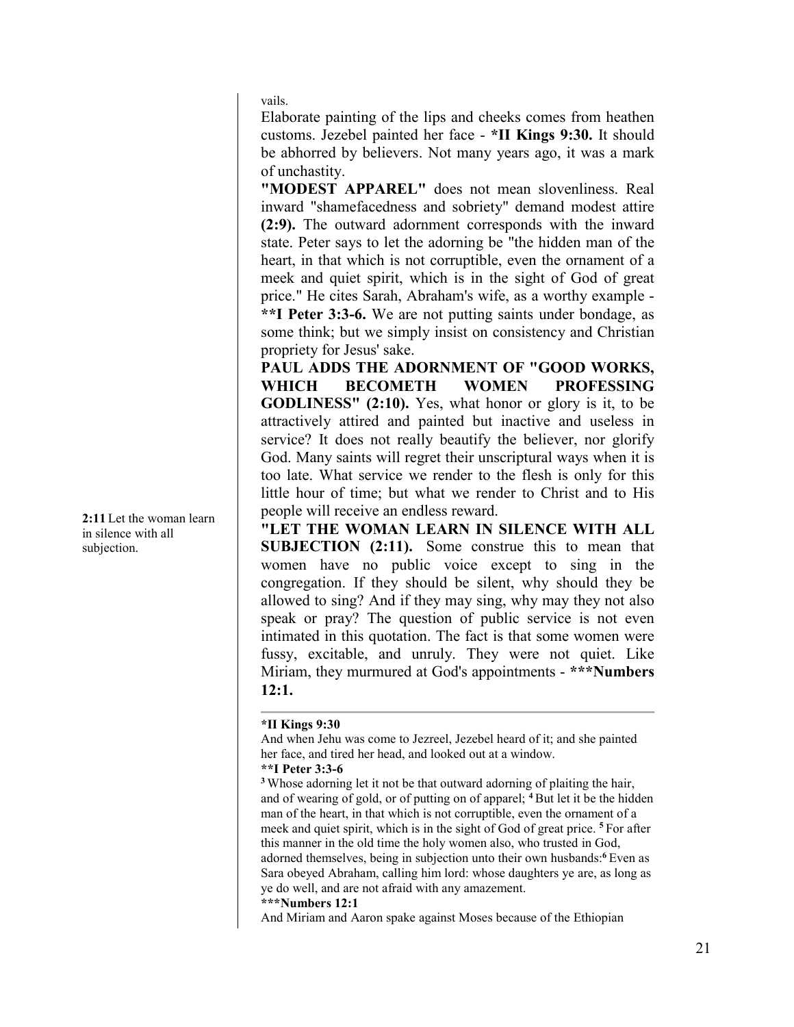vails.

Elaborate painting of the lips and cheeks comes from heathen customs. Jezebel painted her face - **\*II Kings 9:30.** It should be abhorred by believers. Not many years ago, it was a mark of unchastity.

**"MODEST APPAREL"** does not mean slovenliness. Real inward "shamefacedness and sobriety" demand modest attire **(2:9).** The outward adornment corresponds with the inward state. Peter says to let the adorning be "the hidden man of the heart, in that which is not corruptible, even the ornament of a meek and quiet spirit, which is in the sight of God of great price." He cites Sarah, Abraham's wife, as a worthy example - **\*\*I Peter 3:3-6.** We are not putting saints under bondage, as some think; but we simply insist on consistency and Christian propriety for Jesus' sake.

**PAUL ADDS THE ADORNMENT OF "GOOD WORKS, WHICH BECOMETH WOMEN PROFESSING GODLINESS" (2:10).** Yes, what honor or glory is it, to be attractively attired and painted but inactive and useless in service? It does not really beautify the believer, nor glorify God. Many saints will regret their unscriptural ways when it is too late. What service we render to the flesh is only for this little hour of time; but what we render to Christ and to His people will receive an endless reward.

**2:11** Let the woman learn in silence with all subjection.

**"LET THE WOMAN LEARN IN SILENCE WITH ALL SUBJECTION (2:11).** Some construe this to mean that women have no public voice except to sing in the congregation. If they should be silent, why should they be allowed to sing? And if they may sing, why may they not also speak or pray? The question of public service is not even intimated in this quotation. The fact is that some women were fussy, excitable, and unruly. They were not quiet. Like Miriam, they murmured at God's appointments - **\*\*\*Numbers 12:1.**

---

**\*II Kings 9:30**

And when Jehu was come to Jezreel, Jezebel heard of it; and she painted her face, and tired her head, and looked out at a window.

**\*\*I Peter 3:3-6**

**3** Whose adorning let it not be that outward adorning of plaiting the hair, and of wearing of gold, or of putting on of apparel; **4** But let it be the hidden man of the heart, in that which is not corruptible, even the ornament of a meek and quiet spirit, which is in the sight of God of great price. **5** For after this manner in the old time the holy women also, who trusted in God, adorned themselves, being in subjection unto their own husbands: **6** Even as Sara obeyed Abraham, calling him lord: whose daughters ye are, as long as ye do well, and are not afraid with any amazement.

**\*\*\*Numbers 12:1**

And Miriam and Aaron spake against Moses because of the Ethiopian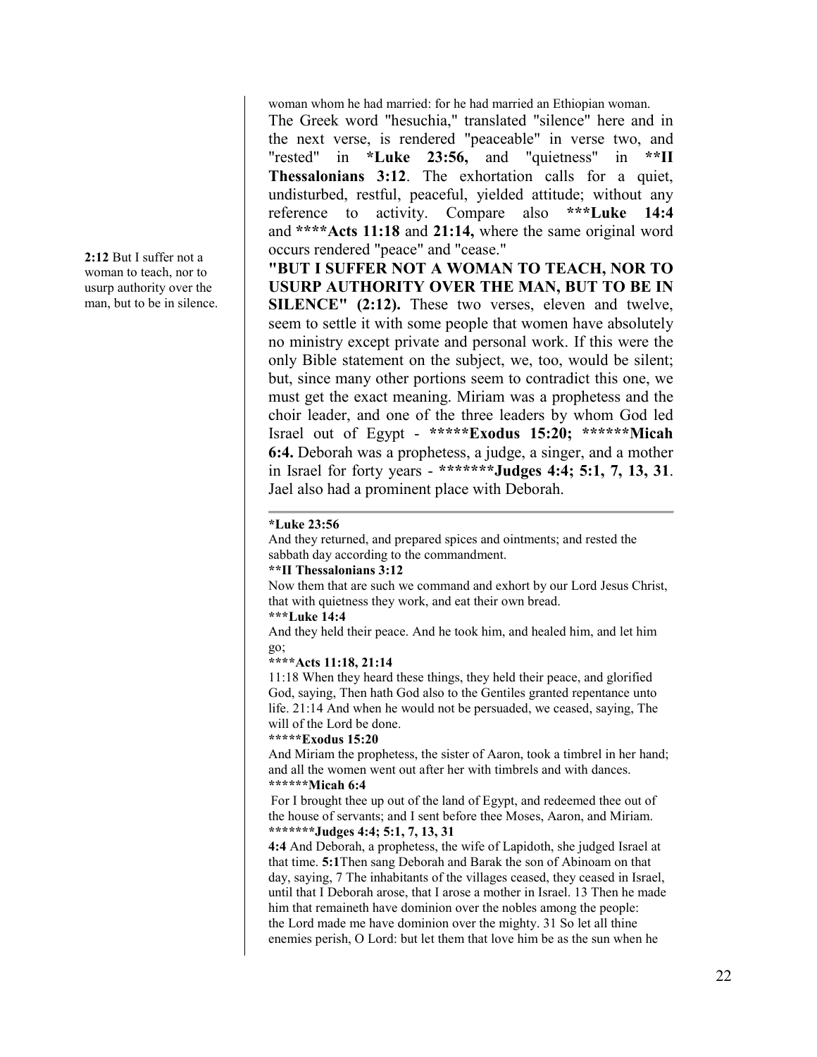woman whom he had married: for he had married an Ethiopian woman.

The Greek word "hesuchia," translated "silence" here and in the next verse, is rendered "peaceable" in verse two, and "rested" in ***Luke 23:56,** and "quietness" in ****II Thessalonians 3:12**. The exhortation calls for a quiet, undisturbed, restful, peaceful, yielded attitude; without any reference to activity. Compare also *****Luke 14:4** and ******Acts 11:18** and **21:14,** where the same original word occurs rendered "peace" and "cease."

**2:12** But I suffer not a woman to teach, nor to usurp authority over the man, but to be in silence.

**"BUT I SUFFER NOT A WOMAN TO TEACH, NOR TO USURP AUTHORITY OVER THE MAN, BUT TO BE IN SILENCE" (2:12).** These two verses, eleven and twelve, seem to settle it with some people that women have absolutely no ministry except private and personal work. If this were the only Bible statement on the subject, we, too, would be silent; but, since many other portions seem to contradict this one, we must get the exact meaning. Miriam was a prophetess and the choir leader, and one of the three leaders by whom God led Israel out of Egypt - ********Exodus 15:20; **********Micah 6:4.** Deborah was a prophetess, a judge, a singer, and a mother in Israel for forty years - ************Judges 4:4; 5:1, 7, 13, 31**. Jael also had a prominent place with Deborah.

---

***Luke 23:56**

And they returned, and prepared spices and ointments; and rested the sabbath day according to the commandment.

****II Thessalonians 3:12**

Now them that are such we command and exhort by our Lord Jesus Christ, that with quietness they work, and eat their own bread.

*****Luke 14:4**

And they held their peace. And he took him, and healed him, and let him go;

******Acts 11:18, 21:14**

11:18 When they heard these things, they held their peace, and glorified God, saying, Then hath God also to the Gentiles granted repentance unto life. 21:14 And when he would not be persuaded, we ceased, saying, The will of the Lord be done.

*******Exodus 15:20**

And Miriam the prophetess, the sister of Aaron, took a timbrel in her hand; and all the women went out after her with timbrels and with dances.

********Micah 6:4**

For I brought thee up out of the land of Egypt, and redeemed thee out of the house of servants; and I sent before thee Moses, Aaron, and Miriam.

*********Judges 4:4; 5:1, 7, 13, 31**

**4:4** And Deborah, a prophetess, the wife of Lapidoth, she judged Israel at that time. **5:1**Then sang Deborah and Barak the son of Abinoam on that day, saying, 7 The inhabitants of the villages ceased, they ceased in Israel, until that I Deborah arose, that I arose a mother in Israel. 13 Then he made him that remaineth have dominion over the nobles among the people: the Lord made me have dominion over the mighty. 31 So let all thine enemies perish, O Lord: but let them that love him be as the sun when he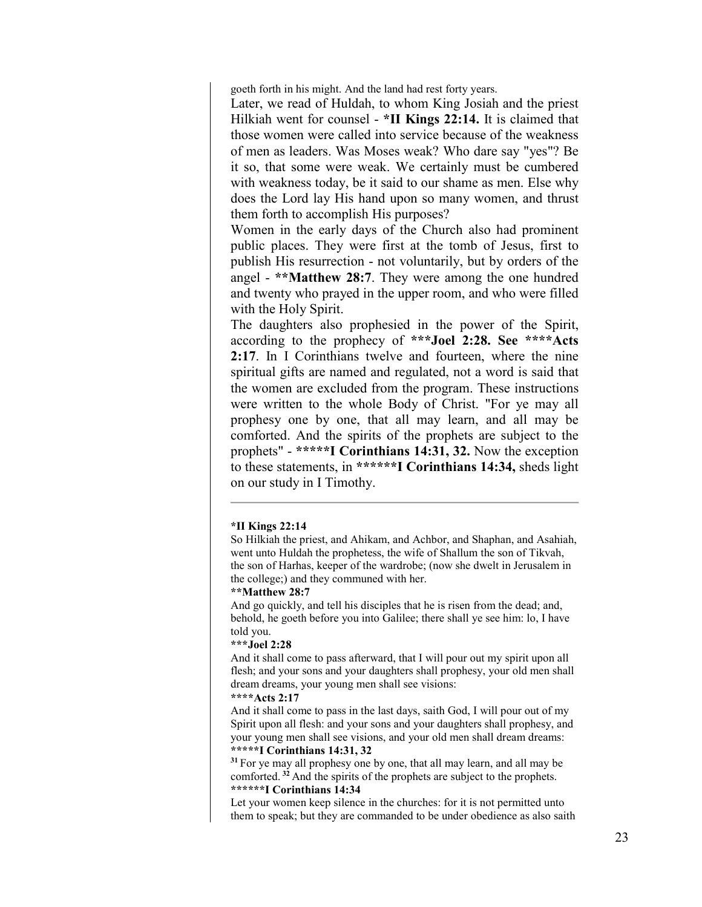goeth forth in his might. And the land had rest forty years.

Later, we read of Huldah, to whom King Josiah and the priest Hilkiah went for counsel - ***II Kings 22:14.** It is claimed that those women were called into service because of the weakness of men as leaders. Was Moses weak? Who dare say "yes"? Be it so, that some were weak. We certainly must be cumbered with weakness today, be it said to our shame as men. Else why does the Lord lay His hand upon so many women, and thrust them forth to accomplish His purposes?

Women in the early days of the Church also had prominent public places. They were first at the tomb of Jesus, first to publish His resurrection - not voluntarily, but by orders of the angel - ****Matthew 28:7**. They were among the one hundred and twenty who prayed in the upper room, and who were filled with the Holy Spirit.

The daughters also prophesied in the power of the Spirit, according to the prophecy of *****Joel 2:28. See ******Acts 2:17**. In I Corinthians twelve and fourteen, where the nine spiritual gifts are named and regulated, not a word is said that the women are excluded from the program. These instructions were written to the whole Body of Christ. "For ye may all prophesy one by one, that all may learn, and all may be comforted. And the spirits of the prophets are subject to the prophets" - *******I Corinthians 14:31, 32.** Now the exception to these statements, in ********I Corinthians 14:34,** sheds light on our study in I Timothy.

---

***II Kings 22:14**

So Hilkiah the priest, and Ahikam, and Achbor, and Shaphan, and Asahiah, went unto Huldah the prophetess, the wife of Shallum the son of Tikvah, the son of Harhas, keeper of the wardrobe; (now she dwelt in Jerusalem in the college;) and they communed with her.

****Matthew 28:7**

And go quickly, and tell his disciples that he is risen from the dead; and, behold, he goeth before you into Galilee; there shall ye see him: lo, I have told you.

*****Joel 2:28**

And it shall come to pass afterward, that I will pour out my spirit upon all flesh; and your sons and your daughters shall prophesy, your old men shall dream dreams, your young men shall see visions:

******Acts 2:17**

And it shall come to pass in the last days, saith God, I will pour out of my Spirit upon all flesh: and your sons and your daughters shall prophesy, and your young men shall see visions, and your old men shall dream dreams:

*******I Corinthians 14:31, 32**

[31] For ye may all prophesy one by one, that all may learn, and all may be comforted. [32] And the spirits of the prophets are subject to the prophets.

********I Corinthians 14:34**

Let your women keep silence in the churches: for it is not permitted unto them to speak; but they are commanded to be under obedience as also saith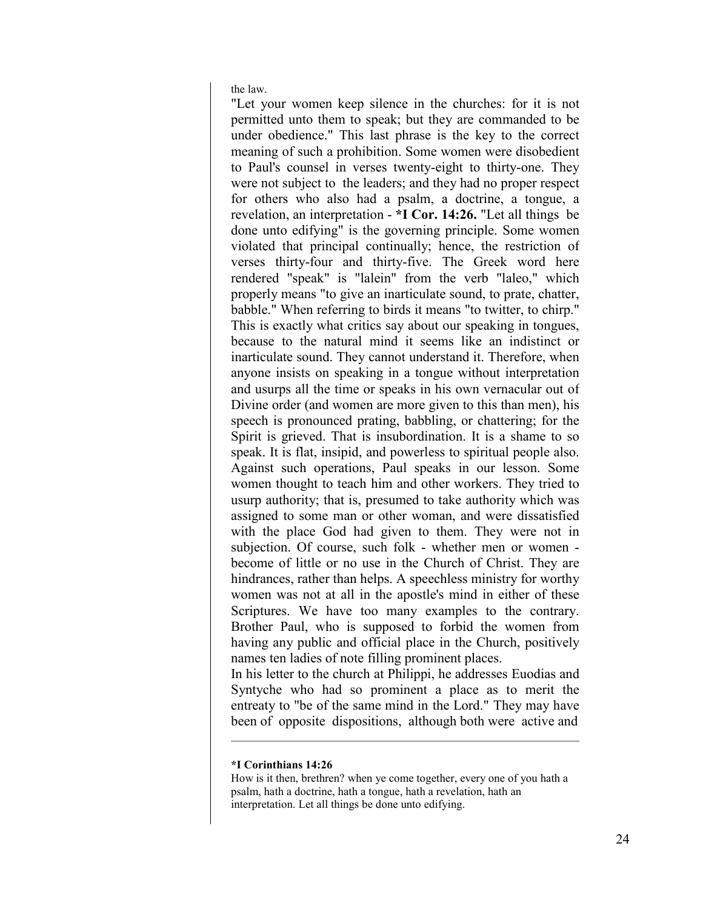the law.

"Let your women keep silence in the churches: for it is not permitted unto them to speak; but they are commanded to be under obedience." This last phrase is the key to the correct meaning of such a prohibition. Some women were disobedient to Paul's counsel in verses twenty-eight to thirty-one. They were not subject to the leaders; and they had no proper respect for others who also had a psalm, a doctrine, a tongue, a revelation, an interpretation - ***I Cor. 14:26.** "Let all things be done unto edifying" is the governing principle. Some women violated that principal continually; hence, the restriction of verses thirty-four and thirty-five. The Greek word here rendered "speak" is "lalein" from the verb "laleo," which properly means "to give an inarticulate sound, to prate, chatter, babble." When referring to birds it means "to twitter, to chirp." This is exactly what critics say about our speaking in tongues, because to the natural mind it seems like an indistinct or inarticulate sound. They cannot understand it. Therefore, when anyone insists on speaking in a tongue without interpretation and usurps all the time or speaks in his own vernacular out of Divine order (and women are more given to this than men), his speech is pronounced prating, babbling, or chattering; for the Spirit is grieved. That is insubordination. It is a shame to so speak. It is flat, insipid, and powerless to spiritual people also. Against such operations, Paul speaks in our lesson. Some women thought to teach him and other workers. They tried to usurp authority; that is, presumed to take authority which was assigned to some man or other woman, and were dissatisfied with the place God had given to them. They were not in subjection. Of course, such folk - whether men or women - become of little or no use in the Church of Christ. They are hindrances, rather than helps. A speechless ministry for worthy women was not at all in the apostle's mind in either of these Scriptures. We have too many examples to the contrary. Brother Paul, who is supposed to forbid the women from having any public and official place in the Church, positively names ten ladies of note filling prominent places.

In his letter to the church at Philippi, he addresses Euodias and Syntyche who had so prominent a place as to merit the entreaty to "be of the same mind in the Lord." They may have been of opposite dispositions, although both were active and

---

***I Corinthians 14:26**

How is it then, brethren? when ye come together, every one of you hath a psalm, hath a doctrine, hath a tongue, hath a revelation, hath an interpretation. Let all things be done unto edifying.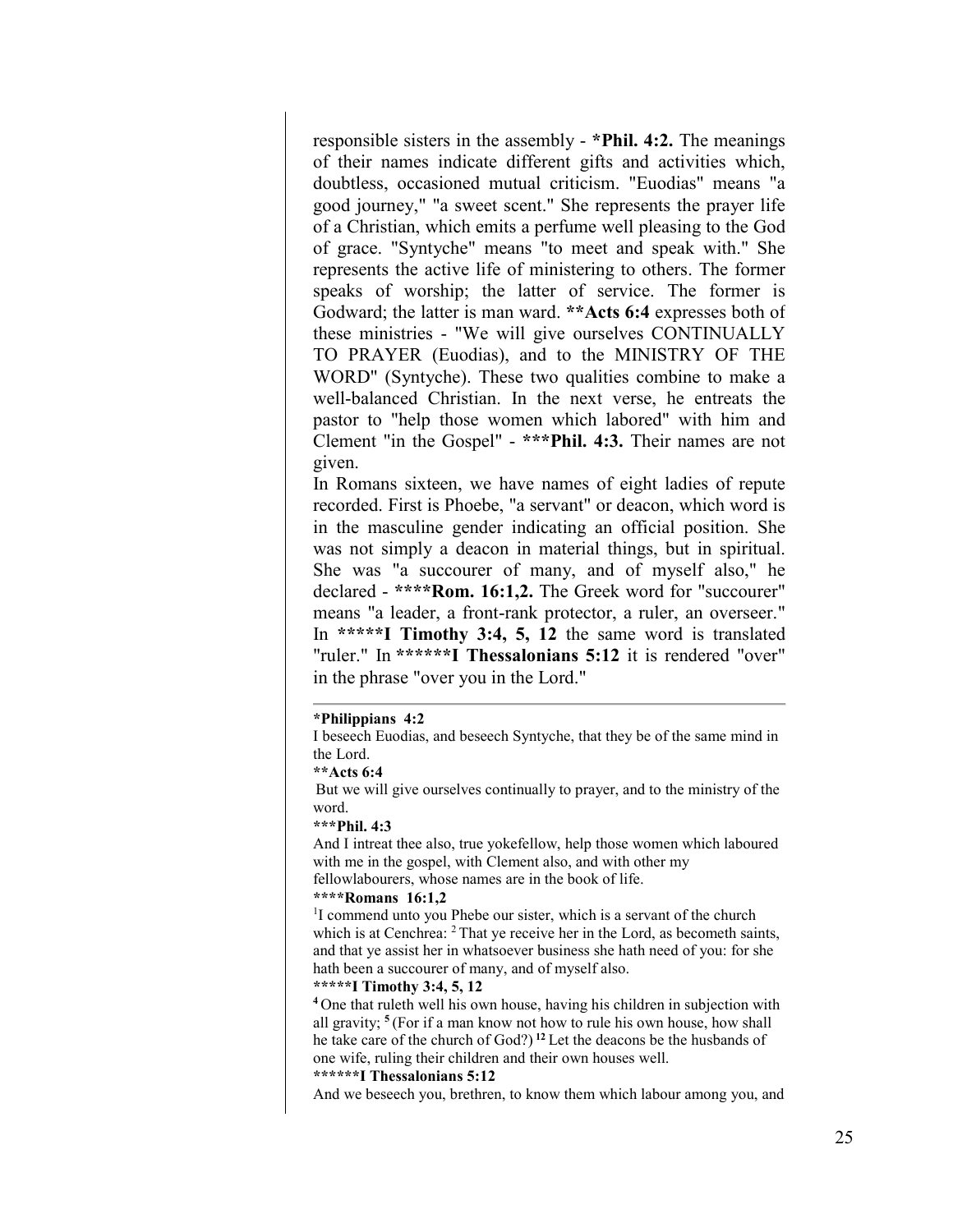responsible sisters in the assembly - ***Phil. 4:2.** The meanings of their names indicate different gifts and activities which, doubtless, occasioned mutual criticism. "Euodias" means "a good journey," "a sweet scent." She represents the prayer life of a Christian, which emits a perfume well pleasing to the God of grace. "Syntyche" means "to meet and speak with." She represents the active life of ministering to others. The former speaks of worship; the latter of service. The former is Godward; the latter is man ward. ****Acts 6:4** expresses both of these ministries - "We will give ourselves CONTINUALLY TO PRAYER (Euodias), and to the MINISTRY OF THE WORD" (Syntyche). These two qualities combine to make a well-balanced Christian. In the next verse, he entreats the pastor to "help those women which labored" with him and Clement "in the Gospel" - *****Phil. 4:3.** Their names are not given.

In Romans sixteen, we have names of eight ladies of repute recorded. First is Phoebe, "a servant" or deacon, which word is in the masculine gender indicating an official position. She was not simply a deacon in material things, but in spiritual. She was "a succourer of many, and of myself also," he declared - ******Rom. 16:1,2.** The Greek word for "succourer" means "a leader, a front-rank protector, a ruler, an overseer." In *******I Timothy 3:4, 5, 12** the same word is translated "ruler." In ********I Thessalonians 5:12** it is rendered "over" in the phrase "over you in the Lord."

---

**\*Philippians 4:2**

I beseech Euodias, and beseech Syntyche, that they be of the same mind in the Lord.

**\*\*Acts 6:4**

But we will give ourselves continually to prayer, and to the ministry of the word.

**\*\*\*Phil. 4:3**

And I intreat thee also, true yokefellow, help those women which laboured with me in the gospel, with Clement also, and with other my fellowlabourers, whose names are in the book of life.

**\*\*\*\*Romans 16:1,2**

[1]I commend unto you Phebe our sister, which is a servant of the church which is at Cenchrea: [2] That ye receive her in the Lord, as becometh saints, and that ye assist her in whatsoever business she hath need of you: for she hath been a succourer of many, and of myself also.

**\*\*\*\*\*I Timothy 3:4, 5, 12**

**[4]** One that ruleth well his own house, having his children in subjection with all gravity; **[5]** (For if a man know not how to rule his own house, how shall he take care of the church of God?) **[12]** Let the deacons be the husbands of one wife, ruling their children and their own houses well.

**\*\*\*\*\*\*I Thessalonians 5:12**

And we beseech you, brethren, to know them which labour among you, and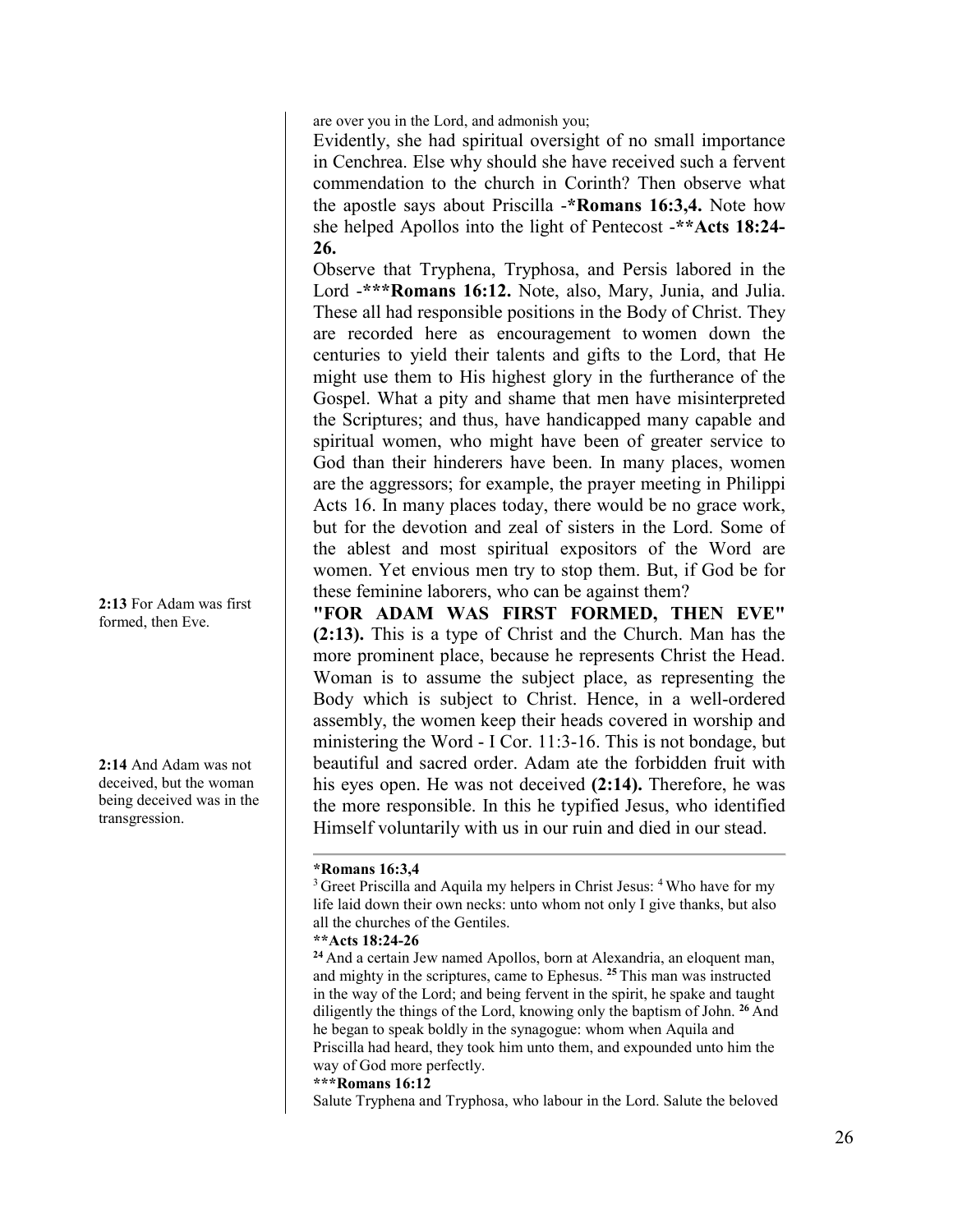are over you in the Lord, and admonish you;

Evidently, she had spiritual oversight of no small importance in Cenchrea. Else why should she have received such a fervent commendation to the church in Corinth? Then observe what the apostle says about Priscilla -***Romans 16:3,4.** Note how she helped Apollos into the light of Pentecost -****Acts 18:24-26.**

Observe that Tryphena, Tryphosa, and Persis labored in the Lord -*****Romans 16:12.** Note, also, Mary, Junia, and Julia. These all had responsible positions in the Body of Christ. They are recorded here as encouragement to women down the centuries to yield their talents and gifts to the Lord, that He might use them to His highest glory in the furtherance of the Gospel. What a pity and shame that men have misinterpreted the Scriptures; and thus, have handicapped many capable and spiritual women, who might have been of greater service to God than their hinderers have been. In many places, women are the aggressors; for example, the prayer meeting in Philippi Acts 16. In many places today, there would be no grace work, but for the devotion and zeal of sisters in the Lord. Some of the ablest and most spiritual expositors of the Word are women. Yet envious men try to stop them. But, if God be for these feminine laborers, who can be against them?

**2:13** For Adam was first formed, then Eve.

**"FOR ADAM WAS FIRST FORMED, THEN EVE" (2:13).** This is a type of Christ and the Church. Man has the more prominent place, because he represents Christ the Head. Woman is to assume the subject place, as representing the Body which is subject to Christ. Hence, in a well-ordered assembly, the women keep their heads covered in worship and ministering the Word - I Cor. 11:3-16. This is not bondage, but beautiful and sacred order. Adam ate the forbidden fruit with his eyes open. He was not deceived **(2:14).** Therefore, he was the more responsible. In this he typified Jesus, who identified Himself voluntarily with us in our ruin and died in our stead.

**2:14** And Adam was not deceived, but the woman being deceived was in the transgression.

---

***Romans 16:3,4**

[3] Greet Priscilla and Aquila my helpers in Christ Jesus: [4] Who have for my life laid down their own necks: unto whom not only I give thanks, but also all the churches of the Gentiles.

****Acts 18:24-26**

[24] And a certain Jew named Apollos, born at Alexandria, an eloquent man, and mighty in the scriptures, came to Ephesus. [25] This man was instructed in the way of the Lord; and being fervent in the spirit, he spake and taught diligently the things of the Lord, knowing only the baptism of John. [26] And he began to speak boldly in the synagogue: whom when Aquila and Priscilla had heard, they took him unto them, and expounded unto him the way of God more perfectly.

*****Romans 16:12**

Salute Tryphena and Tryphosa, who labour in the Lord. Salute the beloved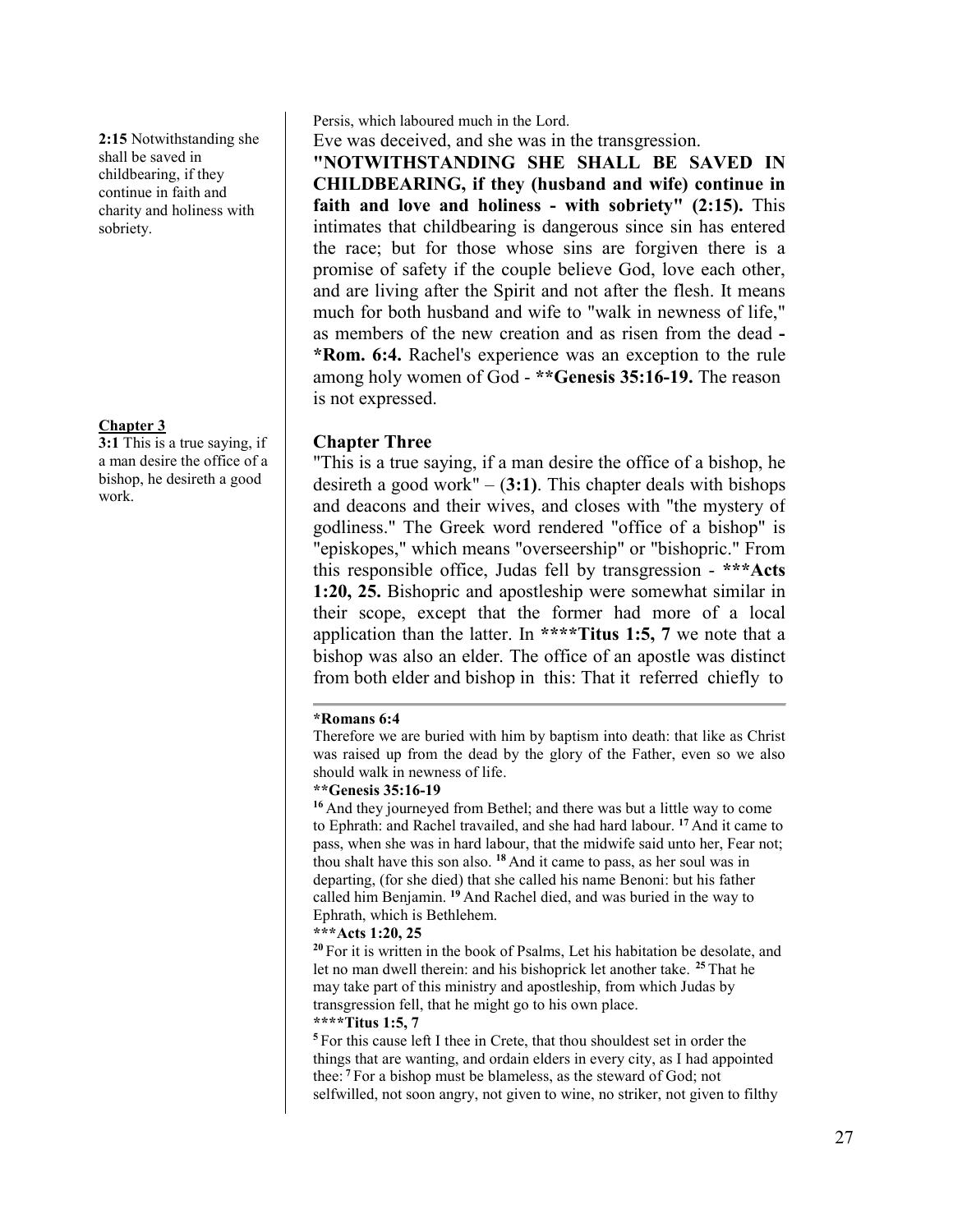**2:15** Notwithstanding she shall be saved in childbearing, if they continue in faith and charity and holiness with sobriety.

Persis, which laboured much in the Lord.

Eve was deceived, and she was in the transgression.

**"NOTWITHSTANDING SHE SHALL BE SAVED IN CHILDBEARING, if they (husband and wife) continue in faith and love and holiness - with sobriety" (2:15).** This intimates that childbearing is dangerous since sin has entered the race; but for those whose sins are forgiven there is a promise of safety if the couple believe God, love each other, and are living after the Spirit and not after the flesh. It means much for both husband and wife to "walk in newness of life," as members of the new creation and as risen from the dead **- *Rom. 6:4.** Rachel's experience was an exception to the rule among holy women of God - **\*\*Genesis 35:16-19.** The reason is not expressed.

**Chapter 3**

**3:1** This is a true saying, if a man desire the office of a bishop, he desireth a good work.

### Chapter Three

"This is a true saying, if a man desire the office of a bishop, he desireth a good work" – (**3:1**). This chapter deals with bishops and deacons and their wives, and closes with "the mystery of godliness." The Greek word rendered "office of a bishop" is "episkopes," which means "overseership" or "bishopric." From this responsible office, Judas fell by transgression - **\*\*\*Acts 1:20, 25.** Bishopric and apostleship were somewhat similar in their scope, except that the former had more of a local application than the latter. In **\*\*\*\*Titus 1:5, 7** we note that a bishop was also an elder. The office of an apostle was distinct from both elder and bishop in this: That it referred chiefly to

---

**\*Romans 6:4**

Therefore we are buried with him by baptism into death: that like as Christ was raised up from the dead by the glory of the Father, even so we also should walk in newness of life.

**\*\*Genesis 35:16-19**

[16] And they journeyed from Bethel; and there was but a little way to come to Ephrath: and Rachel travailed, and she had hard labour. [17] And it came to pass, when she was in hard labour, that the midwife said unto her, Fear not; thou shalt have this son also. [18] And it came to pass, as her soul was in departing, (for she died) that she called his name Benoni: but his father called him Benjamin. [19] And Rachel died, and was buried in the way to Ephrath, which is Bethlehem.

**\*\*\*Acts 1:20, 25**

[20] For it is written in the book of Psalms, Let his habitation be desolate, and let no man dwell therein: and his bishoprick let another take. [25] That he may take part of this ministry and apostleship, from which Judas by transgression fell, that he might go to his own place.

**\*\*\*\*Titus 1:5, 7**

[5] For this cause left I thee in Crete, that thou shouldest set in order the things that are wanting, and ordain elders in every city, as I had appointed thee: [7] For a bishop must be blameless, as the steward of God; not selfwilled, not soon angry, not given to wine, no striker, not given to filthy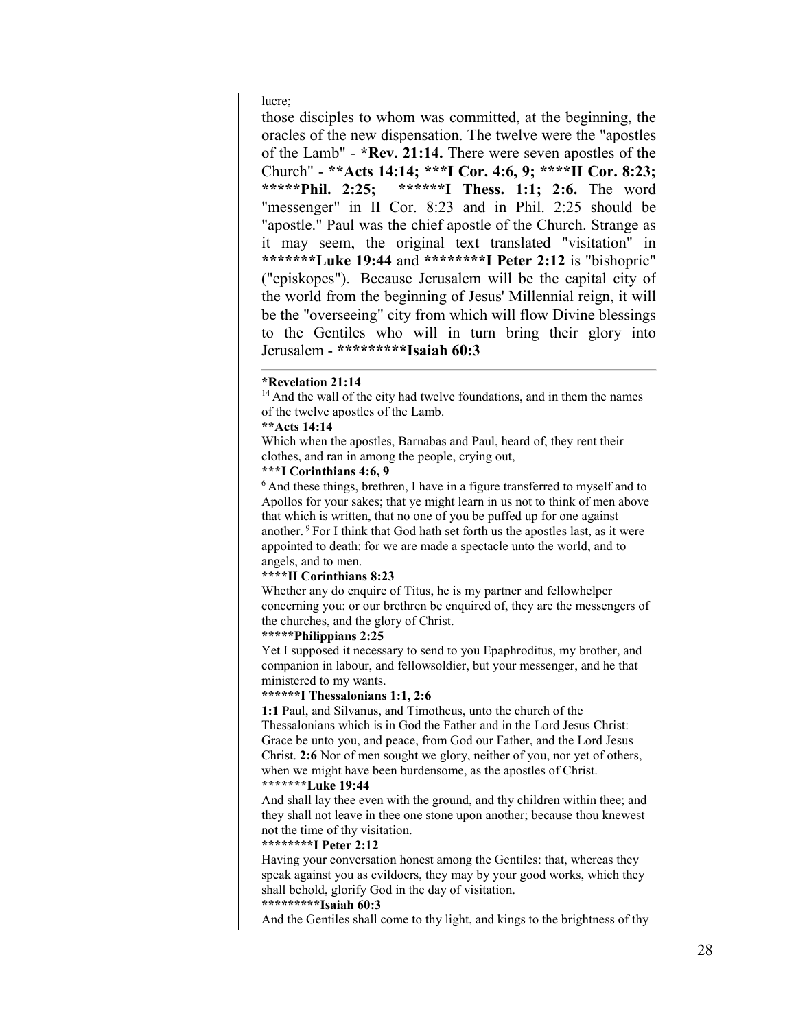lucre;

those disciples to whom was committed, at the beginning, the oracles of the new dispensation. The twelve were the "apostles of the Lamb" - ***Rev. 21:14.** There were seven apostles of the Church" - ****Acts 14:14; ***I Cor. 4:6, 9; ****II Cor. 8:23; *****Phil. 2:25; ******I Thess. 1:1; 2:6.** The word "messenger" in II Cor. 8:23 and in Phil. 2:25 should be "apostle." Paul was the chief apostle of the Church. Strange as it may seem, the original text translated "visitation" in ***********Luke 19:44** and ************I Peter 2:12** is "bishopric" ("episkopes"). Because Jerusalem will be the capital city of the world from the beginning of Jesus' Millennial reign, it will be the "overseeing" city from which will flow Divine blessings to the Gentiles who will in turn bring their glory into Jerusalem - *************Isaiah 60:3**

---

***Revelation 21:14**

[14] And the wall of the city had twelve foundations, and in them the names of the twelve apostles of the Lamb.

****Acts 14:14**

Which when the apostles, Barnabas and Paul, heard of, they rent their clothes, and ran in among the people, crying out,

*****I Corinthians 4:6, 9**

[6] And these things, brethren, I have in a figure transferred to myself and to Apollos for your sakes; that ye might learn in us not to think of men above that which is written, that no one of you be puffed up for one against another. [9] For I think that God hath set forth us the apostles last, as it were appointed to death: for we are made a spectacle unto the world, and to angels, and to men.

******II Corinthians 8:23**

Whether any do enquire of Titus, he is my partner and fellowhelper concerning you: or our brethren be enquired of, they are the messengers of the churches, and the glory of Christ.

*******Philippians 2:25**

Yet I supposed it necessary to send to you Epaphroditus, my brother, and companion in labour, and fellowsoldier, but your messenger, and he that ministered to my wants.

********I Thessalonians 1:1, 2:6**

**1:1** Paul, and Silvanus, and Timotheus, unto the church of the Thessalonians which is in God the Father and in the Lord Jesus Christ: Grace be unto you, and peace, from God our Father, and the Lord Jesus Christ. **2:6** Nor of men sought we glory, neither of you, nor yet of others, when we might have been burdensome, as the apostles of Christ.

*********Luke 19:44**

And shall lay thee even with the ground, and thy children within thee; and they shall not leave in thee one stone upon another; because thou knewest not the time of thy visitation.

**********I Peter 2:12**

Having your conversation honest among the Gentiles: that, whereas they speak against you as evildoers, they may by your good works, which they shall behold, glorify God in the day of visitation.

***********Isaiah 60:3**

And the Gentiles shall come to thy light, and kings to the brightness of thy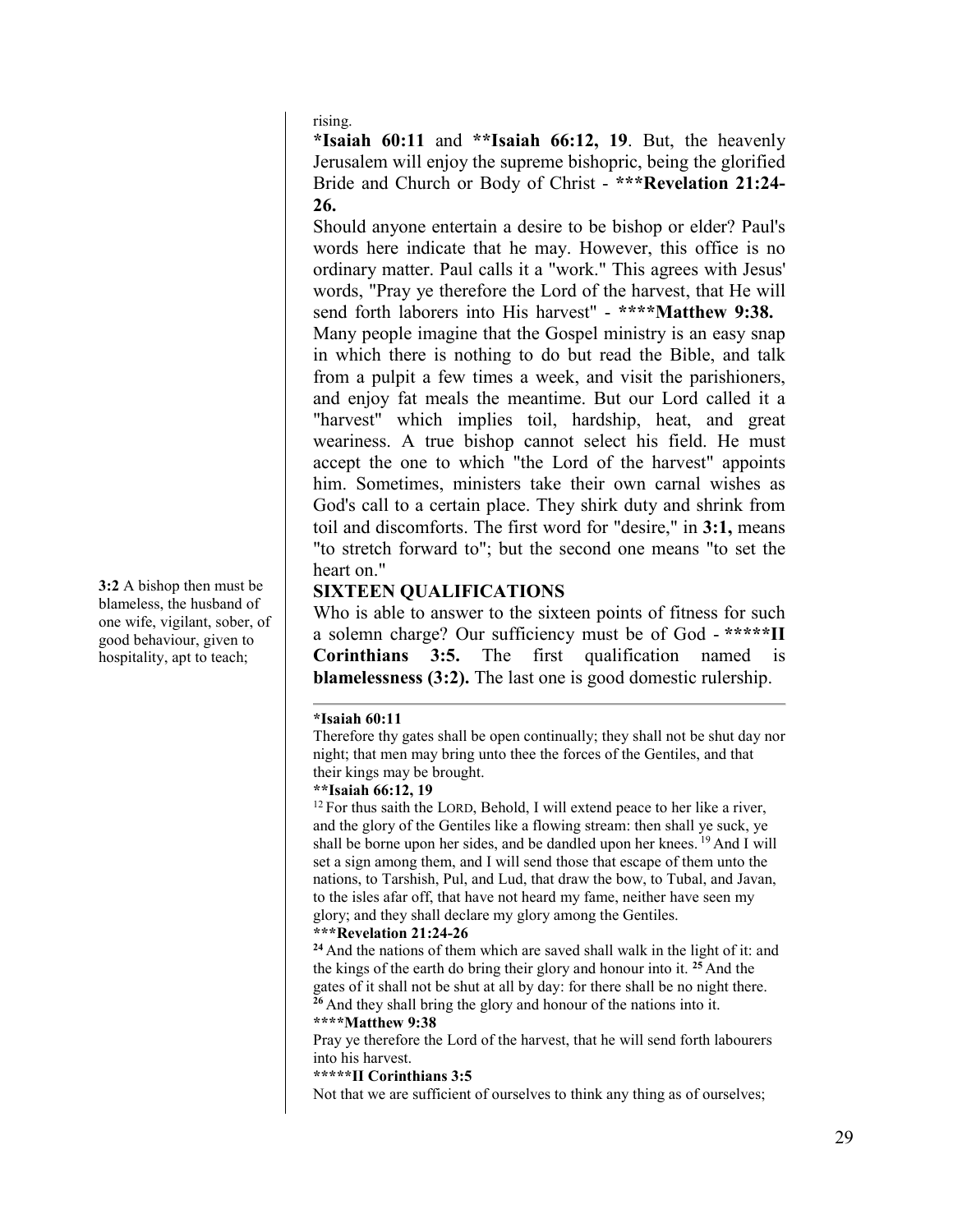rising.

***Isaiah 60:11** and ****Isaiah 66:12, 19**. But, the heavenly Jerusalem will enjoy the supreme bishopric, being the glorified Bride and Church or Body of Christ - *****Revelation 21:24-26.**

Should anyone entertain a desire to be bishop or elder? Paul's words here indicate that he may. However, this office is no ordinary matter. Paul calls it a "work." This agrees with Jesus' words, "Pray ye therefore the Lord of the harvest, that He will send forth laborers into His harvest" - ******Matthew 9:38.**

Many people imagine that the Gospel ministry is an easy snap in which there is nothing to do but read the Bible, and talk from a pulpit a few times a week, and visit the parishioners, and enjoy fat meals the meantime. But our Lord called it a "harvest" which implies toil, hardship, heat, and great weariness. A true bishop cannot select his field. He must accept the one to which "the Lord of the harvest" appoints him. Sometimes, ministers take their own carnal wishes as God's call to a certain place. They shirk duty and shrink from toil and discomforts. The first word for "desire," in **3:1,** means "to stretch forward to"; but the second one means "to set the heart on."

**3:2** A bishop then must be blameless, the husband of one wife, vigilant, sober, of good behaviour, given to hospitality, apt to teach;

## SIXTEEN QUALIFICATIONS

Who is able to answer to the sixteen points of fitness for such a solemn charge? Our sufficiency must be of God - *******II Corinthians 3:5.** The first qualification named is **blamelessness (3:2).** The last one is good domestic rulership.

---

***Isaiah 60:11**

Therefore thy gates shall be open continually; they shall not be shut day nor night; that men may bring unto thee the forces of the Gentiles, and that their kings may be brought.

****Isaiah 66:12, 19**

[12] For thus saith the LORD, Behold, I will extend peace to her like a river, and the glory of the Gentiles like a flowing stream: then shall ye suck, ye shall be borne upon her sides, and be dandled upon her knees. [19] And I will set a sign among them, and I will send those that escape of them unto the nations, to Tarshish, Pul, and Lud, that draw the bow, to Tubal, and Javan, to the isles afar off, that have not heard my fame, neither have seen my glory; and they shall declare my glory among the Gentiles.

*****Revelation 21:24-26**

**24** And the nations of them which are saved shall walk in the light of it: and the kings of the earth do bring their glory and honour into it. **25** And the gates of it shall not be shut at all by day: for there shall be no night there. **26** And they shall bring the glory and honour of the nations into it.

******Matthew 9:38**

Pray ye therefore the Lord of the harvest, that he will send forth labourers into his harvest.

*******II Corinthians 3:5**

Not that we are sufficient of ourselves to think any thing as of ourselves;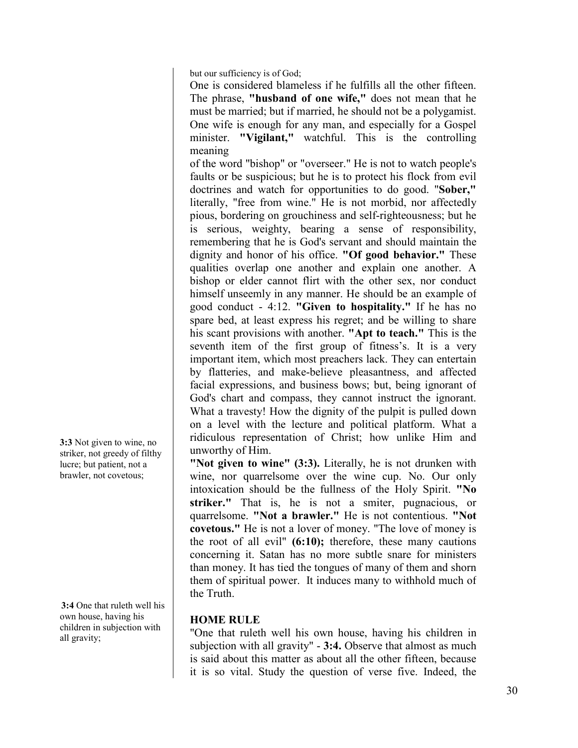but our sufficiency is of God;

One is considered blameless if he fulfills all the other fifteen. The phrase, **"husband of one wife,"** does not mean that he must be married; but if married, he should not be a polygamist. One wife is enough for any man, and especially for a Gospel minister. **"Vigilant,"** watchful. This is the controlling meaning of the word "bishop" or "overseer." He is not to watch people's faults or be suspicious; but he is to protect his flock from evil doctrines and watch for opportunities to do good. "**Sober,"** literally, "free from wine." He is not morbid, nor affectedly pious, bordering on grouchiness and self-righteousness; but he is serious, weighty, bearing a sense of responsibility, remembering that he is God's servant and should maintain the dignity and honor of his office. **"Of good behavior."** These qualities overlap one another and explain one another. A bishop or elder cannot flirt with the other sex, nor conduct himself unseemly in any manner. He should be an example of good conduct - 4:12. **"Given to hospitality."** If he has no spare bed, at least express his regret; and be willing to share his scant provisions with another. **"Apt to teach."** This is the seventh item of the first group of fitness's. It is a very important item, which most preachers lack. They can entertain by flatteries, and make-believe pleasantness, and affected facial expressions, and business bows; but, being ignorant of God's chart and compass, they cannot instruct the ignorant. What a travesty! How the dignity of the pulpit is pulled down on a level with the lecture and political platform. What a ridiculous representation of Christ; how unlike Him and unworthy of Him.

**3:3** Not given to wine, no striker, not greedy of filthy lucre; but patient, not a brawler, not covetous;

**"Not given to wine" (3:3).** Literally, he is not drunken with wine, nor quarrelsome over the wine cup. No. Our only intoxication should be the fullness of the Holy Spirit. **"No striker."** That is, he is not a smiter, pugnacious, or quarrelsome. **"Not a brawler."** He is not contentious. **"Not covetous."** He is not a lover of money. "The love of money is the root of all evil" **(6:10);** therefore, these many cautions concerning it. Satan has no more subtle snare for ministers than money. It has tied the tongues of many of them and shorn them of spiritual power. It induces many to withhold much of the Truth.

**3:4** One that ruleth well his own house, having his children in subjection with all gravity;

**HOME RULE**

"One that ruleth well his own house, having his children in subjection with all gravity" - **3:4.** Observe that almost as much is said about this matter as about all the other fifteen, because it is so vital. Study the question of verse five. Indeed, the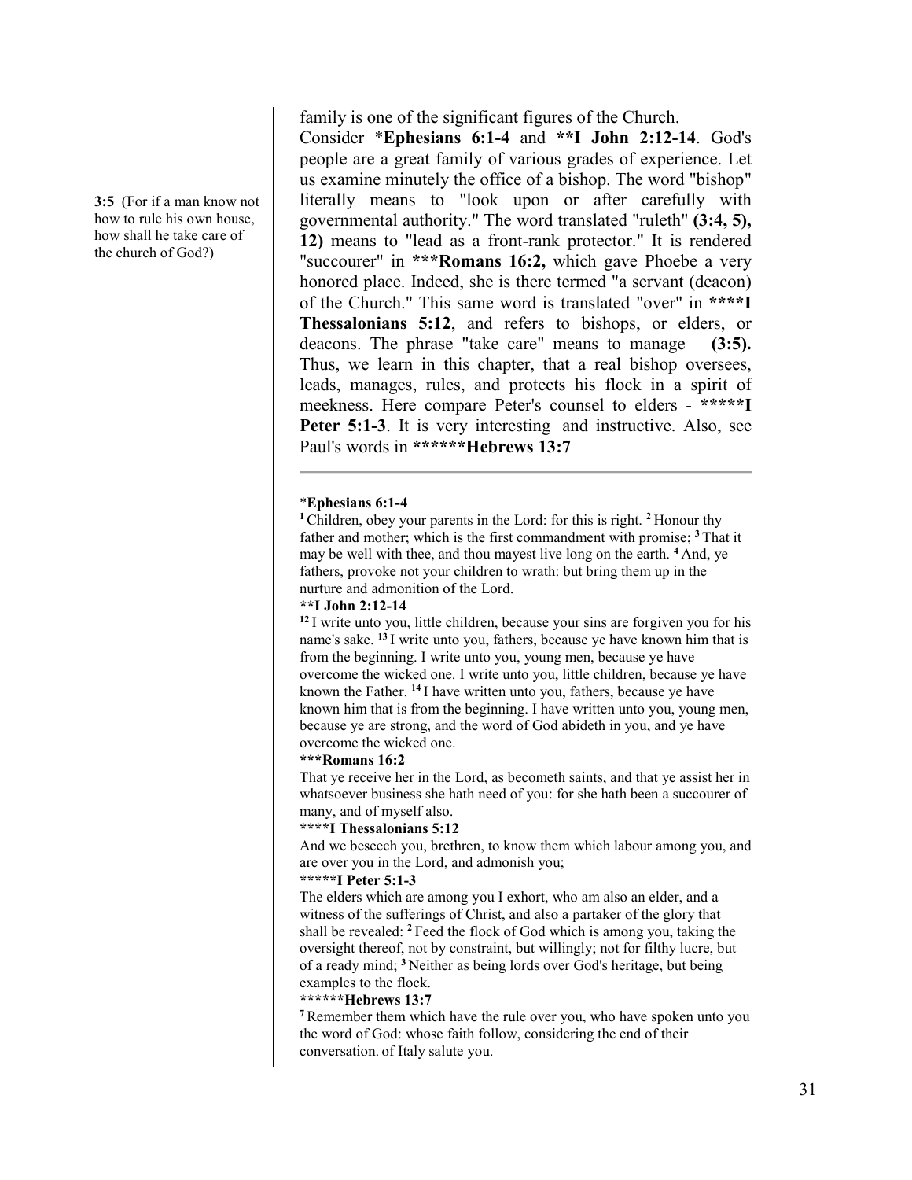**3:5** (For if a man know not how to rule his own house, how shall he take care of the church of God?)

family is one of the significant figures of the Church. Consider ***Ephesians 6:1-4** and ****I John 2:12-14**. God's people are a great family of various grades of experience. Let us examine minutely the office of a bishop. The word "bishop" literally means to "look upon or after carefully with governmental authority." The word translated "ruleth" **(3:4, 5), 12)** means to "lead as a front-rank protector." It is rendered "succourer" in *****Romans 16:2,** which gave Phoebe a very honored place. Indeed, she is there termed "a servant (deacon) of the Church." This same word is translated "over" in *******I Thessalonians 5:12**, and refers to bishops, or elders, or deacons. The phrase "take care" means to manage – **(3:5).** Thus, we learn in this chapter, that a real bishop oversees, leads, manages, rules, and protects his flock in a spirit of meekness. Here compare Peter's counsel to elders - *********I Peter 5:1-3**. It is very interesting and instructive. Also, see Paul's words in ***********Hebrews 13:7**

---

***Ephesians 6:1-4**

[1] Children, obey your parents in the Lord: for this is right. [2] Honour thy father and mother; which is the first commandment with promise; [3] That it may be well with thee, and thou mayest live long on the earth. [4] And, ye fathers, provoke not your children to wrath: but bring them up in the nurture and admonition of the Lord.

****I John 2:12-14**

[12] I write unto you, little children, because your sins are forgiven you for his name's sake. [13] I write unto you, fathers, because ye have known him that is from the beginning. I write unto you, young men, because ye have overcome the wicked one. I write unto you, little children, because ye have known the Father. [14] I have written unto you, fathers, because ye have known him that is from the beginning. I have written unto you, young men, because ye are strong, and the word of God abideth in you, and ye have overcome the wicked one.

*****Romans 16:2**

That ye receive her in the Lord, as becometh saints, and that ye assist her in whatsoever business she hath need of you: for she hath been a succourer of many, and of myself also.

*******I Thessalonians 5:12**

And we beseech you, brethren, to know them which labour among you, and are over you in the Lord, and admonish you;

*********I Peter 5:1-3**

The elders which are among you I exhort, who am also an elder, and a witness of the sufferings of Christ, and also a partaker of the glory that shall be revealed: [2] Feed the flock of God which is among you, taking the oversight thereof, not by constraint, but willingly; not for filthy lucre, but of a ready mind; [3] Neither as being lords over God's heritage, but being examples to the flock.

***********Hebrews 13:7**

[7] Remember them which have the rule over you, who have spoken unto you the word of God: whose faith follow, considering the end of their conversation. of Italy salute you.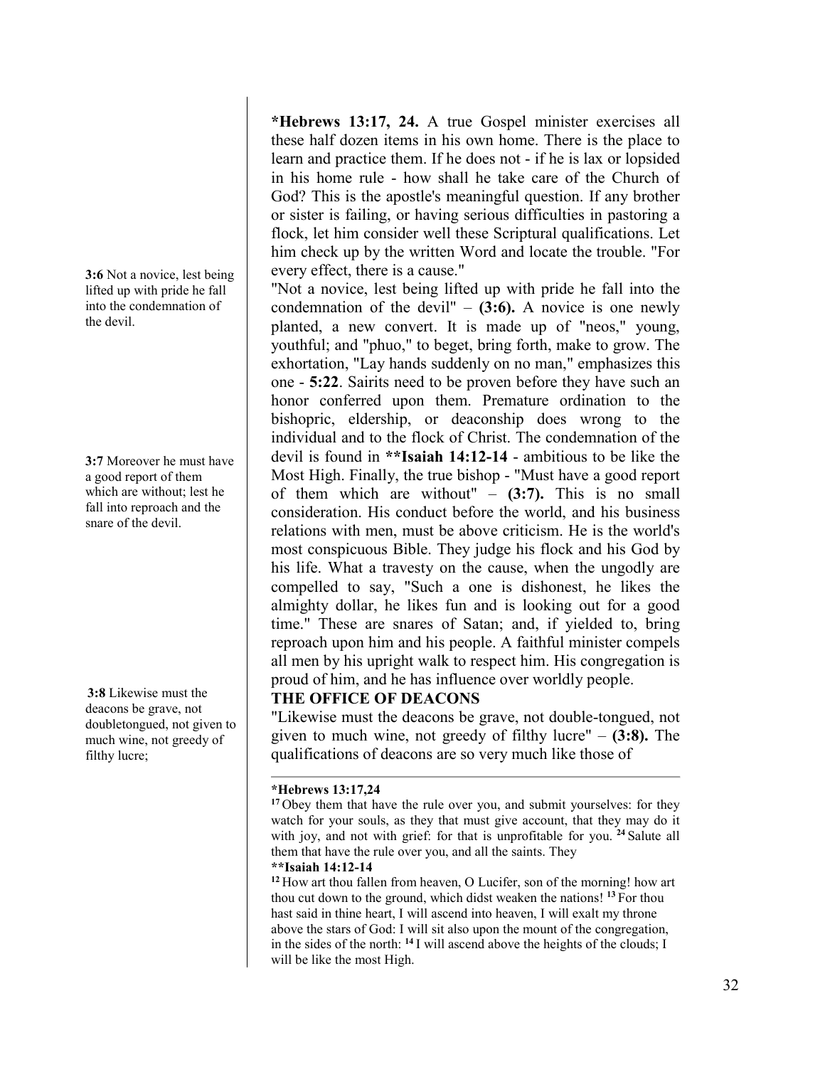**3:6** Not a novice, lest being lifted up with pride he fall into the condemnation of the devil.

**3:7** Moreover he must have a good report of them which are without; lest he fall into reproach and the snare of the devil.

**3:8** Likewise must the deacons be grave, not doubletongued, not given to much wine, not greedy of filthy lucre;

***Hebrews 13:17, 24.** A true Gospel minister exercises all these half dozen items in his own home. There is the place to learn and practice them. If he does not - if he is lax or lopsided in his home rule - how shall he take care of the Church of God? This is the apostle's meaningful question. If any brother or sister is failing, or having serious difficulties in pastoring a flock, let him consider well these Scriptural qualifications. Let him check up by the written Word and locate the trouble. "For every effect, there is a cause."

"Not a novice, lest being lifted up with pride he fall into the condemnation of the devil" – **(3:6).** A novice is one newly planted, a new convert. It is made up of "neos," young, youthful; and "phuo," to beget, bring forth, make to grow. The exhortation, "Lay hands suddenly on no man," emphasizes this one - **5:22**. Sairits need to be proven before they have such an honor conferred upon them. Premature ordination to the bishopric, eldership, or deaconship does wrong to the individual and to the flock of Christ. The condemnation of the devil is found in ****Isaiah 14:12-14** - ambitious to be like the Most High. Finally, the true bishop - "Must have a good report of them which are without" – **(3:7).** This is no small consideration. His conduct before the world, and his business relations with men, must be above criticism. He is the world's most conspicuous Bible. They judge his flock and his God by his life. What a travesty on the cause, when the ungodly are compelled to say, "Such a one is dishonest, he likes the almighty dollar, he likes fun and is looking out for a good time." These are snares of Satan; and, if yielded to, bring reproach upon him and his people. A faithful minister compels all men by his upright walk to respect him. His congregation is proud of him, and he has influence over worldly people.

### THE OFFICE OF DEACONS

"Likewise must the deacons be grave, not double-tongued, not given to much wine, not greedy of filthy lucre" – **(3:8).** The qualifications of deacons are so very much like those of

---

***Hebrews 13:17,24**

[17] Obey them that have the rule over you, and submit yourselves: for they watch for your souls, as they that must give account, that they may do it with joy, and not with grief: for that is unprofitable for you. [24] Salute all them that have the rule over you, and all the saints. They

****Isaiah 14:12-14**

[12] How art thou fallen from heaven, O Lucifer, son of the morning! how art thou cut down to the ground, which didst weaken the nations! [13] For thou hast said in thine heart, I will ascend into heaven, I will exalt my throne above the stars of God: I will sit also upon the mount of the congregation, in the sides of the north: [14] I will ascend above the heights of the clouds; I will be like the most High.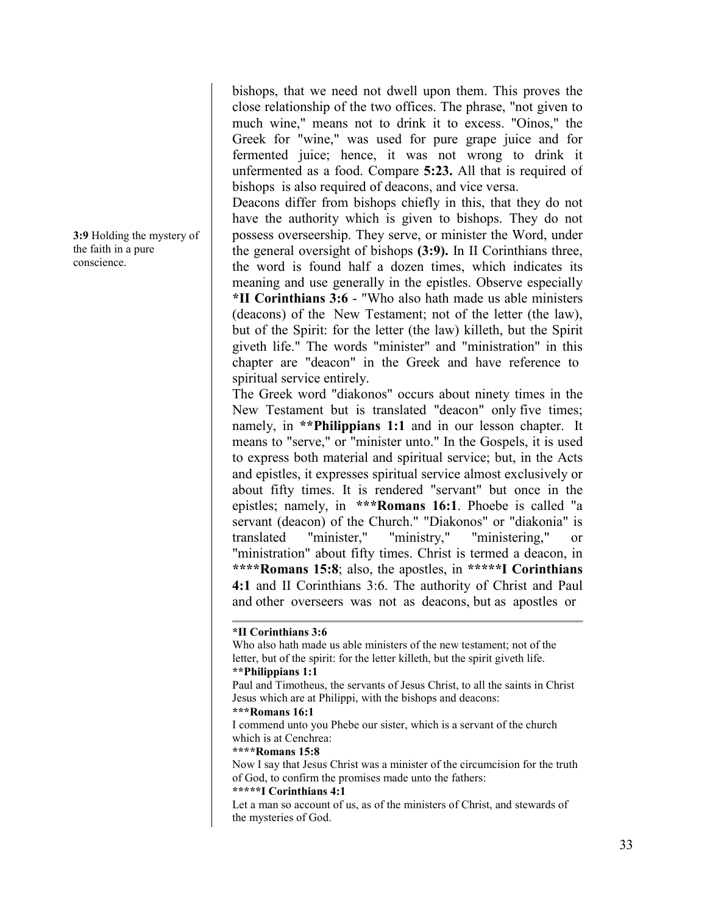**3:9** Holding the mystery of the faith in a pure conscience.

bishops, that we need not dwell upon them. This proves the close relationship of the two offices. The phrase, "not given to much wine," means not to drink it to excess. "Oinos," the Greek for "wine," was used for pure grape juice and for fermented juice; hence, it was not wrong to drink it unfermented as a food. Compare **5:23.** All that is required of bishops is also required of deacons, and vice versa.

Deacons differ from bishops chiefly in this, that they do not have the authority which is given to bishops. They do not possess overseership. They serve, or minister the Word, under the general oversight of bishops **(3:9).** In II Corinthians three, the word is found half a dozen times, which indicates its meaning and use generally in the epistles. Observe especially ***II Corinthians 3:6** - "Who also hath made us able ministers (deacons) of the New Testament; not of the letter (the law), but of the Spirit: for the letter (the law) killeth, but the Spirit giveth life." The words "minister" and "ministration" in this chapter are "deacon" in the Greek and have reference to spiritual service entirely.

The Greek word "diakonos" occurs about ninety times in the New Testament but is translated "deacon" only five times; namely, in ****Philippians 1:1** and in our lesson chapter. It means to "serve," or "minister unto." In the Gospels, it is used to express both material and spiritual service; but, in the Acts and epistles, it expresses spiritual service almost exclusively or about fifty times. It is rendered "servant" but once in the epistles; namely, in *****Romans 16:1**. Phoebe is called "a servant (deacon) of the Church." "Diakonos" or "diakonia" is translated "minister," "ministry," "ministering," or "ministration" about fifty times. Christ is termed a deacon, in ******Romans 15:8**; also, the apostles, in *******I Corinthians 4:1** and II Corinthians 3:6. The authority of Christ and Paul and other overseers was not as deacons, but as apostles or

---

***II Corinthians 3:6**

Who also hath made us able ministers of the new testament; not of the letter, but of the spirit: for the letter killeth, but the spirit giveth life.

****Philippians 1:1**

Paul and Timotheus, the servants of Jesus Christ, to all the saints in Christ Jesus which are at Philippi, with the bishops and deacons:

*****Romans 16:1**

I commend unto you Phebe our sister, which is a servant of the church which is at Cenchrea:

******Romans 15:8**

Now I say that Jesus Christ was a minister of the circumcision for the truth of God, to confirm the promises made unto the fathers:

*******I Corinthians 4:1**

Let a man so account of us, as of the ministers of Christ, and stewards of the mysteries of God.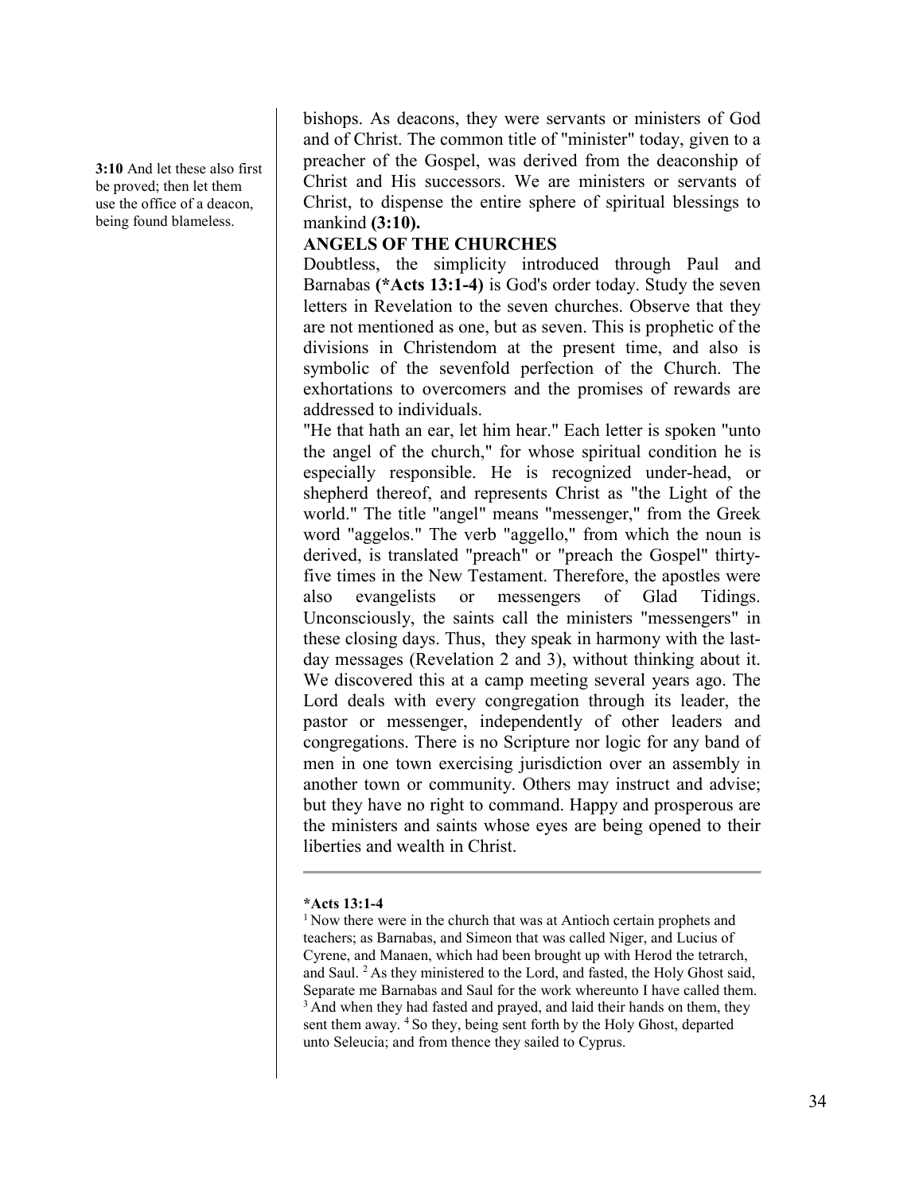**3:10** And let these also first be proved; then let them use the office of a deacon, being found blameless.

bishops. As deacons, they were servants or ministers of God and of Christ. The common title of "minister" today, given to a preacher of the Gospel, was derived from the deaconship of Christ and His successors. We are ministers or servants of Christ, to dispense the entire sphere of spiritual blessings to mankind **(3:10).**

**ANGELS OF THE CHURCHES**

Doubtless, the simplicity introduced through Paul and Barnabas **(*Acts 13:1-4)** is God's order today. Study the seven letters in Revelation to the seven churches. Observe that they are not mentioned as one, but as seven. This is prophetic of the divisions in Christendom at the present time, and also is symbolic of the sevenfold perfection of the Church. The exhortations to overcomers and the promises of rewards are addressed to individuals.

"He that hath an ear, let him hear." Each letter is spoken "unto the angel of the church," for whose spiritual condition he is especially responsible. He is recognized under-head, or shepherd thereof, and represents Christ as "the Light of the world." The title "angel" means "messenger," from the Greek word "aggelos." The verb "aggello," from which the noun is derived, is translated "preach" or "preach the Gospel" thirty-five times in the New Testament. Therefore, the apostles were also evangelists or messengers of Glad Tidings. Unconsciously, the saints call the ministers "messengers" in these closing days. Thus, they speak in harmony with the last-day messages (Revelation 2 and 3), without thinking about it. We discovered this at a camp meeting several years ago. The Lord deals with every congregation through its leader, the pastor or messenger, independently of other leaders and congregations. There is no Scripture nor logic for any band of men in one town exercising jurisdiction over an assembly in another town or community. Others may instruct and advise; but they have no right to command. Happy and prosperous are the ministers and saints whose eyes are being opened to their liberties and wealth in Christ.

---

**\*Acts 13:1-4**

[1] Now there were in the church that was at Antioch certain prophets and teachers; as Barnabas, and Simeon that was called Niger, and Lucius of Cyrene, and Manaen, which had been brought up with Herod the tetrarch, and Saul. [2] As they ministered to the Lord, and fasted, the Holy Ghost said, Separate me Barnabas and Saul for the work whereunto I have called them. [3] And when they had fasted and prayed, and laid their hands on them, they sent them away. [4] So they, being sent forth by the Holy Ghost, departed unto Seleucia; and from thence they sailed to Cyprus.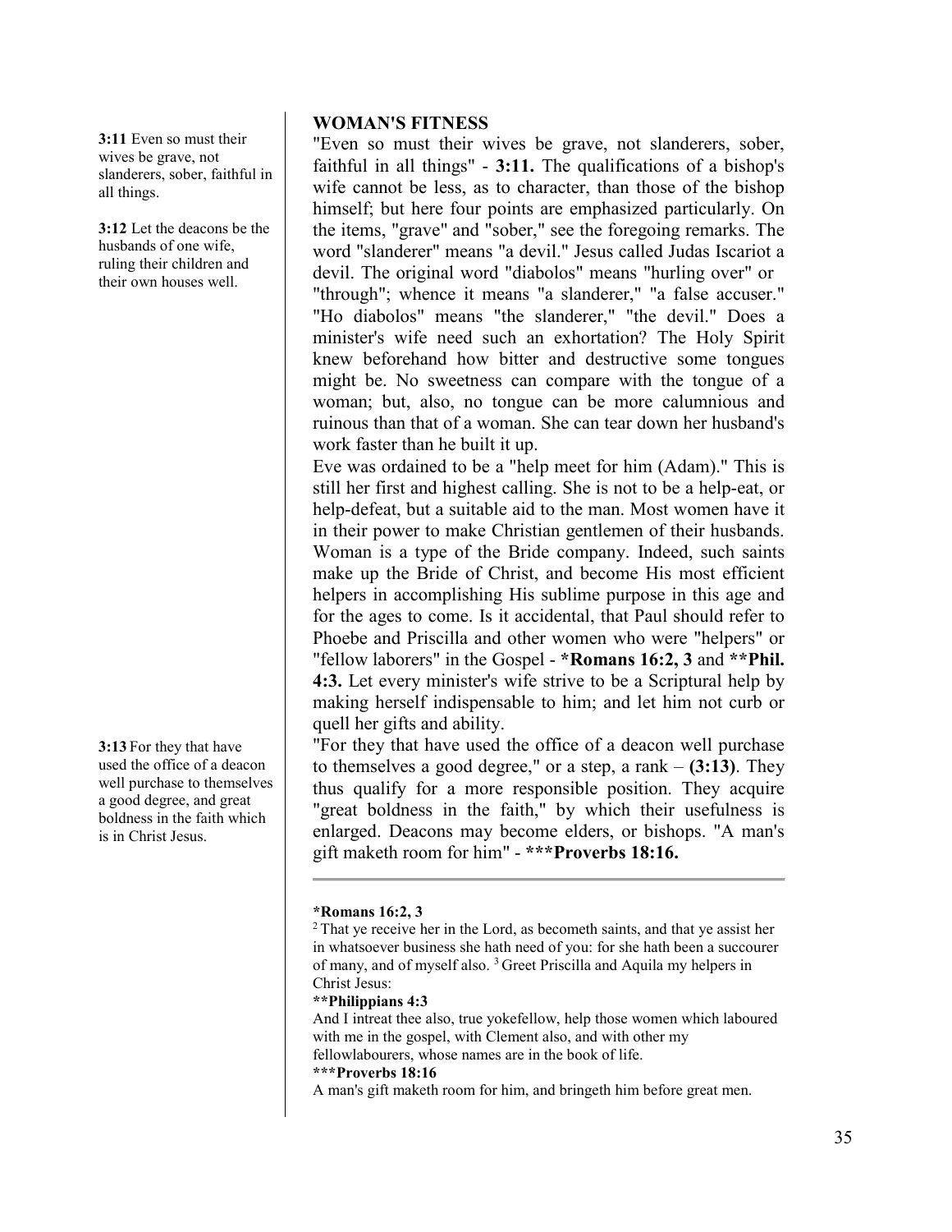3:11 Even so must their wives be grave, not slanderers, sober, faithful in all things.

3:12 Let the deacons be the husbands of one wife, ruling their children and their own houses well.

3:13 For they that have used the office of a deacon well purchase to themselves a good degree, and great boldness in the faith which is in Christ Jesus.

## WOMAN'S FITNESS

"Even so must their wives be grave, not slanderers, sober, faithful in all things" - **3:11.** The qualifications of a bishop's wife cannot be less, as to character, than those of the bishop himself; but here four points are emphasized particularly. On the items, "grave" and "sober," see the foregoing remarks. The word "slanderer" means "a devil." Jesus called Judas Iscariot a devil. The original word "diabolos" means "hurling over" or "through"; whence it means "a slanderer," "a false accuser." "Ho diabolos" means "the slanderer," "the devil." Does a minister's wife need such an exhortation? The Holy Spirit knew beforehand how bitter and destructive some tongues might be. No sweetness can compare with the tongue of a woman; but, also, no tongue can be more calumnious and ruinous than that of a woman. She can tear down her husband's work faster than he built it up.

Eve was ordained to be a "help meet for him (Adam)." This is still her first and highest calling. She is not to be a help-eat, or help-defeat, but a suitable aid to the man. Most women have it in their power to make Christian gentlemen of their husbands. Woman is a type of the Bride company. Indeed, such saints make up the Bride of Christ, and become His most efficient helpers in accomplishing His sublime purpose in this age and for the ages to come. Is it accidental, that Paul should refer to Phoebe and Priscilla and other women who were "helpers" or "fellow laborers" in the Gospel - ***Romans 16:2, 3** and ****Phil. 4:3.** Let every minister's wife strive to be a Scriptural help by making herself indispensable to him; and let him not curb or quell her gifts and ability.

"For they that have used the office of a deacon well purchase to themselves a good degree," or a step, a rank – **(3:13)**. They thus qualify for a more responsible position. They acquire "great boldness in the faith," by which their usefulness is enlarged. Deacons may become elders, or bishops. "A man's gift maketh room for him" - *****Proverbs 18:16.**

---

***Romans 16:2, 3**

[2] That ye receive her in the Lord, as becometh saints, and that ye assist her in whatsoever business she hath need of you: for she hath been a succourer of many, and of myself also. [3] Greet Priscilla and Aquila my helpers in Christ Jesus:

****Philippians 4:3**

And I intreat thee also, true yokefellow, help those women which laboured with me in the gospel, with Clement also, and with other my fellowlabourers, whose names are in the book of life.

*****Proverbs 18:16**

A man's gift maketh room for him, and bringeth him before great men.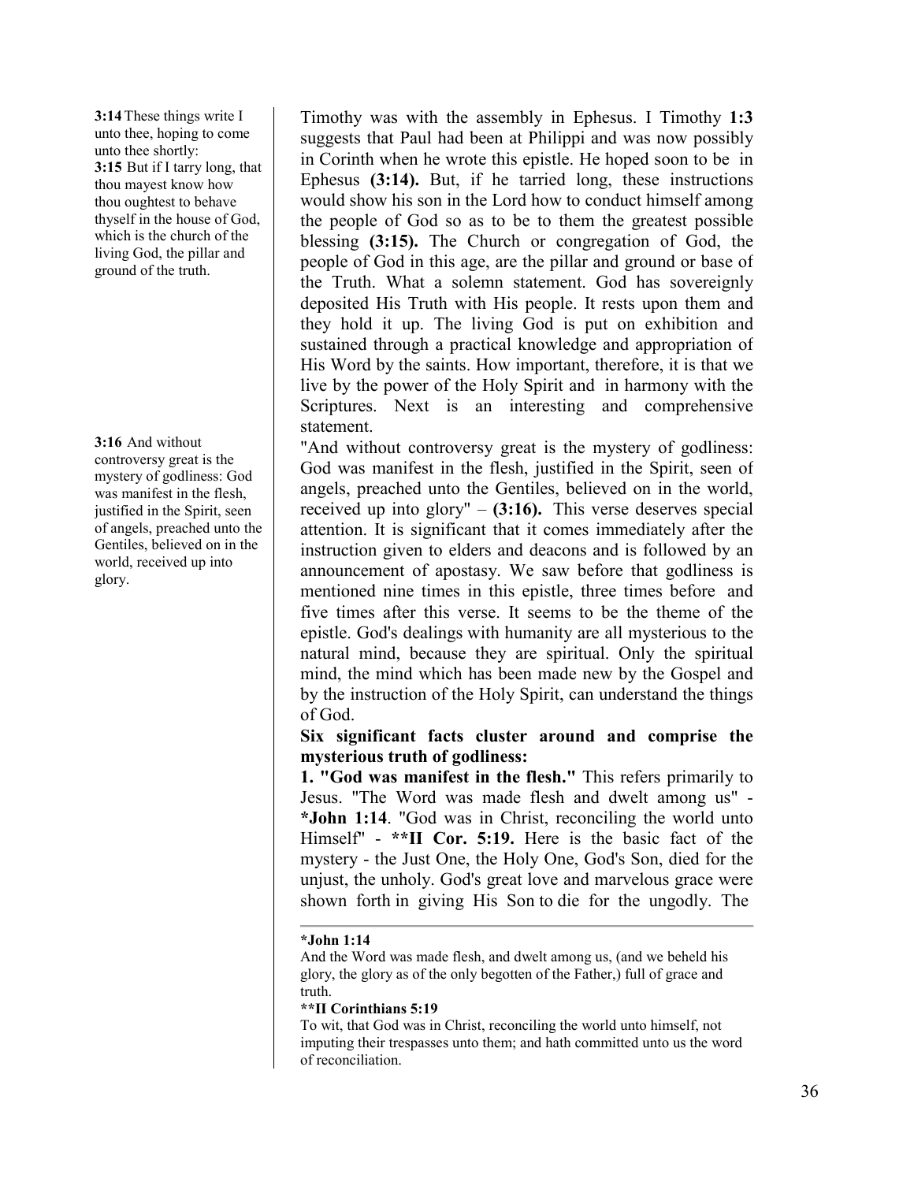**3:14** These things write I unto thee, hoping to come unto thee shortly:
**3:15** But if I tarry long, that thou mayest know how thou oughtest to behave thyself in the house of God, which is the church of the living God, the pillar and ground of the truth.

Timothy was with the assembly in Ephesus. I Timothy **1:3** suggests that Paul had been at Philippi and was now possibly in Corinth when he wrote this epistle. He hoped soon to be in Ephesus **(3:14).** But, if he tarried long, these instructions would show his son in the Lord how to conduct himself among the people of God so as to be to them the greatest possible blessing **(3:15).** The Church or congregation of God, the people of God in this age, are the pillar and ground or base of the Truth. What a solemn statement. God has sovereignly deposited His Truth with His people. It rests upon them and they hold it up. The living God is put on exhibition and sustained through a practical knowledge and appropriation of His Word by the saints. How important, therefore, it is that we live by the power of the Holy Spirit and in harmony with the Scriptures. Next is an interesting and comprehensive statement.

**3:16** And without controversy great is the mystery of godliness: God was manifest in the flesh, justified in the Spirit, seen of angels, preached unto the Gentiles, believed on in the world, received up into glory.

"And without controversy great is the mystery of godliness: God was manifest in the flesh, justified in the Spirit, seen of angels, preached unto the Gentiles, believed on in the world, received up into glory" – **(3:16).** This verse deserves special attention. It is significant that it comes immediately after the instruction given to elders and deacons and is followed by an announcement of apostasy. We saw before that godliness is mentioned nine times in this epistle, three times before and five times after this verse. It seems to be the theme of the epistle. God's dealings with humanity are all mysterious to the natural mind, because they are spiritual. Only the spiritual mind, the mind which has been made new by the Gospel and by the instruction of the Holy Spirit, can understand the things of God.

**Six significant facts cluster around and comprise the mysterious truth of godliness:**

**1. "God was manifest in the flesh."** This refers primarily to Jesus. "The Word was made flesh and dwelt among us" - ***John 1:14**. "God was in Christ, reconciling the world unto Himself" - ****II Cor. 5:19.** Here is the basic fact of the mystery - the Just One, the Holy One, God's Son, died for the unjust, the unholy. God's great love and marvelous grace were shown forth in giving His Son to die for the ungodly. The

---

***John 1:14**
And the Word was made flesh, and dwelt among us, (and we beheld his glory, the glory as of the only begotten of the Father,) full of grace and truth.

****II Corinthians 5:19**
To wit, that God was in Christ, reconciling the world unto himself, not imputing their trespasses unto them; and hath committed unto us the word of reconciliation.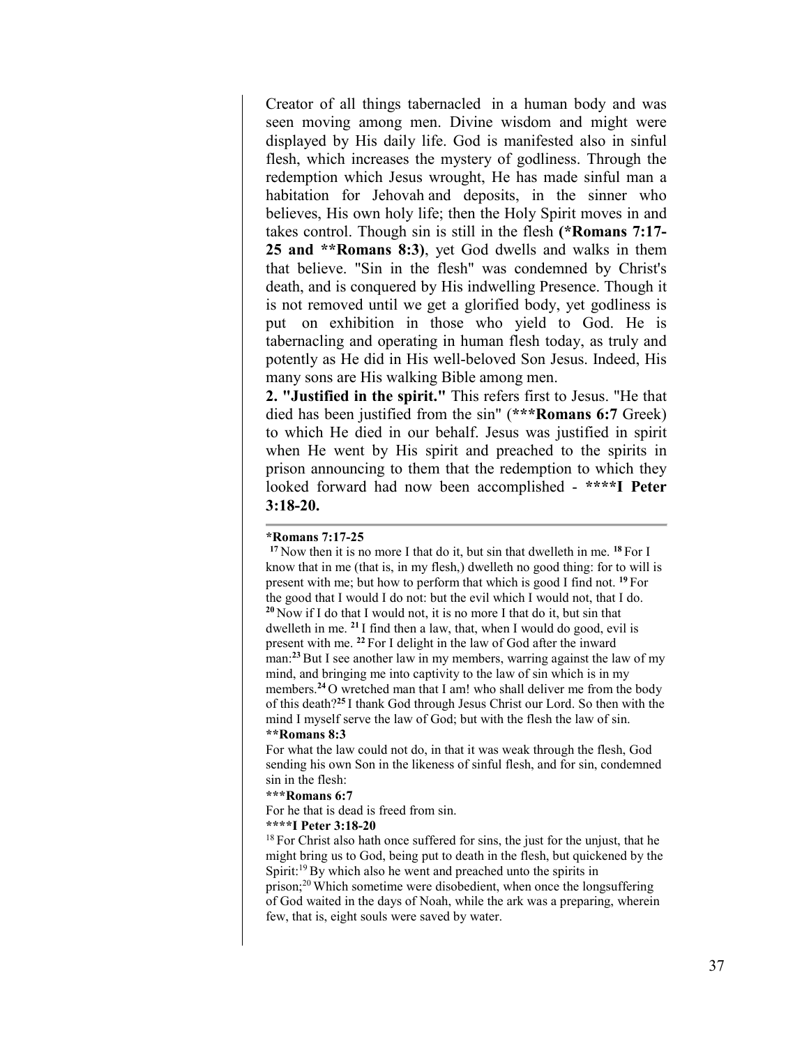Creator of all things tabernacled in a human body and was seen moving among men. Divine wisdom and might were displayed by His daily life. God is manifested also in sinful flesh, which increases the mystery of godliness. Through the redemption which Jesus wrought, He has made sinful man a habitation for Jehovah and deposits, in the sinner who believes, His own holy life; then the Holy Spirit moves in and takes control. Though sin is still in the flesh **(*Romans 7:17-25 and **Romans 8:3)**, yet God dwells and walks in them that believe. "Sin in the flesh" was condemned by Christ's death, and is conquered by His indwelling Presence. Though it is not removed until we get a glorified body, yet godliness is put on exhibition in those who yield to God. He is tabernacling and operating in human flesh today, as truly and potently as He did in His well-beloved Son Jesus. Indeed, His many sons are His walking Bible among men.

**2. "Justified in the spirit."** This refers first to Jesus. "He that died has been justified from the sin" (**\*\*\*Romans 6:7** Greek) to which He died in our behalf. Jesus was justified in spirit when He went by His spirit and preached to the spirits in prison announcing to them that the redemption to which they looked forward had now been accomplished - **\*\*\*\*I Peter 3:18-20.**

---

**\*Romans 7:17-25**

[17] Now then it is no more I that do it, but sin that dwelleth in me. [18] For I know that in me (that is, in my flesh,) dwelleth no good thing: for to will is present with me; but how to perform that which is good I find not. [19] For the good that I would I do not: but the evil which I would not, that I do. [20] Now if I do that I would not, it is no more I that do it, but sin that dwelleth in me. [21] I find then a law, that, when I would do good, evil is present with me. [22] For I delight in the law of God after the inward man:[23] But I see another law in my members, warring against the law of my mind, and bringing me into captivity to the law of sin which is in my members.[24] O wretched man that I am! who shall deliver me from the body of this death?[25] I thank God through Jesus Christ our Lord. So then with the mind I myself serve the law of God; but with the flesh the law of sin.

**\*\*Romans 8:3**

For what the law could not do, in that it was weak through the flesh, God sending his own Son in the likeness of sinful flesh, and for sin, condemned sin in the flesh:

**\*\*\*Romans 6:7**

For he that is dead is freed from sin.

**\*\*\*\*I Peter 3:18-20**

[18] For Christ also hath once suffered for sins, the just for the unjust, that he might bring us to God, being put to death in the flesh, but quickened by the Spirit:[19] By which also he went and preached unto the spirits in prison;[20] Which sometime were disobedient, when once the longsuffering of God waited in the days of Noah, while the ark was a preparing, wherein few, that is, eight souls were saved by water.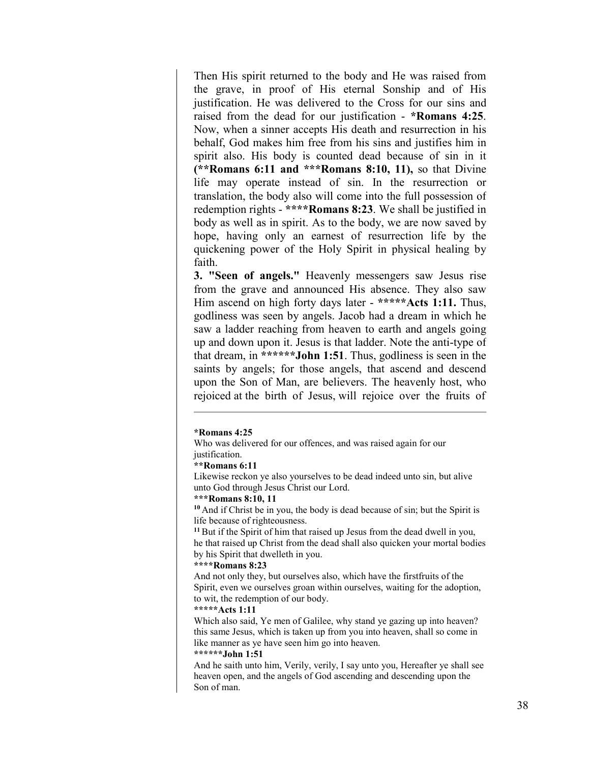Then His spirit returned to the body and He was raised from the grave, in proof of His eternal Sonship and of His justification. He was delivered to the Cross for our sins and raised from the dead for our justification - ***Romans 4:25**. Now, when a sinner accepts His death and resurrection in his behalf, God makes him free from his sins and justifies him in spirit also. His body is counted dead because of sin in it **(**Romans 6:11 and ***Romans 8:10, 11),** so that Divine life may operate instead of sin. In the resurrection or translation, the body also will come into the full possession of redemption rights - ******Romans 8:23**. We shall be justified in body as well as in spirit. As to the body, we are now saved by hope, having only an earnest of resurrection life by the quickening power of the Holy Spirit in physical healing by faith.

**3. "Seen of angels."** Heavenly messengers saw Jesus rise from the grave and announced His absence. They also saw Him ascend on high forty days later - *******Acts 1:11.** Thus, godliness was seen by angels. Jacob had a dream in which he saw a ladder reaching from heaven to earth and angels going up and down upon it. Jesus is that ladder. Note the anti-type of that dream, in ********John 1:51**. Thus, godliness is seen in the saints by angels; for those angels, that ascend and descend upon the Son of Man, are believers. The heavenly host, who rejoiced at the birth of Jesus, will rejoice over the fruits of

---

***Romans 4:25**

Who was delivered for our offences, and was raised again for our justification.

****Romans 6:11**

Likewise reckon ye also yourselves to be dead indeed unto sin, but alive unto God through Jesus Christ our Lord.

*****Romans 8:10, 11**

**10** And if Christ be in you, the body is dead because of sin; but the Spirit is life because of righteousness.

**11** But if the Spirit of him that raised up Jesus from the dead dwell in you, he that raised up Christ from the dead shall also quicken your mortal bodies by his Spirit that dwelleth in you.

******Romans 8:23**

And not only they, but ourselves also, which have the firstfruits of the Spirit, even we ourselves groan within ourselves, waiting for the adoption, to wit, the redemption of our body.

*******Acts 1:11**

Which also said, Ye men of Galilee, why stand ye gazing up into heaven? this same Jesus, which is taken up from you into heaven, shall so come in like manner as ye have seen him go into heaven.

********John 1:51**

And he saith unto him, Verily, verily, I say unto you, Hereafter ye shall see heaven open, and the angels of God ascending and descending upon the Son of man.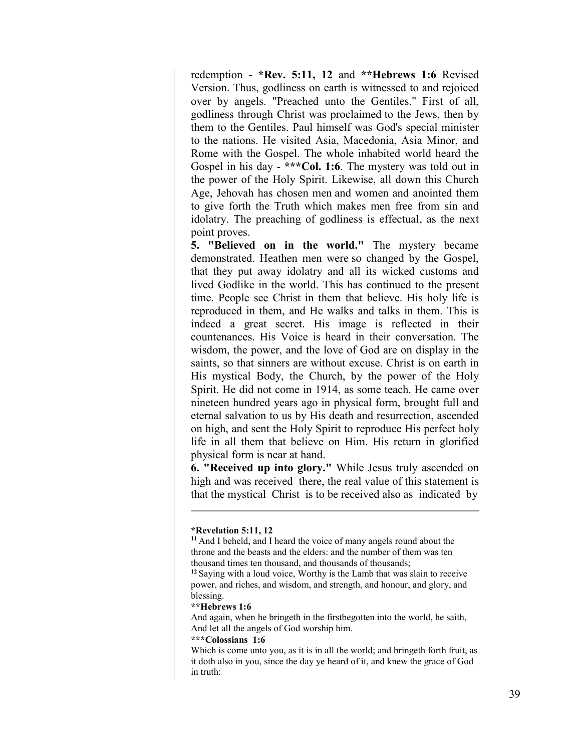redemption - ***Rev. 5:11, 12** and ****Hebrews 1:6** Revised Version. Thus, godliness on earth is witnessed to and rejoiced over by angels. "Preached unto the Gentiles." First of all, godliness through Christ was proclaimed to the Jews, then by them to the Gentiles. Paul himself was God's special minister to the nations. He visited Asia, Macedonia, Asia Minor, and Rome with the Gospel. The whole inhabited world heard the Gospel in his day - *****Col. 1:6**. The mystery was told out in the power of the Holy Spirit. Likewise, all down this Church Age, Jehovah has chosen men and women and anointed them to give forth the Truth which makes men free from sin and idolatry. The preaching of godliness is effectual, as the next point proves.

**5. "Believed on in the world."** The mystery became demonstrated. Heathen men were so changed by the Gospel, that they put away idolatry and all its wicked customs and lived Godlike in the world. This has continued to the present time. People see Christ in them that believe. His holy life is reproduced in them, and He walks and talks in them. This is indeed a great secret. His image is reflected in their countenances. His Voice is heard in their conversation. The wisdom, the power, and the love of God are on display in the saints, so that sinners are without excuse. Christ is on earth in His mystical Body, the Church, by the power of the Holy Spirit. He did not come in 1914, as some teach. He came over nineteen hundred years ago in physical form, brought full and eternal salvation to us by His death and resurrection, ascended on high, and sent the Holy Spirit to reproduce His perfect holy life in all them that believe on Him. His return in glorified physical form is near at hand.

**6. "Received up into glory."** While Jesus truly ascended on high and was received there, the real value of this statement is that the mystical Christ is to be received also as indicated by

---

***Revelation 5:11, 12**

[11] And I beheld, and I heard the voice of many angels round about the throne and the beasts and the elders: and the number of them was ten thousand times ten thousand, and thousands of thousands;

[12] Saying with a loud voice, Worthy is the Lamb that was slain to receive power, and riches, and wisdom, and strength, and honour, and glory, and blessing.

****Hebrews 1:6**

And again, when he bringeth in the firstbegotten into the world, he saith, And let all the angels of God worship him.

*****Colossians 1:6**

Which is come unto you, as it is in all the world; and bringeth forth fruit, as it doth also in you, since the day ye heard of it, and knew the grace of God in truth: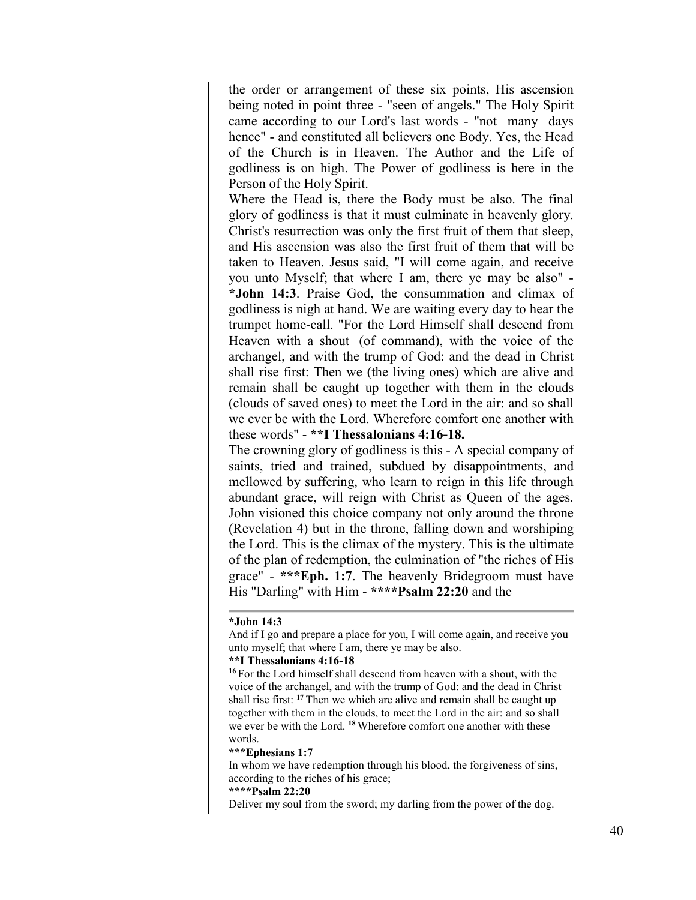the order or arrangement of these six points, His ascension being noted in point three - "seen of angels." The Holy Spirit came according to our Lord's last words - "not many days hence" - and constituted all believers one Body. Yes, the Head of the Church is in Heaven. The Author and the Life of godliness is on high. The Power of godliness is here in the Person of the Holy Spirit.

Where the Head is, there the Body must be also. The final glory of godliness is that it must culminate in heavenly glory. Christ's resurrection was only the first fruit of them that sleep, and His ascension was also the first fruit of them that will be taken to Heaven. Jesus said, "I will come again, and receive you unto Myself; that where I am, there ye may be also" - ***John 14:3**. Praise God, the consummation and climax of godliness is nigh at hand. We are waiting every day to hear the trumpet home-call. "For the Lord Himself shall descend from Heaven with a shout (of command), with the voice of the archangel, and with the trump of God: and the dead in Christ shall rise first: Then we (the living ones) which are alive and remain shall be caught up together with them in the clouds (clouds of saved ones) to meet the Lord in the air: and so shall we ever be with the Lord. Wherefore comfort one another with these words" - ****I Thessalonians 4:16-18.**

The crowning glory of godliness is this - A special company of saints, tried and trained, subdued by disappointments, and mellowed by suffering, who learn to reign in this life through abundant grace, will reign with Christ as Queen of the ages. John visioned this choice company not only around the throne (Revelation 4) but in the throne, falling down and worshiping the Lord. This is the climax of the mystery. This is the ultimate of the plan of redemption, the culmination of "the riches of His grace" - *****Eph. 1:7**. The heavenly Bridegroom must have His "Darling" with Him - ******Psalm 22:20** and the

---

***John 14:3**

And if I go and prepare a place for you, I will come again, and receive you unto myself; that where I am, there ye may be also.

****I Thessalonians 4:16-18**

[16] For the Lord himself shall descend from heaven with a shout, with the voice of the archangel, and with the trump of God: and the dead in Christ shall rise first: [17] Then we which are alive and remain shall be caught up together with them in the clouds, to meet the Lord in the air: and so shall we ever be with the Lord. [18] Wherefore comfort one another with these words.

*****Ephesians 1:7**

In whom we have redemption through his blood, the forgiveness of sins, according to the riches of his grace;

******Psalm 22:20**

Deliver my soul from the sword; my darling from the power of the dog.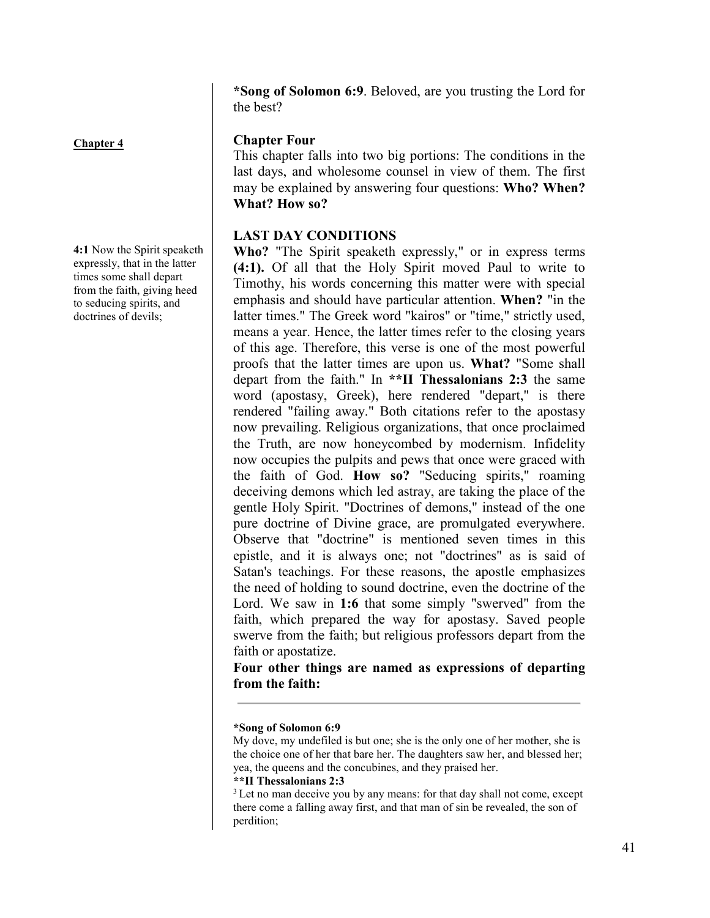**\*Song of Solomon 6:9**. Beloved, are you trusting the Lord for the best?

**Chapter 4**

## Chapter Four

This chapter falls into two big portions: The conditions in the last days, and wholesome counsel in view of them. The first may be explained by answering four questions: **Who? When? What? How so?**

**4:1** Now the Spirit speaketh expressly, that in the latter times some shall depart from the faith, giving heed to seducing spirits, and doctrines of devils;

### LAST DAY CONDITIONS

**Who?** "The Spirit speaketh expressly," or in express terms **(4:1).** Of all that the Holy Spirit moved Paul to write to Timothy, his words concerning this matter were with special emphasis and should have particular attention. **When?** "in the latter times." The Greek word "kairos" or "time," strictly used, means a year. Hence, the latter times refer to the closing years of this age. Therefore, this verse is one of the most powerful proofs that the latter times are upon us. **What?** "Some shall depart from the faith." In **\*\*II Thessalonians 2:3** the same word (apostasy, Greek), here rendered "depart," is there rendered "failing away." Both citations refer to the apostasy now prevailing. Religious organizations, that once proclaimed the Truth, are now honeycombed by modernism. Infidelity now occupies the pulpits and pews that once were graced with the faith of God. **How so?** "Seducing spirits," roaming deceiving demons which led astray, are taking the place of the gentle Holy Spirit. "Doctrines of demons," instead of the one pure doctrine of Divine grace, are promulgated everywhere. Observe that "doctrine" is mentioned seven times in this epistle, and it is always one; not "doctrines" as is said of Satan's teachings. For these reasons, the apostle emphasizes the need of holding to sound doctrine, even the doctrine of the Lord. We saw in **1:6** that some simply "swerved" from the faith, which prepared the way for apostasy. Saved people swerve from the faith; but religious professors depart from the faith or apostatize.

**Four other things are named as expressions of departing from the faith:**

---

**\*Song of Solomon 6:9**
My dove, my undefiled is but one; she is the only one of her mother, she is the choice one of her that bare her. The daughters saw her, and blessed her; yea, the queens and the concubines, and they praised her.

**\*\*II Thessalonians 2:3**
[3] Let no man deceive you by any means: for that day shall not come, except there come a falling away first, and that man of sin be revealed, the son of perdition;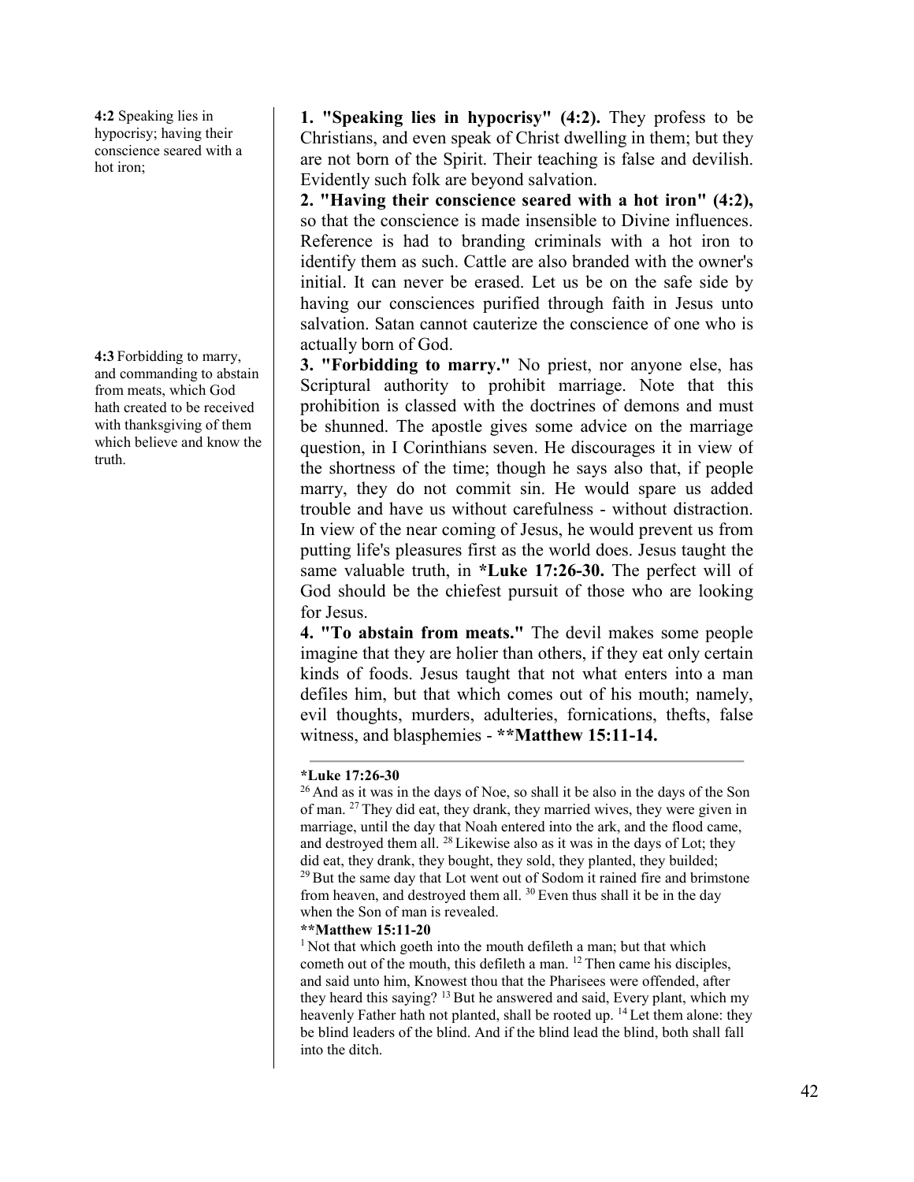**4:2** Speaking lies in hypocrisy; having their conscience seared with a hot iron;

**1. "Speaking lies in hypocrisy" (4:2).** They profess to be Christians, and even speak of Christ dwelling in them; but they are not born of the Spirit. Their teaching is false and devilish. Evidently such folk are beyond salvation.

**2. "Having their conscience seared with a hot iron" (4:2),** so that the conscience is made insensible to Divine influences. Reference is had to branding criminals with a hot iron to identify them as such. Cattle are also branded with the owner's initial. It can never be erased. Let us be on the safe side by having our consciences purified through faith in Jesus unto salvation. Satan cannot cauterize the conscience of one who is actually born of God.

**4:3** Forbidding to marry, and commanding to abstain from meats, which God hath created to be received with thanksgiving of them which believe and know the truth.

**3. "Forbidding to marry."** No priest, nor anyone else, has Scriptural authority to prohibit marriage. Note that this prohibition is classed with the doctrines of demons and must be shunned. The apostle gives some advice on the marriage question, in I Corinthians seven. He discourages it in view of the shortness of the time; though he says also that, if people marry, they do not commit sin. He would spare us added trouble and have us without carefulness - without distraction. In view of the near coming of Jesus, he would prevent us from putting life's pleasures first as the world does. Jesus taught the same valuable truth, in **\*Luke 17:26-30.** The perfect will of God should be the chiefest pursuit of those who are looking for Jesus.

**4. "To abstain from meats."** The devil makes some people imagine that they are holier than others, if they eat only certain kinds of foods. Jesus taught that not what enters into a man defiles him, but that which comes out of his mouth; namely, evil thoughts, murders, adulteries, fornications, thefts, false witness, and blasphemies - **\*\*Matthew 15:11-14.**

---

**\*Luke 17:26-30**

[26] And as it was in the days of Noe, so shall it be also in the days of the Son of man. [27] They did eat, they drank, they married wives, they were given in marriage, until the day that Noah entered into the ark, and the flood came, and destroyed them all. [28] Likewise also as it was in the days of Lot; they did eat, they drank, they bought, they sold, they planted, they builded; [29] But the same day that Lot went out of Sodom it rained fire and brimstone from heaven, and destroyed them all. [30] Even thus shall it be in the day when the Son of man is revealed.

**\*\*Matthew 15:11-20**

[1] Not that which goeth into the mouth defileth a man; but that which cometh out of the mouth, this defileth a man. [12] Then came his disciples, and said unto him, Knowest thou that the Pharisees were offended, after they heard this saying? [13] But he answered and said, Every plant, which my heavenly Father hath not planted, shall be rooted up. [14] Let them alone: they be blind leaders of the blind. And if the blind lead the blind, both shall fall into the ditch.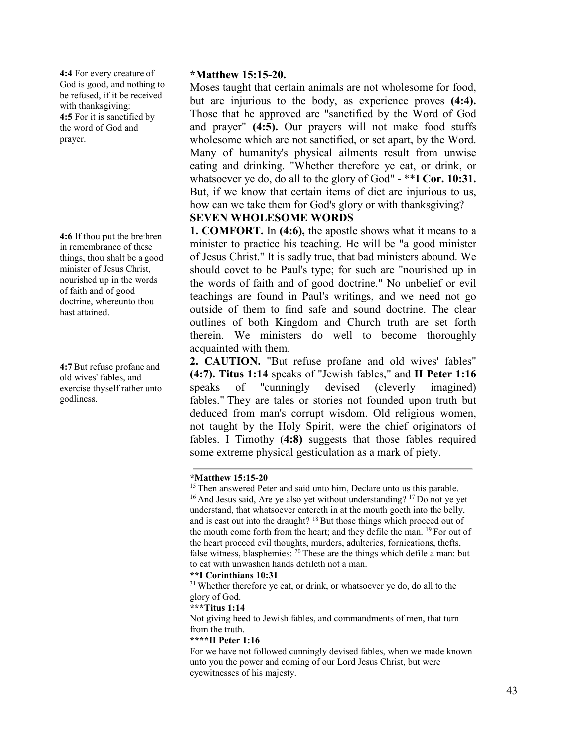**4:4** For every creature of God is good, and nothing to be refused, if it be received with thanksgiving:
**4:5** For it is sanctified by the word of God and prayer.

**\*Matthew 15:15-20.**

Moses taught that certain animals are not wholesome for food, but are injurious to the body, as experience proves **(4:4).** Those that he approved are "sanctified by the Word of God and prayer" **(4:5).** Our prayers will not make food stuffs wholesome which are not sanctified, or set apart, by the Word. Many of humanity's physical ailments result from unwise eating and drinking. "Whether therefore ye eat, or drink, or whatsoever ye do, do all to the glory of God" - \*\***I Cor. 10:31.** But, if we know that certain items of diet are injurious to us, how can we take them for God's glory or with thanksgiving?

**SEVEN WHOLESOME WORDS**

**4:6** If thou put the brethren in remembrance of these things, thou shalt be a good minister of Jesus Christ, nourished up in the words of faith and of good doctrine, whereunto thou hast attained.

**1. COMFORT.** In **(4:6),** the apostle shows what it means to a minister to practice his teaching. He will be "a good minister of Jesus Christ." It is sadly true, that bad ministers abound. We should covet to be Paul's type; for such are "nourished up in the words of faith and of good doctrine." No unbelief or evil teachings are found in Paul's writings, and we need not go outside of them to find safe and sound doctrine. The clear outlines of both Kingdom and Church truth are set forth therein. We ministers do well to become thoroughly acquainted with them.

**4:7** But refuse profane and old wives' fables, and exercise thyself rather unto godliness.

**2. CAUTION.** "But refuse profane and old wives' fables" **(4:7). Titus 1:14** speaks of "Jewish fables," and **II Peter 1:16** speaks of "cunningly devised (cleverly imagined) fables." They are tales or stories not founded upon truth but deduced from man's corrupt wisdom. Old religious women, not taught by the Holy Spirit, were the chief originators of fables. I Timothy (**4:8)** suggests that those fables required some extreme physical gesticulation as a mark of piety.

---

**\*Matthew 15:15-20**

[15] Then answered Peter and said unto him, Declare unto us this parable. [16] And Jesus said, Are ye also yet without understanding? [17] Do not ye yet understand, that whatsoever entereth in at the mouth goeth into the belly, and is cast out into the draught? [18] But those things which proceed out of the mouth come forth from the heart; and they defile the man. [19] For out of the heart proceed evil thoughts, murders, adulteries, fornications, thefts, false witness, blasphemies: [20] These are the things which defile a man: but to eat with unwashen hands defileth not a man.

**\*\*I Corinthians 10:31**

[31] Whether therefore ye eat, or drink, or whatsoever ye do, do all to the glory of God.

**\*\*\*Titus 1:14**

Not giving heed to Jewish fables, and commandments of men, that turn from the truth.

**\*\*\*\*II Peter 1:16**

For we have not followed cunningly devised fables, when we made known unto you the power and coming of our Lord Jesus Christ, but were eyewitnesses of his majesty.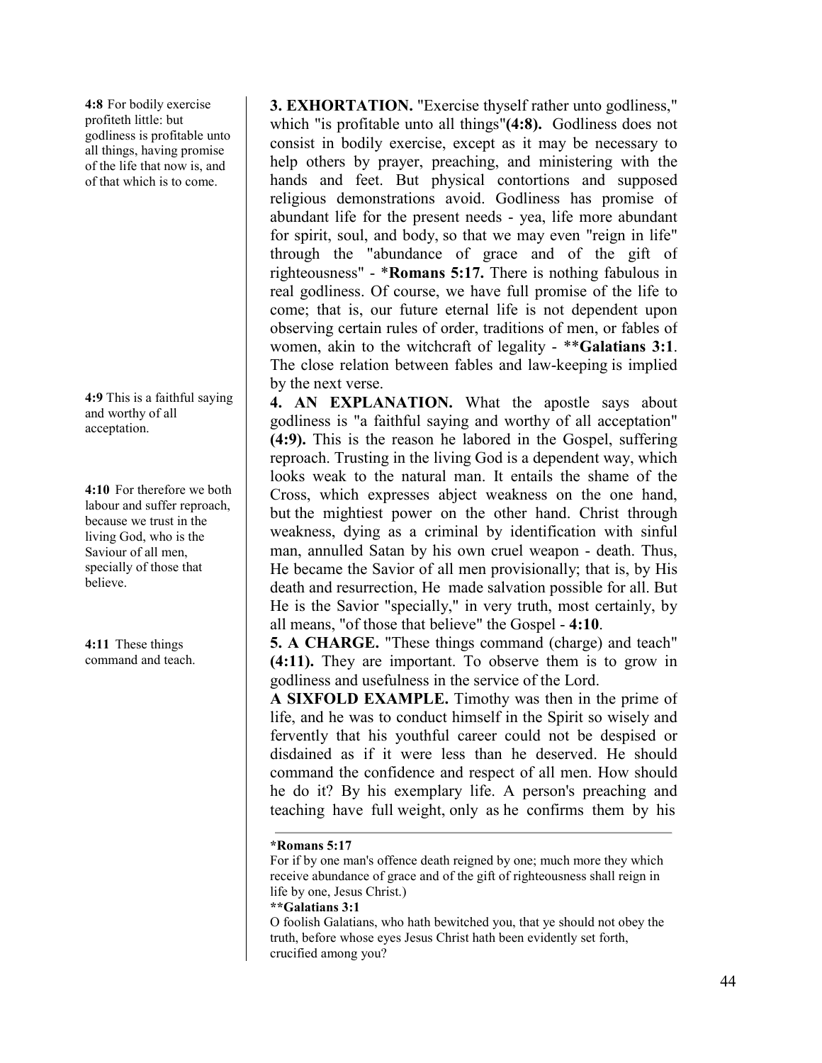**4:8** For bodily exercise profiteth little: but godliness is profitable unto all things, having promise of the life that now is, and of that which is to come.

**3. EXHORTATION.** "Exercise thyself rather unto godliness," which "is profitable unto all things"**(4:8).** Godliness does not consist in bodily exercise, except as it may be necessary to help others by prayer, preaching, and ministering with the hands and feet. But physical contortions and supposed religious demonstrations avoid. Godliness has promise of abundant life for the present needs - yea, life more abundant for spirit, soul, and body, so that we may even "reign in life" through the "abundance of grace and of the gift of righteousness" - ***Romans 5:17.** There is nothing fabulous in real godliness. Of course, we have full promise of the life to come; that is, our future eternal life is not dependent upon observing certain rules of order, traditions of men, or fables of women, akin to the witchcraft of legality - ****Galatians 3:1**. The close relation between fables and law-keeping is implied by the next verse.

**4:9** This is a faithful saying and worthy of all acceptation.

**4:10** For therefore we both labour and suffer reproach, because we trust in the living God, who is the Saviour of all men, specially of those that believe.

**4. AN EXPLANATION.** What the apostle says about godliness is "a faithful saying and worthy of all acceptation" **(4:9).** This is the reason he labored in the Gospel, suffering reproach. Trusting in the living God is a dependent way, which looks weak to the natural man. It entails the shame of the Cross, which expresses abject weakness on the one hand, but the mightiest power on the other hand. Christ through weakness, dying as a criminal by identification with sinful man, annulled Satan by his own cruel weapon - death. Thus, He became the Savior of all men provisionally; that is, by His death and resurrection, He made salvation possible for all. But He is the Savior "specially," in very truth, most certainly, by all means, "of those that believe" the Gospel - **4:10**.

**4:11** These things command and teach.

**5. A CHARGE.** "These things command (charge) and teach" **(4:11).** They are important. To observe them is to grow in godliness and usefulness in the service of the Lord.

**A SIXFOLD EXAMPLE.** Timothy was then in the prime of life, and he was to conduct himself in the Spirit so wisely and fervently that his youthful career could not be despised or disdained as if it were less than he deserved. He should command the confidence and respect of all men. How should he do it? By his exemplary life. A person's preaching and teaching have full weight, only as he confirms them by his

---

***Romans 5:17**

For if by one man's offence death reigned by one; much more they which receive abundance of grace and of the gift of righteousness shall reign in life by one, Jesus Christ.)

****Galatians 3:1**

O foolish Galatians, who hath bewitched you, that ye should not obey the truth, before whose eyes Jesus Christ hath been evidently set forth, crucified among you?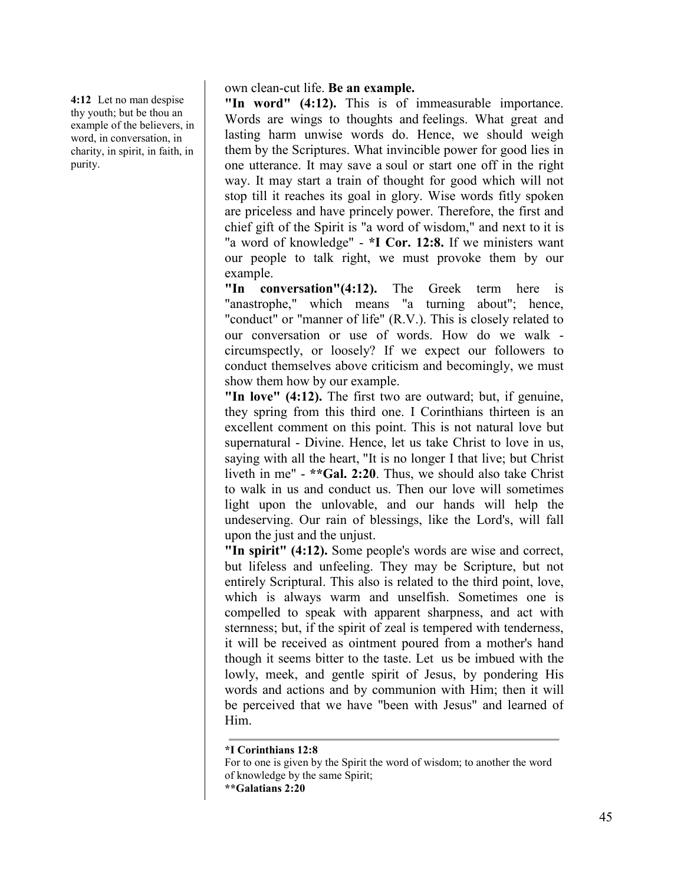**4:12** Let no man despise thy youth; but be thou an example of the believers, in word, in conversation, in charity, in spirit, in faith, in purity.

own clean-cut life. **Be an example.**

**"In word" (4:12).** This is of immeasurable importance. Words are wings to thoughts and feelings. What great and lasting harm unwise words do. Hence, we should weigh them by the Scriptures. What invincible power for good lies in one utterance. It may save a soul or start one off in the right way. It may start a train of thought for good which will not stop till it reaches its goal in glory. Wise words fitly spoken are priceless and have princely power. Therefore, the first and chief gift of the Spirit is "a word of wisdom," and next to it is "a word of knowledge" - ***I Cor. 12:8.** If we ministers want our people to talk right, we must provoke them by our example.

**"In conversation"(4:12).** The Greek term here is "anastrophe," which means "a turning about"; hence, "conduct" or "manner of life" (R.V.). This is closely related to our conversation or use of words. How do we walk - circumspectly, or loosely? If we expect our followers to conduct themselves above criticism and becomingly, we must show them how by our example.

**"In love" (4:12).** The first two are outward; but, if genuine, they spring from this third one. I Corinthians thirteen is an excellent comment on this point. This is not natural love but supernatural - Divine. Hence, let us take Christ to love in us, saying with all the heart, "It is no longer I that live; but Christ liveth in me" - ****Gal. 2:20**. Thus, we should also take Christ to walk in us and conduct us. Then our love will sometimes light upon the unlovable, and our hands will help the undeserving. Our rain of blessings, like the Lord's, will fall upon the just and the unjust.

**"In spirit" (4:12).** Some people's words are wise and correct, but lifeless and unfeeling. They may be Scripture, but not entirely Scriptural. This also is related to the third point, love, which is always warm and unselfish. Sometimes one is compelled to speak with apparent sharpness, and act with sternness; but, if the spirit of zeal is tempered with tenderness, it will be received as ointment poured from a mother's hand though it seems bitter to the taste. Let us be imbued with the lowly, meek, and gentle spirit of Jesus, by pondering His words and actions and by communion with Him; then it will be perceived that we have "been with Jesus" and learned of Him.

---

***I Corinthians 12:8**
For to one is given by the Spirit the word of wisdom; to another the word of knowledge by the same Spirit;
****Galatians 2:20**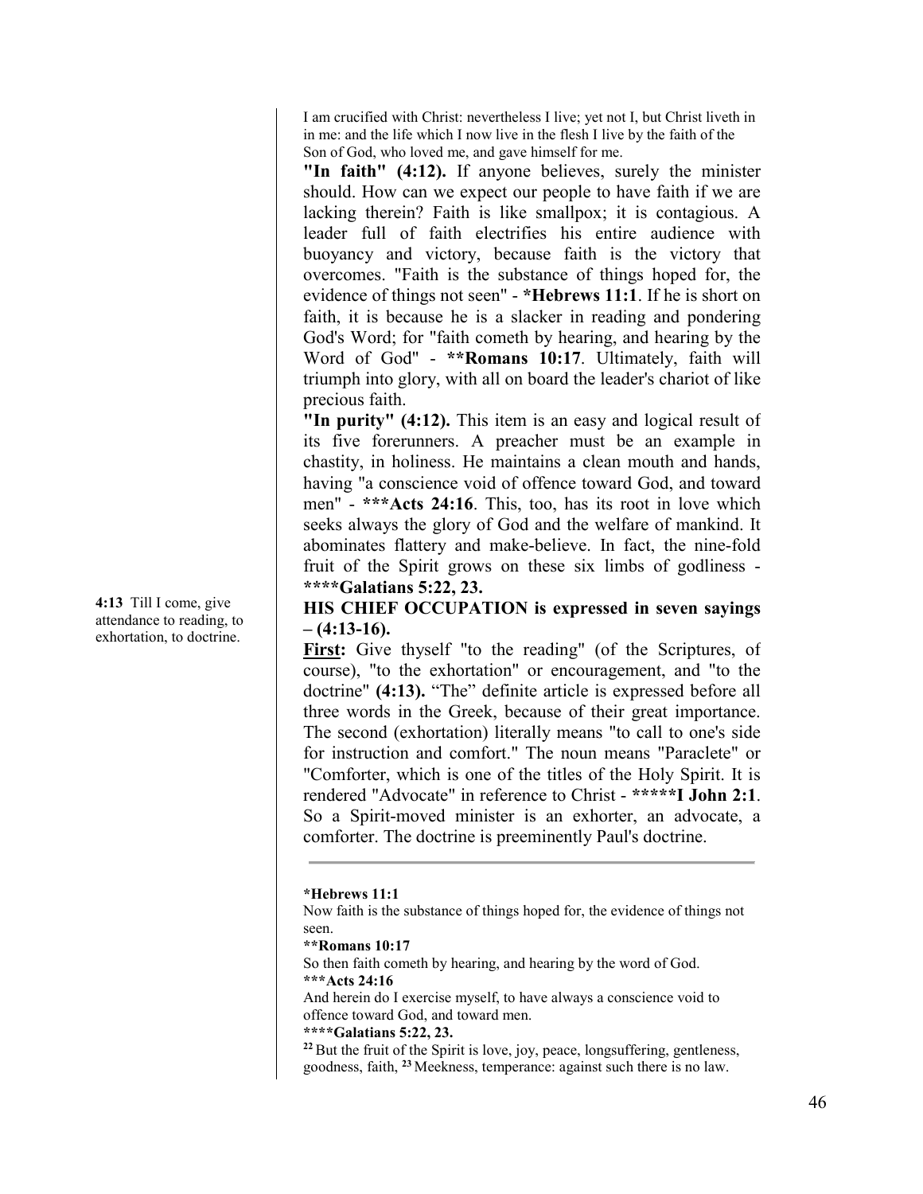I am crucified with Christ: nevertheless I live; yet not I, but Christ liveth in in me: and the life which I now live in the flesh I live by the faith of the Son of God, who loved me, and gave himself for me.

**"In faith" (4:12).** If anyone believes, surely the minister should. How can we expect our people to have faith if we are lacking therein? Faith is like smallpox; it is contagious. A leader full of faith electrifies his entire audience with buoyancy and victory, because faith is the victory that overcomes. "Faith is the substance of things hoped for, the evidence of things not seen" - ***Hebrews 11:1**. If he is short on faith, it is because he is a slacker in reading and pondering God's Word; for "faith cometh by hearing, and hearing by the Word of God" - ****Romans 10:17**. Ultimately, faith will triumph into glory, with all on board the leader's chariot of like precious faith.

**"In purity" (4:12).** This item is an easy and logical result of its five forerunners. A preacher must be an example in chastity, in holiness. He maintains a clean mouth and hands, having "a conscience void of offence toward God, and toward men" - *****Acts 24:16**. This, too, has its root in love which seeks always the glory of God and the welfare of mankind. It abominates flattery and make-believe. In fact, the nine-fold fruit of the Spirit grows on these six limbs of godliness - ********Galatians 5:22, 23.**

**4:13** Till I come, give attendance to reading, to exhortation, to doctrine.

**HIS CHIEF OCCUPATION is expressed in seven sayings – (4:13-16).**

**<u>First</u>:** Give thyself "to the reading" (of the Scriptures, of course), "to the exhortation" or encouragement, and "to the doctrine" **(4:13).** "The" definite article is expressed before all three words in the Greek, because of their great importance. The second (exhortation) literally means "to call to one's side for instruction and comfort." The noun means "Paraclete" or "Comforter, which is one of the titles of the Holy Spirit. It is rendered "Advocate" in reference to Christ - ***********I John 2:1**. So a Spirit-moved minister is an exhorter, an advocate, a comforter. The doctrine is preeminently Paul's doctrine.

---

***Hebrews 11:1**

Now faith is the substance of things hoped for, the evidence of things not seen.

****Romans 10:17**

So then faith cometh by hearing, and hearing by the word of God.

*****Acts 24:16**

And herein do I exercise myself, to have always a conscience void to offence toward God, and toward men.

******Galatians 5:22, 23.**

[22] But the fruit of the Spirit is love, joy, peace, longsuffering, gentleness, goodness, faith, [23] Meekness, temperance: against such there is no law.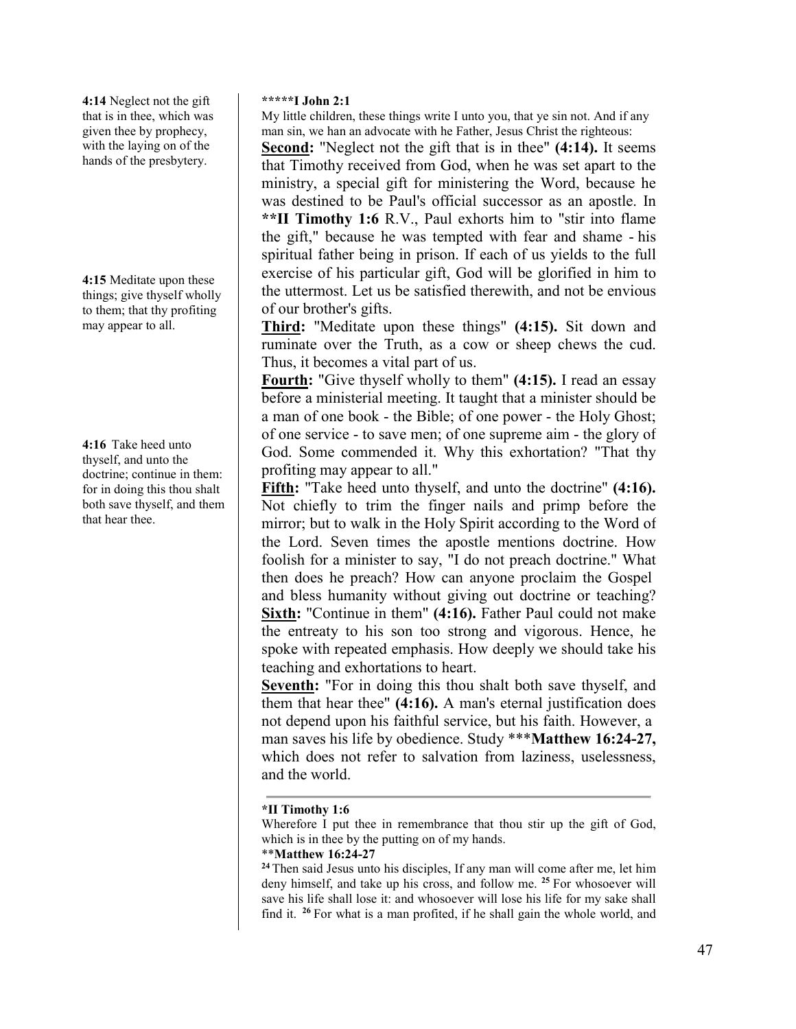**4:14** Neglect not the gift that is in thee, which was given thee by prophecy, with the laying on of the hands of the presbytery.

**4:15** Meditate upon these things; give thyself wholly to them; that thy profiting may appear to all.

**4:16** Take heed unto thyself, and unto the doctrine; continue in them: for in doing this thou shalt both save thyself, and them that hear thee.

**\*\*\*\*\*I John 2:1**
My little children, these things write I unto you, that ye sin not. And if any man sin, we han an advocate with he Father, Jesus Christ the righteous:

**<u>Second</u>:** "Neglect not the gift that is in thee" **(4:14).** It seems that Timothy received from God, when he was set apart to the ministry, a special gift for ministering the Word, because he was destined to be Paul's official successor as an apostle. In **\*\*II Timothy 1:6** R.V., Paul exhorts him to "stir into flame the gift," because he was tempted with fear and shame - his spiritual father being in prison. If each of us yields to the full exercise of his particular gift, God will be glorified in him to the uttermost. Let us be satisfied therewith, and not be envious of our brother's gifts.

**<u>Third</u>:** "Meditate upon these things" **(4:15).** Sit down and ruminate over the Truth, as a cow or sheep chews the cud. Thus, it becomes a vital part of us.

**<u>Fourth</u>:** "Give thyself wholly to them" **(4:15).** I read an essay before a ministerial meeting. It taught that a minister should be a man of one book - the Bible; of one power - the Holy Ghost; of one service - to save men; of one supreme aim - the glory of God. Some commended it. Why this exhortation? "That thy profiting may appear to all."

**<u>Fifth</u>:** "Take heed unto thyself, and unto the doctrine" **(4:16).** Not chiefly to trim the finger nails and primp before the mirror; but to walk in the Holy Spirit according to the Word of the Lord. Seven times the apostle mentions doctrine. How foolish for a minister to say, "I do not preach doctrine." What then does he preach? How can anyone proclaim the Gospel and bless humanity without giving out doctrine or teaching?

**<u>Sixth</u>:** "Continue in them" **(4:16).** Father Paul could not make the entreaty to his son too strong and vigorous. Hence, he spoke with repeated emphasis. How deeply we should take his teaching and exhortations to heart.

**<u>Seventh</u>:** "For in doing this thou shalt both save thyself, and them that hear thee" **(4:16).** A man's eternal justification does not depend upon his faithful service, but his faith. However, a man saves his life by obedience. Study \*\*\***Matthew 16:24-27,** which does not refer to salvation from laziness, uselessness, and the world.

---

**\*II Timothy 1:6**
Wherefore I put thee in remembrance that thou stir up the gift of God, which is in thee by the putting on of my hands.

\*\***Matthew 16:24-27**
[24] Then said Jesus unto his disciples, If any man will come after me, let him deny himself, and take up his cross, and follow me. [25] For whosoever will save his life shall lose it: and whosoever will lose his life for my sake shall find it. [26] For what is a man profited, if he shall gain the whole world, and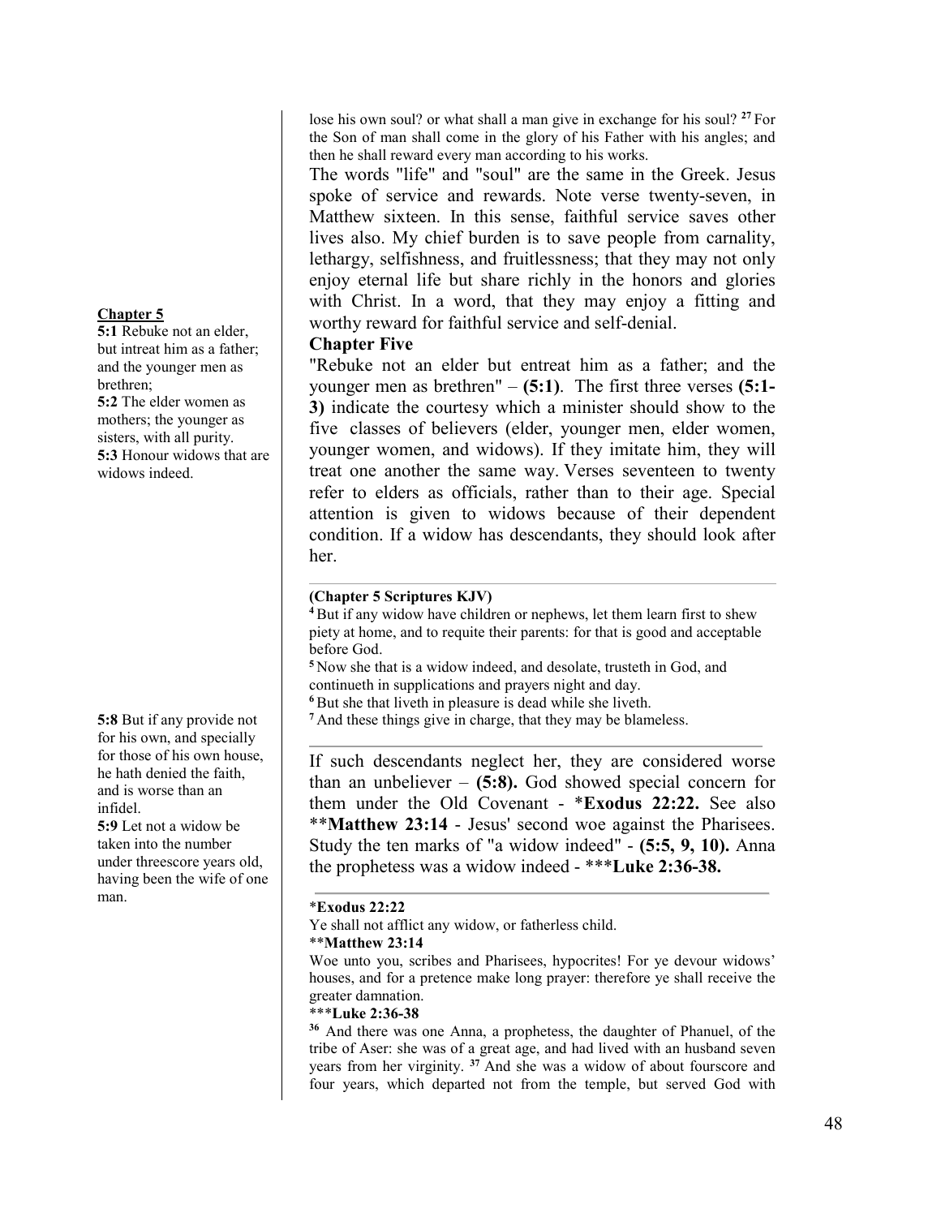lose his own soul? or what shall a man give in exchange for his soul? [27] For the Son of man shall come in the glory of his Father with his angles; and then he shall reward every man according to his works.

The words "life" and "soul" are the same in the Greek. Jesus spoke of service and rewards. Note verse twenty-seven, in Matthew sixteen. In this sense, faithful service saves other lives also. My chief burden is to save people from carnality, lethargy, selfishness, and fruitlessness; that they may not only enjoy eternal life but share richly in the honors and glories with Christ. In a word, that they may enjoy a fitting and worthy reward for faithful service and self-denial.

**Chapter 5**

**5:1** Rebuke not an elder, but intreat him as a father; and the younger men as brethren;
**5:2** The elder women as mothers; the younger as sisters, with all purity.
**5:3** Honour widows that are widows indeed.

### Chapter Five

"Rebuke not an elder but entreat him as a father; and the younger men as brethren" – **(5:1)**. The first three verses **(5:1-3)** indicate the courtesy which a minister should show to the five classes of believers (elder, younger men, elder women, younger women, and widows). If they imitate him, they will treat one another the same way. Verses seventeen to twenty refer to elders as officials, rather than to their age. Special attention is given to widows because of their dependent condition. If a widow has descendants, they should look after her.

---

**(Chapter 5 Scriptures KJV)**

[4] But if any widow have children or nephews, let them learn first to shew piety at home, and to requite their parents: for that is good and acceptable before God.
[5] Now she that is a widow indeed, and desolate, trusteth in God, and continueth in supplications and prayers night and day.
[6] But she that liveth in pleasure is dead while she liveth.
[7] And these things give in charge, that they may be blameless.

---

**5:8** But if any provide not for his own, and specially for those of his own house, he hath denied the faith, and is worse than an infidel.
**5:9** Let not a widow be taken into the number under threescore years old, having been the wife of one man.

If such descendants neglect her, they are considered worse than an unbeliever – **(5:8).** God showed special concern for them under the Old Covenant - \***Exodus 22:22.** See also \*\***Matthew 23:14** - Jesus' second woe against the Pharisees. Study the ten marks of "a widow indeed" - **(5:5, 9, 10).** Anna the prophetess was a widow indeed - \*\*\***Luke 2:36-38.**

---

\***Exodus 22:22**

Ye shall not afflict any widow, or fatherless child.

\*\***Matthew 23:14**

Woe unto you, scribes and Pharisees, hypocrites! For ye devour widows' houses, and for a pretence make long prayer: therefore ye shall receive the greater damnation.

\*\*\***Luke 2:36-38**

[36] And there was one Anna, a prophetess, the daughter of Phanuel, of the tribe of Aser: she was of a great age, and had lived with an husband seven years from her virginity. [37] And she was a widow of about fourscore and four years, which departed not from the temple, but served God with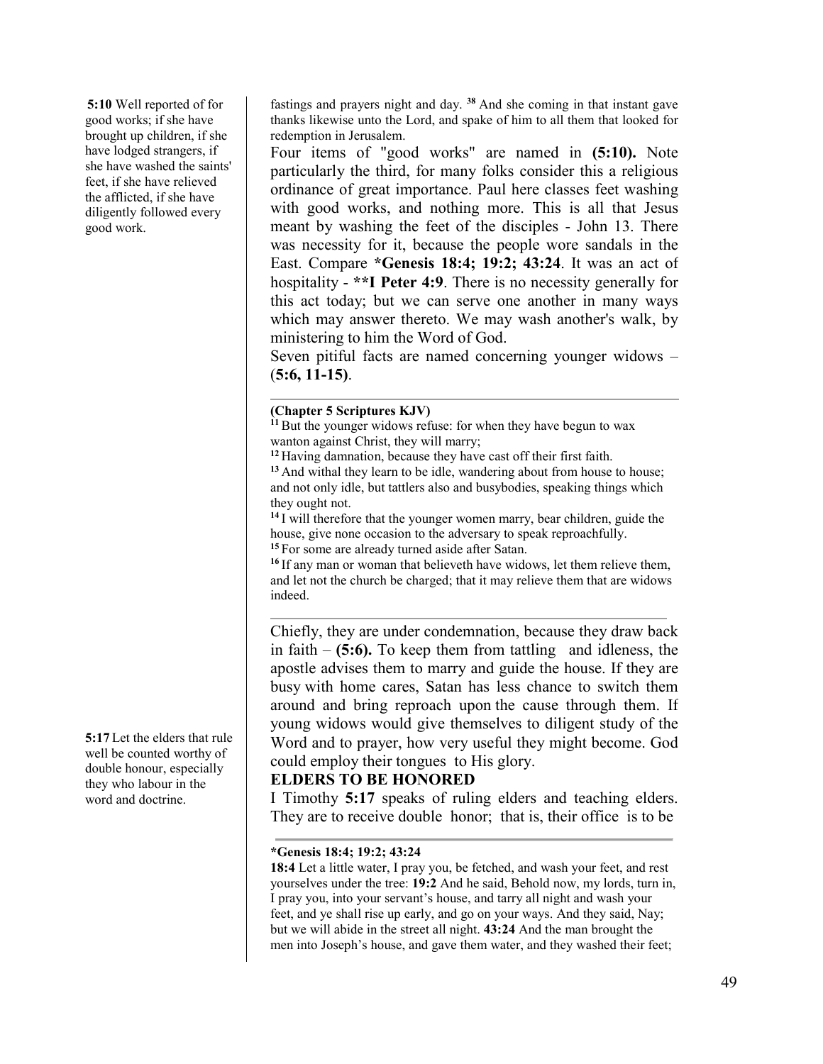**5:10** Well reported of for good works; if she have brought up children, if she have lodged strangers, if she have washed the saints' feet, if she have relieved the afflicted, if she have diligently followed every good work.

fastings and prayers night and day. [38] And she coming in that instant gave thanks likewise unto the Lord, and spake of him to all them that looked for redemption in Jerusalem.

Four items of "good works" are named in **(5:10).** Note particularly the third, for many folks consider this a religious ordinance of great importance. Paul here classes feet washing with good works, and nothing more. This is all that Jesus meant by washing the feet of the disciples - John 13. There was necessity for it, because the people wore sandals in the East. Compare ***Genesis 18:4; 19:2; 43:24**. It was an act of hospitality - ****I Peter 4:9**. There is no necessity generally for this act today; but we can serve one another in many ways which may answer thereto. We may wash another's walk, by ministering to him the Word of God.

Seven pitiful facts are named concerning younger widows – (**5:6, 11-15)**.

---

**(Chapter 5 Scriptures KJV)**

[11] But the younger widows refuse: for when they have begun to wax wanton against Christ, they will marry;
[12] Having damnation, because they have cast off their first faith.
[13] And withal they learn to be idle, wandering about from house to house; and not only idle, but tattlers also and busybodies, speaking things which they ought not.
[14] I will therefore that the younger women marry, bear children, guide the house, give none occasion to the adversary to speak reproachfully.
[15] For some are already turned aside after Satan.
[16] If any man or woman that believeth have widows, let them relieve them, and let not the church be charged; that it may relieve them that are widows indeed.

---

Chiefly, they are under condemnation, because they draw back in faith – **(5:6).** To keep them from tattling and idleness, the apostle advises them to marry and guide the house. If they are busy with home cares, Satan has less chance to switch them around and bring reproach upon the cause through them. If young widows would give themselves to diligent study of the Word and to prayer, how very useful they might become. God could employ their tongues to His glory.

**5:17** Let the elders that rule well be counted worthy of double honour, especially they who labour in the word and doctrine.

## ELDERS TO BE HONORED

I Timothy **5:17** speaks of ruling elders and teaching elders. They are to receive double honor; that is, their office is to be

---

***Genesis 18:4; 19:2; 43:24**

**18:4** Let a little water, I pray you, be fetched, and wash your feet, and rest yourselves under the tree: **19:2** And he said, Behold now, my lords, turn in, I pray you, into your servant's house, and tarry all night and wash your feet, and ye shall rise up early, and go on your ways. And they said, Nay; but we will abide in the street all night. **43:24** And the man brought the men into Joseph's house, and gave them water, and they washed their feet;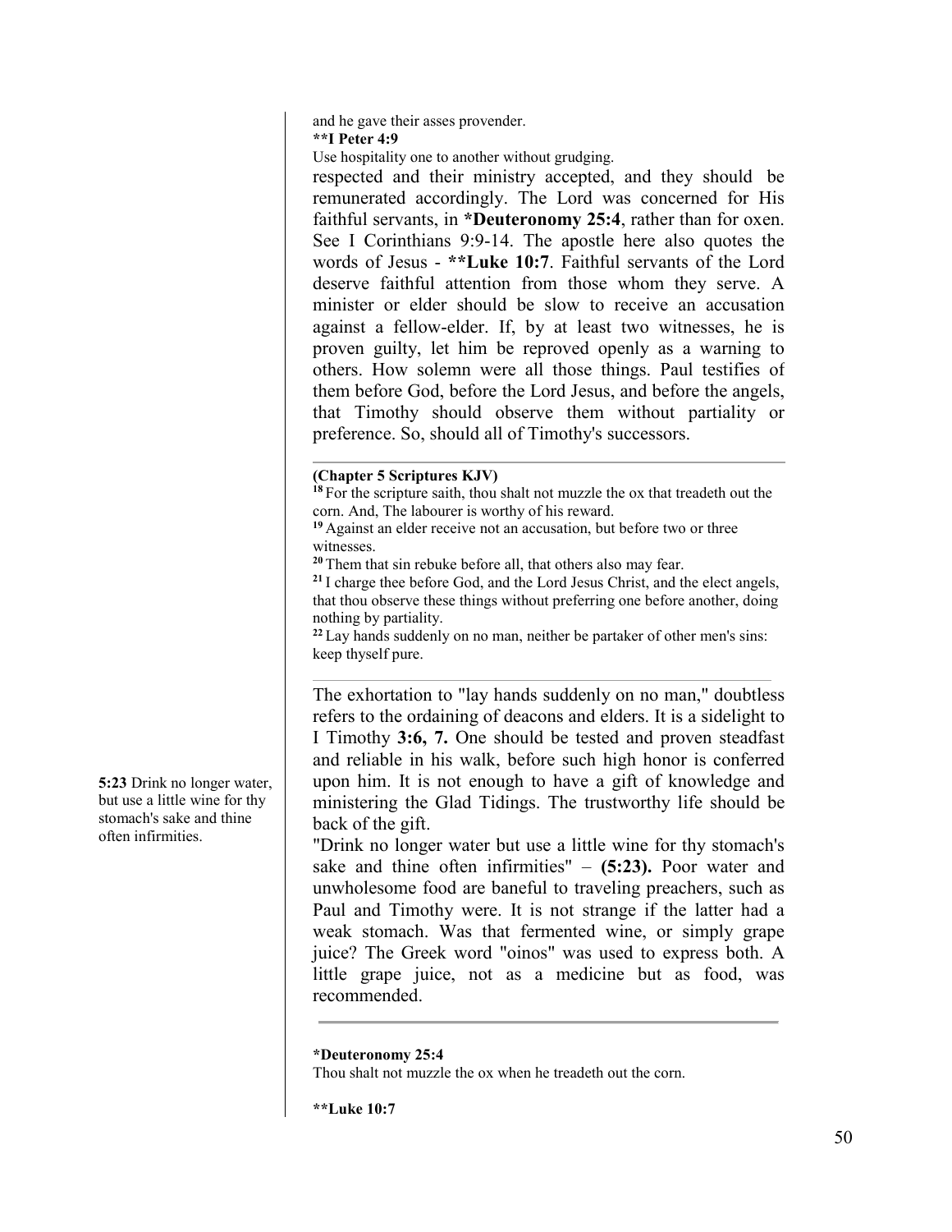and he gave their asses provender.

**\*\*I Peter 4:9**

Use hospitality one to another without grudging.

respected and their ministry accepted, and they should be remunerated accordingly. The Lord was concerned for His faithful servants, in **\*Deuteronomy 25:4**, rather than for oxen. See I Corinthians 9:9-14. The apostle here also quotes the words of Jesus - **\*\*Luke 10:7**. Faithful servants of the Lord deserve faithful attention from those whom they serve. A minister or elder should be slow to receive an accusation against a fellow-elder. If, by at least two witnesses, he is proven guilty, let him be reproved openly as a warning to others. How solemn were all those things. Paul testifies of them before God, before the Lord Jesus, and before the angels, that Timothy should observe them without partiality or preference. So, should all of Timothy's successors.

---

**(Chapter 5 Scriptures KJV)**

[18] For the scripture saith, thou shalt not muzzle the ox that treadeth out the corn. And, The labourer is worthy of his reward.

[19] Against an elder receive not an accusation, but before two or three witnesses.

[20] Them that sin rebuke before all, that others also may fear.

[21] I charge thee before God, and the Lord Jesus Christ, and the elect angels, that thou observe these things without preferring one before another, doing nothing by partiality.

[22] Lay hands suddenly on no man, neither be partaker of other men's sins: keep thyself pure.

---

The exhortation to "lay hands suddenly on no man," doubtless refers to the ordaining of deacons and elders. It is a sidelight to I Timothy **3:6, 7.** One should be tested and proven steadfast and reliable in his walk, before such high honor is conferred upon him. It is not enough to have a gift of knowledge and ministering the Glad Tidings. The trustworthy life should be back of the gift.

**5:23** Drink no longer water, but use a little wine for thy stomach's sake and thine often infirmities.

"Drink no longer water but use a little wine for thy stomach's sake and thine often infirmities" – **(5:23).** Poor water and unwholesome food are baneful to traveling preachers, such as Paul and Timothy were. It is not strange if the latter had a weak stomach. Was that fermented wine, or simply grape juice? The Greek word "oinos" was used to express both. A little grape juice, not as a medicine but as food, was recommended.

---

**\*Deuteronomy 25:4**

Thou shalt not muzzle the ox when he treadeth out the corn.

**\*\*Luke 10:7**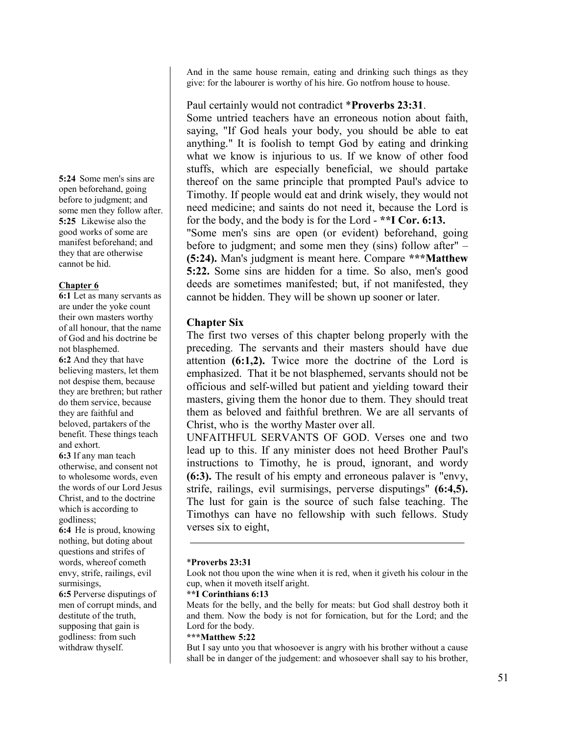And in the same house remain, eating and drinking such things as they give: for the labourer is worthy of his hire. Go notfrom house to house.

Paul certainly would not contradict ***Proverbs 23:31**.

Some untried teachers have an erroneous notion about faith, saying, "If God heals your body, you should be able to eat anything." It is foolish to tempt God by eating and drinking what we know is injurious to us. If we know of other food stuffs, which are especially beneficial, we should partake thereof on the same principle that prompted Paul's advice to Timothy. If people would eat and drink wisely, they would not need medicine; and saints do not need it, because the Lord is for the body, and the body is for the Lord - ****I Cor. 6:13.**

"Some men's sins are open (or evident) beforehand, going before to judgment; and some men they (sins) follow after" – **(5:24).** Man's judgment is meant here. Compare *****Matthew 5:22.** Some sins are hidden for a time. So also, men's good deeds are sometimes manifested; but, if not manifested, they cannot be hidden. They will be shown up sooner or later.

**5:24** Some men's sins are open beforehand, going before to judgment; and some men they follow after.
**5:25** Likewise also the good works of some are manifest beforehand; and they that are otherwise cannot be hid.

### Chapter Six

The first two verses of this chapter belong properly with the preceding. The servants and their masters should have due attention **(6:1,2).** Twice more the doctrine of the Lord is emphasized. That it be not blasphemed, servants should not be officious and self-willed but patient and yielding toward their masters, giving them the honor due to them. They should treat them as beloved and faithful brethren. We are all servants of Christ, who is the worthy Master over all.

UNFAITHFUL SERVANTS OF GOD. Verses one and two lead up to this. If any minister does not heed Brother Paul's instructions to Timothy, he is proud, ignorant, and wordy **(6:3).** The result of his empty and erroneous palaver is "envy, strife, railings, evil surmisings, perverse disputings" **(6:4,5).** The lust for gain is the source of such false teaching. The Timothys can have no fellowship with such fellows. Study verses six to eight,

**Chapter 6**

**6:1** Let as many servants as are under the yoke count their own masters worthy of all honour, that the name of God and his doctrine be not blasphemed.
**6:2** And they that have believing masters, let them not despise them, because they are brethren; but rather do them service, because they are faithful and beloved, partakers of the benefit. These things teach and exhort.
**6:3** If any man teach otherwise, and consent not to wholesome words, even the words of our Lord Jesus Christ, and to the doctrine which is according to godliness;
**6:4** He is proud, knowing nothing, but doting about questions and strifes of words, whereof cometh envy, strife, railings, evil surmisings,
**6:5** Perverse disputings of men of corrupt minds, and destitute of the truth, supposing that gain is godliness: from such withdraw thyself.

---

***Proverbs 23:31**
Look not thou upon the wine when it is red, when it giveth his colour in the cup, when it moveth itself aright.

****I Corinthians 6:13**
Meats for the belly, and the belly for meats: but God shall destroy both it and them. Now the body is not for fornication, but for the Lord; and the Lord for the body.

*****Matthew 5:22**
But I say unto you that whosoever is angry with his brother without a cause shall be in danger of the judgement: and whosoever shall say to his brother,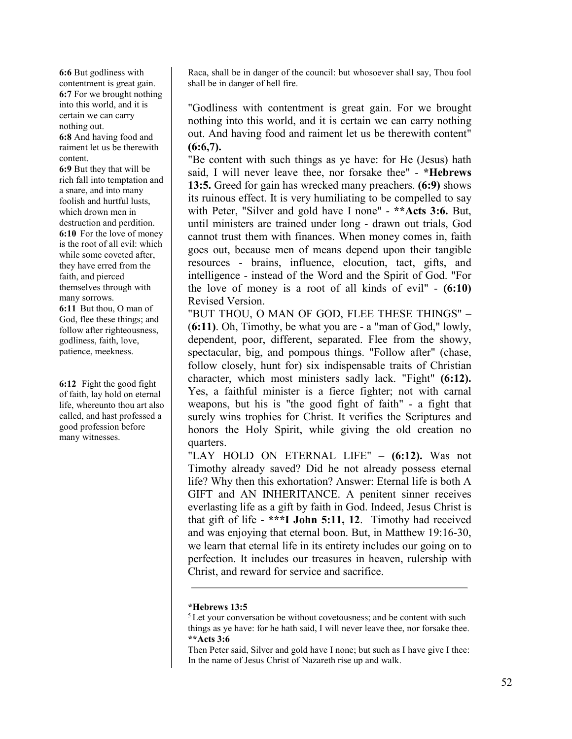**6:6** But godliness with contentment is great gain.
**6:7** For we brought nothing into this world, and it is certain we can carry nothing out.
**6:8** And having food and raiment let us be therewith content.
**6:9** But they that will be rich fall into temptation and a snare, and into many foolish and hurtful lusts, which drown men in destruction and perdition.
**6:10** For the love of money is the root of all evil: which while some coveted after, they have erred from the faith, and pierced themselves through with many sorrows.
**6:11** But thou, O man of God, flee these things; and follow after righteousness, godliness, faith, love, patience, meekness.

**6:12** Fight the good fight of faith, lay hold on eternal life, whereunto thou art also called, and hast professed a good profession before many witnesses.

Raca, shall be in danger of the council: but whosoever shall say, Thou fool shall be in danger of hell fire.

"Godliness with contentment is great gain. For we brought nothing into this world, and it is certain we can carry nothing out. And having food and raiment let us be therewith content" **(6:6,7).**

"Be content with such things as ye have: for He (Jesus) hath said, I will never leave thee, nor forsake thee" - ***Hebrews 13:5.** Greed for gain has wrecked many preachers. **(6:9)** shows its ruinous effect. It is very humiliating to be compelled to say with Peter, "Silver and gold have I none" - ****Acts 3:6.** But, until ministers are trained under long - drawn out trials, God cannot trust them with finances. When money comes in, faith goes out, because men of means depend upon their tangible resources - brains, influence, elocution, tact, gifts, and intelligence - instead of the Word and the Spirit of God. "For the love of money is a root of all kinds of evil" - **(6:10)** Revised Version.

"BUT THOU, O MAN OF GOD, FLEE THESE THINGS" – (**6:11**). Oh, Timothy, be what you are - a "man of God," lowly, dependent, poor, different, separated. Flee from the showy, spectacular, big, and pompous things. "Follow after" (chase, follow closely, hunt for) six indispensable traits of Christian character, which most ministers sadly lack. "Fight" **(6:12).** Yes, a faithful minister is a fierce fighter; not with carnal weapons, but his is "the good fight of faith" - a fight that surely wins trophies for Christ. It verifies the Scriptures and honors the Holy Spirit, while giving the old creation no quarters.

"LAY HOLD ON ETERNAL LIFE" – **(6:12).** Was not Timothy already saved? Did he not already possess eternal life? Why then this exhortation? Answer: Eternal life is both A GIFT and AN INHERITANCE. A penitent sinner receives everlasting life as a gift by faith in God. Indeed, Jesus Christ is that gift of life - *****I John 5:11, 12**. Timothy had received and was enjoying that eternal boon. But, in Matthew 19:16-30, we learn that eternal life in its entirety includes our going on to perfection. It includes our treasures in heaven, rulership with Christ, and reward for service and sacrifice.

---

***Hebrews 13:5**
[5] Let your conversation be without covetousness; and be content with such things as ye have: for he hath said, I will never leave thee, nor forsake thee.
****Acts 3:6**
Then Peter said, Silver and gold have I none; but such as I have give I thee: In the name of Jesus Christ of Nazareth rise up and walk.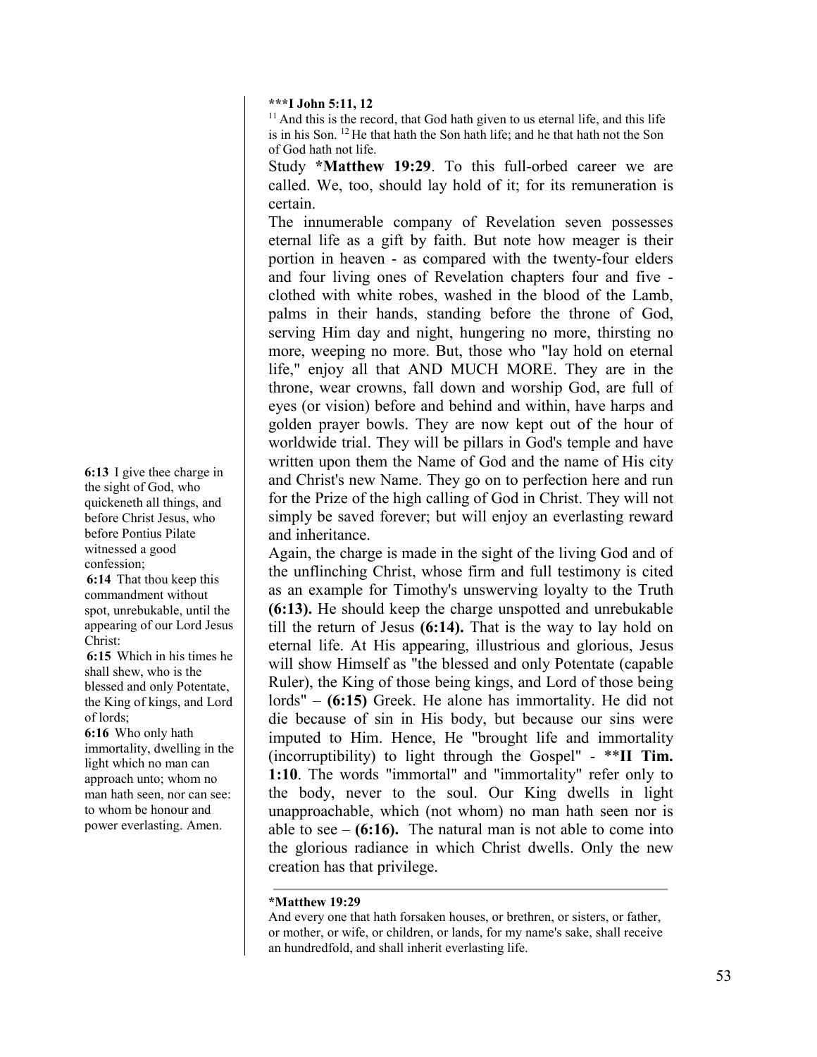**\*\*\*I John 5:11, 12**

[11] And this is the record, that God hath given to us eternal life, and this life is in his Son. [12] He that hath the Son hath life; and he that hath not the Son of God hath not life.

Study **\*Matthew 19:29**. To this full-orbed career we are called. We, too, should lay hold of it; for its remuneration is certain.

The innumerable company of Revelation seven possesses eternal life as a gift by faith. But note how meager is their portion in heaven - as compared with the twenty-four elders and four living ones of Revelation chapters four and five - clothed with white robes, washed in the blood of the Lamb, palms in their hands, standing before the throne of God, serving Him day and night, hungering no more, thirsting no more, weeping no more. But, those who "lay hold on eternal life," enjoy all that AND MUCH MORE. They are in the throne, wear crowns, fall down and worship God, are full of eyes (or vision) before and behind and within, have harps and golden prayer bowls. They are now kept out of the hour of worldwide trial. They will be pillars in God's temple and have written upon them the Name of God and the name of His city and Christ's new Name. They go on to perfection here and run for the Prize of the high calling of God in Christ. They will not simply be saved forever; but will enjoy an everlasting reward and inheritance.

**6:13** I give thee charge in the sight of God, who quickeneth all things, and before Christ Jesus, who before Pontius Pilate witnessed a good confession;
**6:14** That thou keep this commandment without spot, unrebukable, until the appearing of our Lord Jesus Christ:
**6:15** Which in his times he shall shew, who is the blessed and only Potentate, the King of kings, and Lord of lords;
**6:16** Who only hath immortality, dwelling in the light which no man can approach unto; whom no man hath seen, nor can see: to whom be honour and power everlasting. Amen.

Again, the charge is made in the sight of the living God and of the unflinching Christ, whose firm and full testimony is cited as an example for Timothy's unswerving loyalty to the Truth **(6:13).** He should keep the charge unspotted and unrebukable till the return of Jesus **(6:14).** That is the way to lay hold on eternal life. At His appearing, illustrious and glorious, Jesus will show Himself as "the blessed and only Potentate (capable Ruler), the King of those being kings, and Lord of those being lords" – **(6:15)** Greek. He alone has immortality. He did not die because of sin in His body, but because our sins were imputed to Him. Hence, He "brought life and immortality (incorruptibility) to light through the Gospel" - \*\***II Tim. 1:10**. The words "immortal" and "immortality" refer only to the body, never to the soul. Our King dwells in light unapproachable, which (not whom) no man hath seen nor is able to see – **(6:16).** The natural man is not able to come into the glorious radiance in which Christ dwells. Only the new creation has that privilege.

---

**\*Matthew 19:29**

And every one that hath forsaken houses, or brethren, or sisters, or father, or mother, or wife, or children, or lands, for my name's sake, shall receive an hundredfold, and shall inherit everlasting life.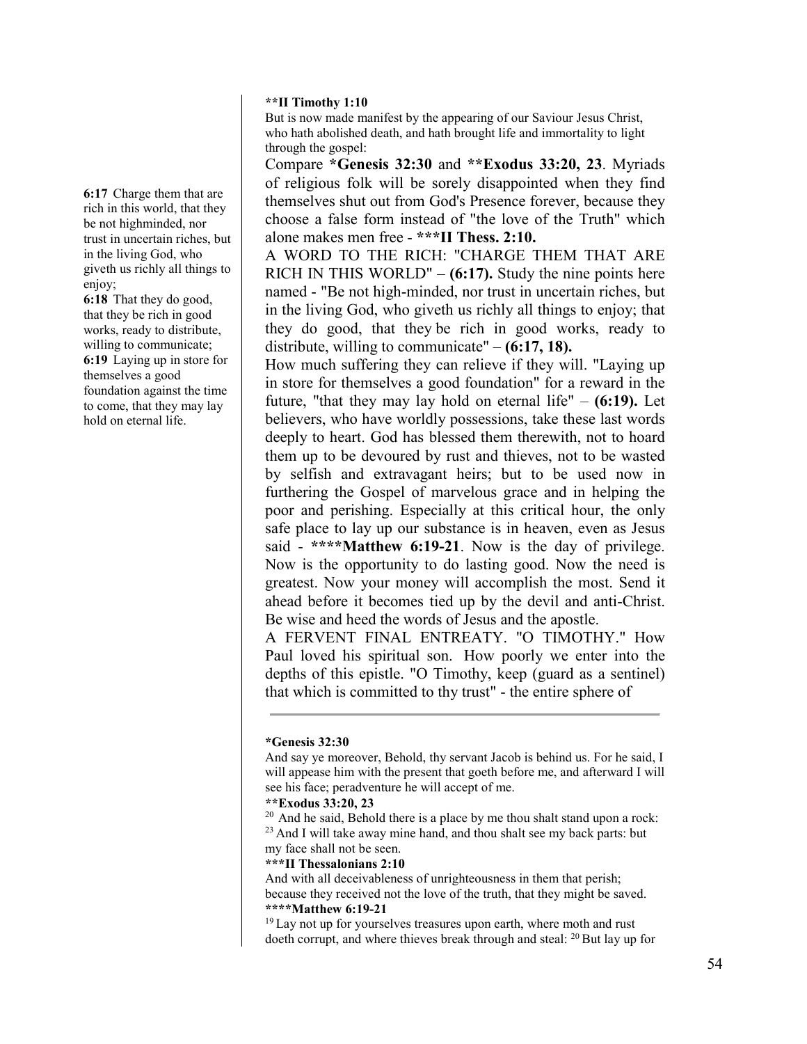**6:17** Charge them that are rich in this world, that they be not highminded, nor trust in uncertain riches, but in the living God, who giveth us richly all things to enjoy;
**6:18** That they do good, that they be rich in good works, ready to distribute, willing to communicate;
**6:19** Laying up in store for themselves a good foundation against the time to come, that they may lay hold on eternal life.

**\*\*II Timothy 1:10**
But is now made manifest by the appearing of our Saviour Jesus Christ, who hath abolished death, and hath brought life and immortality to light through the gospel:

Compare **\*Genesis 32:30** and **\*\*Exodus 33:20, 23**. Myriads of religious folk will be sorely disappointed when they find themselves shut out from God's Presence forever, because they choose a false form instead of "the love of the Truth" which alone makes men free - **\*\*\*II Thess. 2:10.**

A WORD TO THE RICH: "CHARGE THEM THAT ARE RICH IN THIS WORLD" – **(6:17).** Study the nine points here named - "Be not high-minded, nor trust in uncertain riches, but in the living God, who giveth us richly all things to enjoy; that they do good, that they be rich in good works, ready to distribute, willing to communicate" – **(6:17, 18).**

How much suffering they can relieve if they will. "Laying up in store for themselves a good foundation" for a reward in the future, "that they may lay hold on eternal life" – **(6:19).** Let believers, who have worldly possessions, take these last words deeply to heart. God has blessed them therewith, not to hoard them up to be devoured by rust and thieves, not to be wasted by selfish and extravagant heirs; but to be used now in furthering the Gospel of marvelous grace and in helping the poor and perishing. Especially at this critical hour, the only safe place to lay up our substance is in heaven, even as Jesus said - **\*\*\*\*Matthew 6:19-21**. Now is the day of privilege. Now is the opportunity to do lasting good. Now the need is greatest. Now your money will accomplish the most. Send it ahead before it becomes tied up by the devil and anti-Christ. Be wise and heed the words of Jesus and the apostle.

A FERVENT FINAL ENTREATY. "O TIMOTHY." How Paul loved his spiritual son. How poorly we enter into the depths of this epistle. "O Timothy, keep (guard as a sentinel) that which is committed to thy trust" - the entire sphere of

---

**\*Genesis 32:30**
And say ye moreover, Behold, thy servant Jacob is behind us. For he said, I will appease him with the present that goeth before me, and afterward I will see his face; peradventure he will accept of me.

**\*\*Exodus 33:20, 23**
[20] And he said, Behold there is a place by me thou shalt stand upon a rock: [23] And I will take away mine hand, and thou shalt see my back parts: but my face shall not be seen.

**\*\*\*II Thessalonians 2:10**
And with all deceivableness of unrighteousness in them that perish; because they received not the love of the truth, that they might be saved.

**\*\*\*\*Matthew 6:19-21**
[19] Lay not up for yourselves treasures upon earth, where moth and rust doeth corrupt, and where thieves break through and steal: [20] But lay up for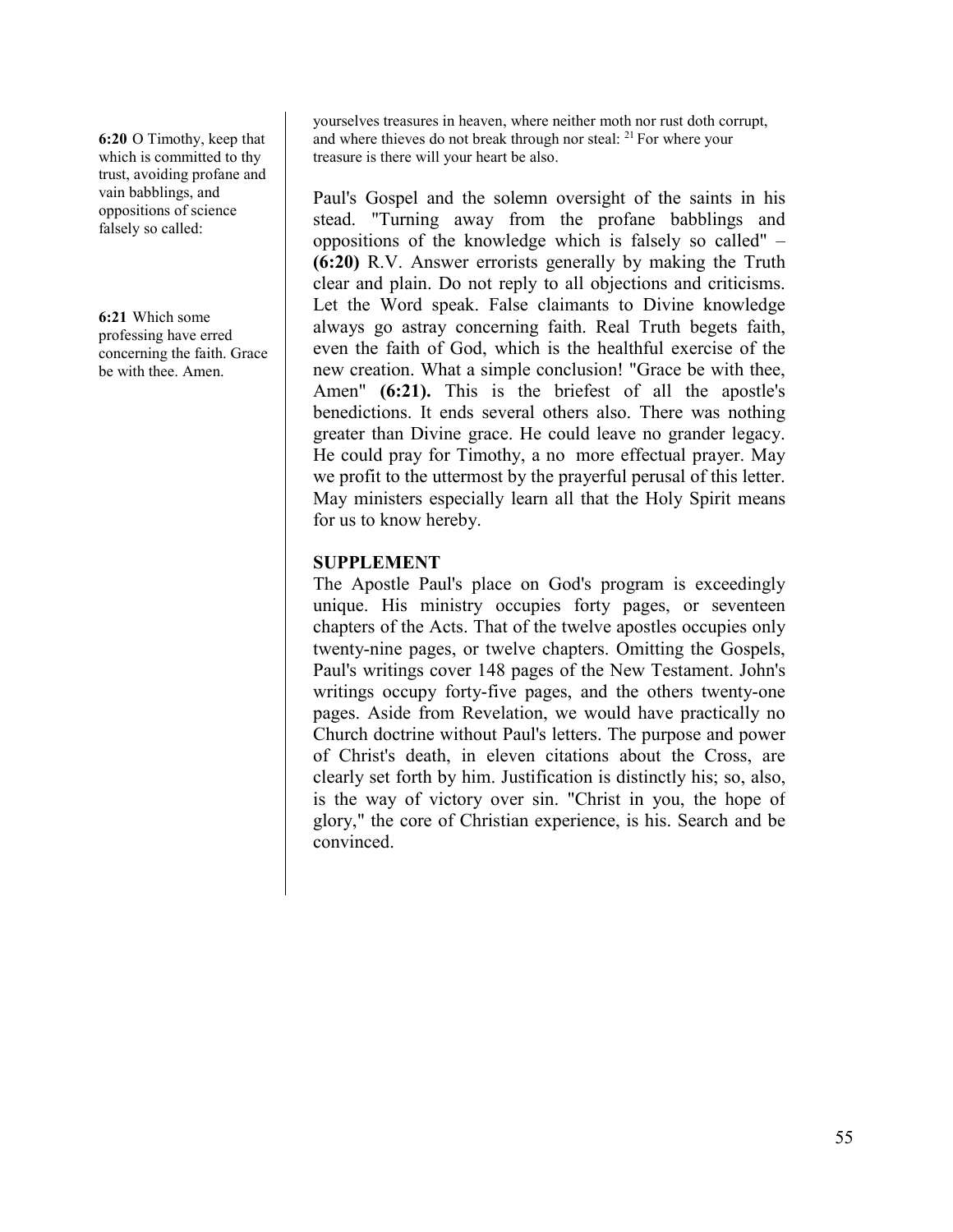**6:20** O Timothy, keep that which is committed to thy trust, avoiding profane and vain babblings, and oppositions of science falsely so called:

**6:21** Which some professing have erred concerning the faith. Grace be with thee. Amen.

yourselves treasures in heaven, where neither moth nor rust doth corrupt, and where thieves do not break through nor steal: [21] For where your treasure is there will your heart be also.

Paul's Gospel and the solemn oversight of the saints in his stead. "Turning away from the profane babblings and oppositions of the knowledge which is falsely so called" – **(6:20)** R.V. Answer errorists generally by making the Truth clear and plain. Do not reply to all objections and criticisms. Let the Word speak. False claimants to Divine knowledge always go astray concerning faith. Real Truth begets faith, even the faith of God, which is the healthful exercise of the new creation. What a simple conclusion! "Grace be with thee, Amen" **(6:21).** This is the briefest of all the apostle's benedictions. It ends several others also. There was nothing greater than Divine grace. He could leave no grander legacy. He could pray for Timothy, a no more effectual prayer. May we profit to the uttermost by the prayerful perusal of this letter. May ministers especially learn all that the Holy Spirit means for us to know hereby.

**SUPPLEMENT**

The Apostle Paul's place on God's program is exceedingly unique. His ministry occupies forty pages, or seventeen chapters of the Acts. That of the twelve apostles occupies only twenty-nine pages, or twelve chapters. Omitting the Gospels, Paul's writings cover 148 pages of the New Testament. John's writings occupy forty-five pages, and the others twenty-one pages. Aside from Revelation, we would have practically no Church doctrine without Paul's letters. The purpose and power of Christ's death, in eleven citations about the Cross, are clearly set forth by him. Justification is distinctly his; so, also, is the way of victory over sin. "Christ in you, the hope of glory," the core of Christian experience, is his. Search and be convinced.